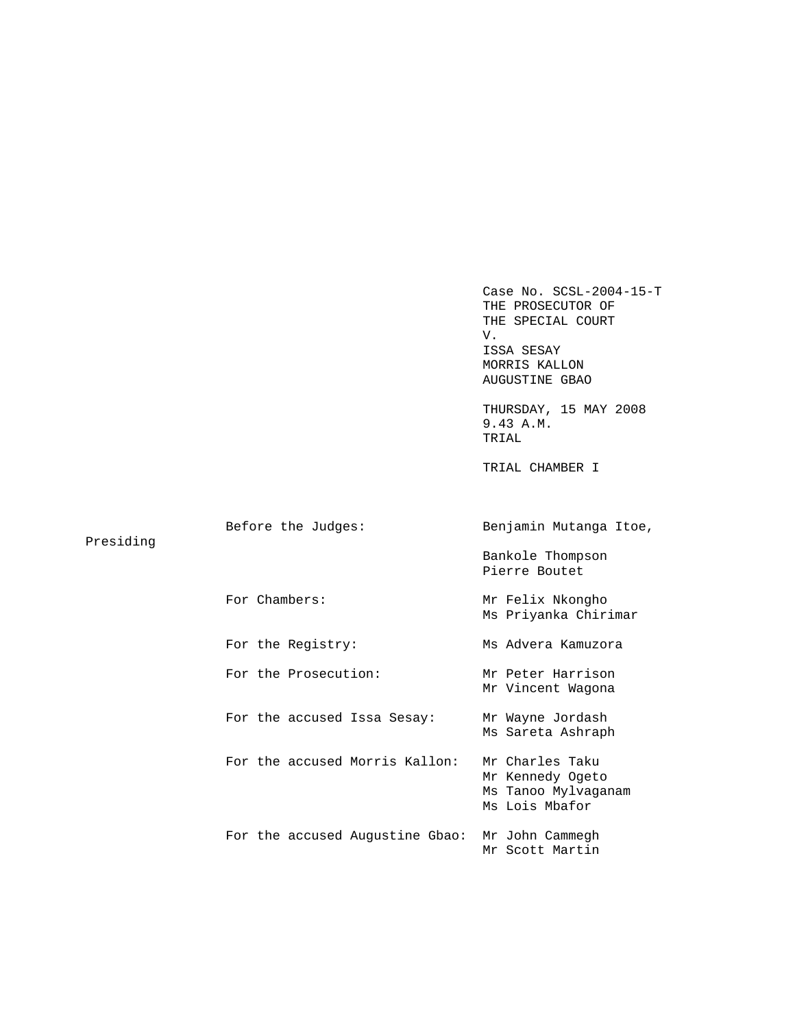Case No. SCSL-2004-15-T
THE PROSECUTOR OF
THE SPECIAL COURT
V.
ISSA SESAY
MORRIS KALLON
AUGUSTINE GBAO

THURSDAY, 15 MAY 2008
9.43 A.M.
TRIAL

TRIAL CHAMBER I

| | |
|---|---|
| Before the Judges: | Benjamin Mutanga Itoe, Presiding<br>Bankole Thompson<br>Pierre Boutet |
| For Chambers: | Mr Felix Nkongho<br>Ms Priyanka Chirimar |
| For the Registry: | Ms Advera Kamuzora |
| For the Prosecution: | Mr Peter Harrison<br>Mr Vincent Wagona |
| For the accused Issa Sesay: | Mr Wayne Jordash<br>Ms Sareta Ashraph |
| For the accused Morris Kallon: | Mr Charles Taku<br>Mr Kennedy Ogeto<br>Ms Tanoo Mylvaganam<br>Ms Lois Mbafor |
| For the accused Augustine Gbao: | Mr John Cammegh<br>Mr Scott Martin |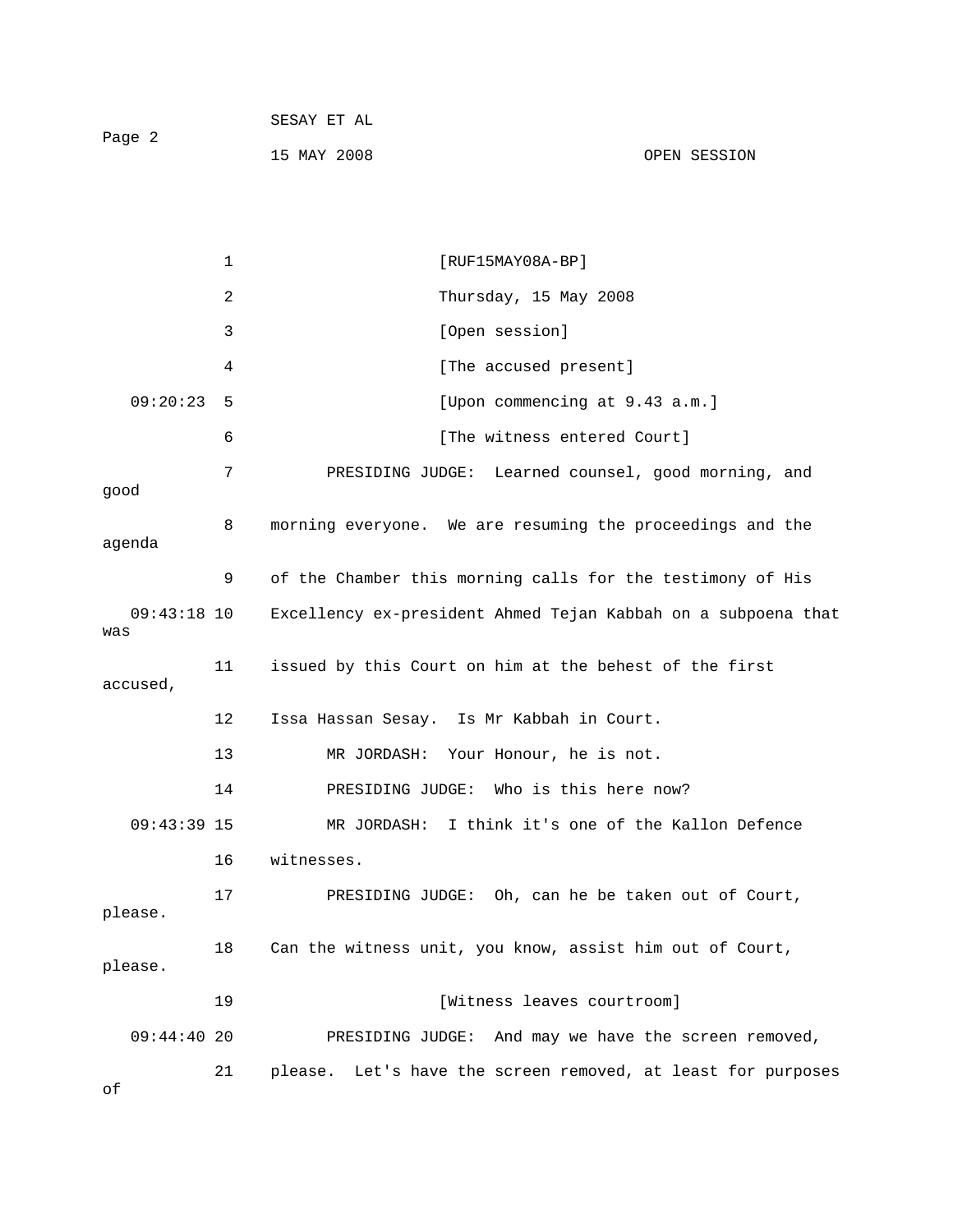[RUF15MAY08A-BP]

Thursday, 15 May 2008

[Open session]

[The accused present]

[Upon commencing at 9.43 a.m.]

[The witness entered Court]

PRESIDING JUDGE: Learned counsel, good morning, and good morning everyone. We are resuming the proceedings and the agenda of the Chamber this morning calls for the testimony of His Excellency ex-president Ahmed Tejan Kabbah on a subpoena that was issued by this Court on him at the behest of the first accused, Issa Hassan Sesay. Is Mr Kabbah in Court.

MR JORDASH: Your Honour, he is not.

PRESIDING JUDGE: Who is this here now?

MR JORDASH: I think it's one of the Kallon Defence witnesses.

PRESIDING JUDGE: Oh, can he be taken out of Court, please. Can the witness unit, you know, assist him out of Court, please.

[Witness leaves courtroom]

PRESIDING JUDGE: And may we have the screen removed, please. Let's have the screen removed, at least for purposes of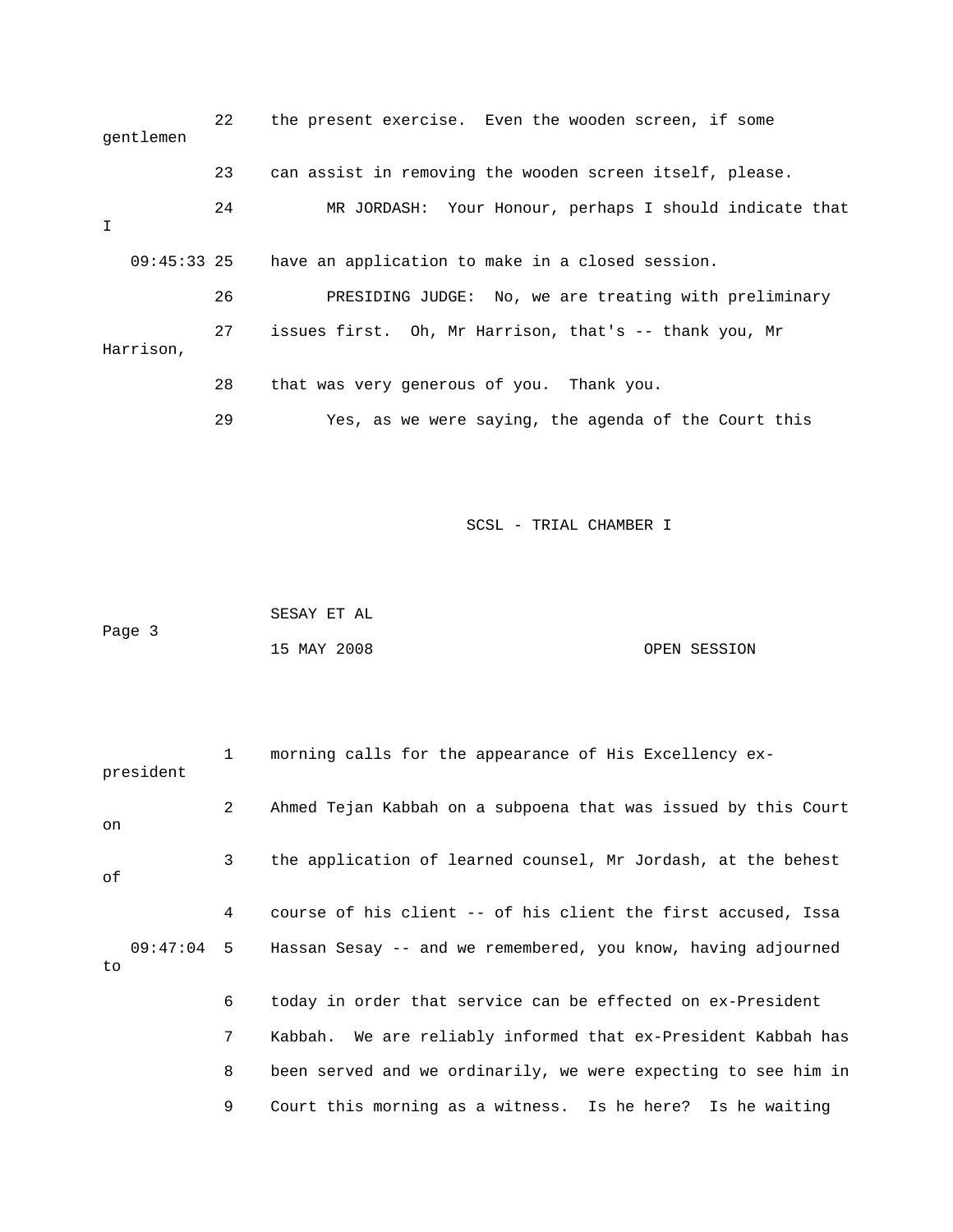22 the present exercise. Even the wooden screen, if some gentlemen

23 can assist in removing the wooden screen itself, please.

24 MR JORDASH: Your Honour, perhaps I should indicate that I

09:45:33 25 have an application to make in a closed session.

26 PRESIDING JUDGE: No, we are treating with preliminary

27 issues first. Oh, Mr Harrison, that's -- thank you, Mr Harrison,

28 that was very generous of you. Thank you.

29 Yes, as we were saying, the agenda of the Court this

SCSL - TRIAL CHAMBER I

SESAY ET AL

Page 3

15 MAY 2008 OPEN SESSION

1 morning calls for the appearance of His Excellency ex-president

2 Ahmed Tejan Kabbah on a subpoena that was issued by this Court on

3 the application of learned counsel, Mr Jordash, at the behest of

4 course of his client -- of his client the first accused, Issa

09:47:04 5 Hassan Sesay -- and we remembered, you know, having adjourned to

6 today in order that service can be effected on ex-President

7 Kabbah. We are reliably informed that ex-President Kabbah has

8 been served and we ordinarily, we were expecting to see him in

9 Court this morning as a witness. Is he here? Is he waiting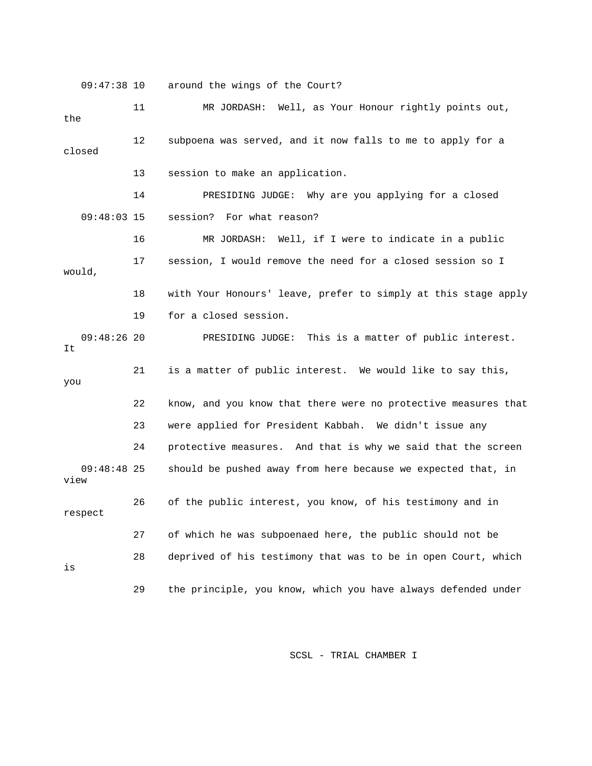around the wings of the Court?

MR JORDASH: Well, as Your Honour rightly points out, the subpoena was served, and it now falls to me to apply for a closed session to make an application.

PRESIDING JUDGE: Why are you applying for a closed session? For what reason?

MR JORDASH: Well, if I were to indicate in a public session, I would remove the need for a closed session so I would, with Your Honours' leave, prefer to simply at this stage apply for a closed session.

PRESIDING JUDGE: This is a matter of public interest. It is a matter of public interest. We would like to say this, you know, and you know that there were no protective measures that were applied for President Kabbah. We didn't issue any protective measures. And that is why we said that the screen should be pushed away from here because we expected that, in view of the public interest, you know, of his testimony and in respect of which he was subpoenaed here, the public should not be deprived of his testimony that was to be in open Court, which is the principle, you know, which you have always defended under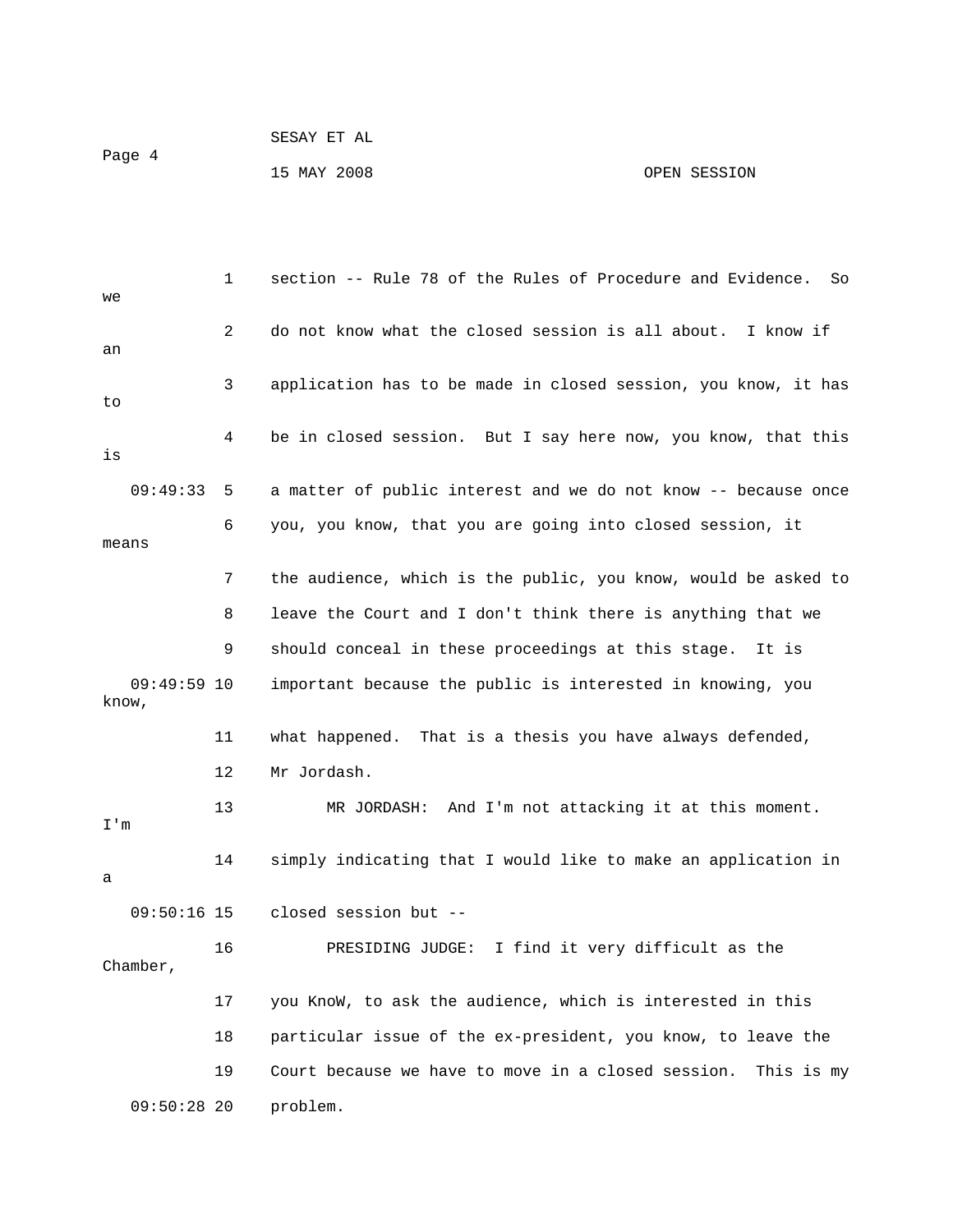section -- Rule 78 of the Rules of Procedure and Evidence. So we do not know what the closed session is all about. I know if an application has to be made in closed session, you know, it has to be in closed session. But I say here now, you know, that this is a matter of public interest and we do not know -- because once you, you know, that you are going into closed session, it means the audience, which is the public, you know, would be asked to leave the Court and I don't think there is anything that we should conceal in these proceedings at this stage. It is important because the public is interested in knowing, you know, what happened. That is a thesis you have always defended, Mr Jordash.

MR JORDASH: And I'm not attacking it at this moment. I'm simply indicating that I would like to make an application in a closed session but --

PRESIDING JUDGE: I find it very difficult as the Chamber, you KnoW, to ask the audience, which is interested in this particular issue of the ex-president, you know, to leave the Court because we have to move in a closed session. This is my problem.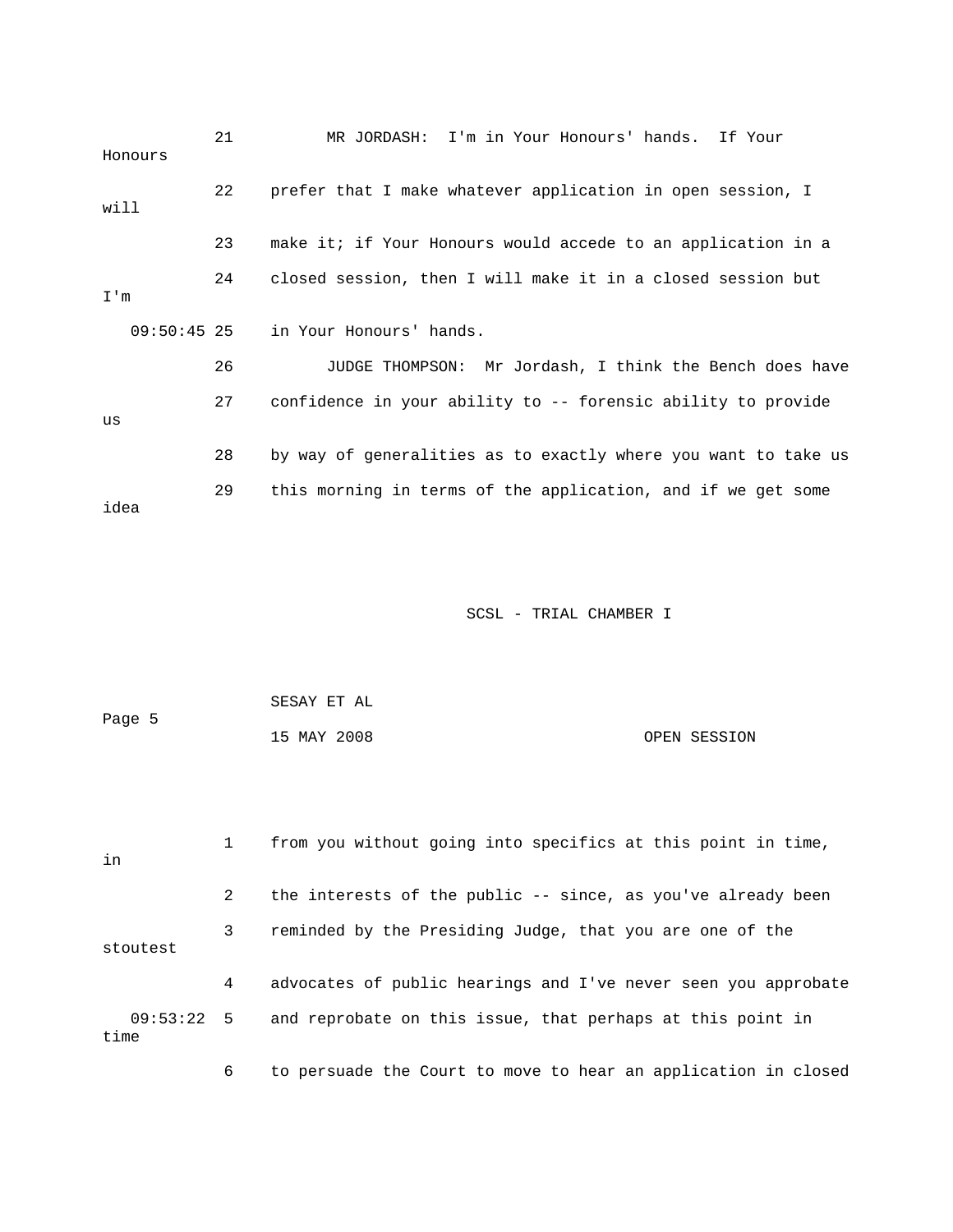21 MR JORDASH: I'm in Your Honours' hands. If Your Honours

22 prefer that I make whatever application in open session, I will

23 make it; if Your Honours would accede to an application in a

24 closed session, then I will make it in a closed session but I'm

09:50:45 25 in Your Honours' hands.

26 JUDGE THOMPSON: Mr Jordash, I think the Bench does have

27 confidence in your ability to -- forensic ability to provide us

28 by way of generalities as to exactly where you want to take us

29 this morning in terms of the application, and if we get some idea

1 from you without going into specifics at this point in time, in

2 the interests of the public -- since, as you've already been

3 reminded by the Presiding Judge, that you are one of the stoutest

4 advocates of public hearings and I've never seen you approbate

09:53:22 5 and reprobate on this issue, that perhaps at this point in time

6 to persuade the Court to move to hear an application in closed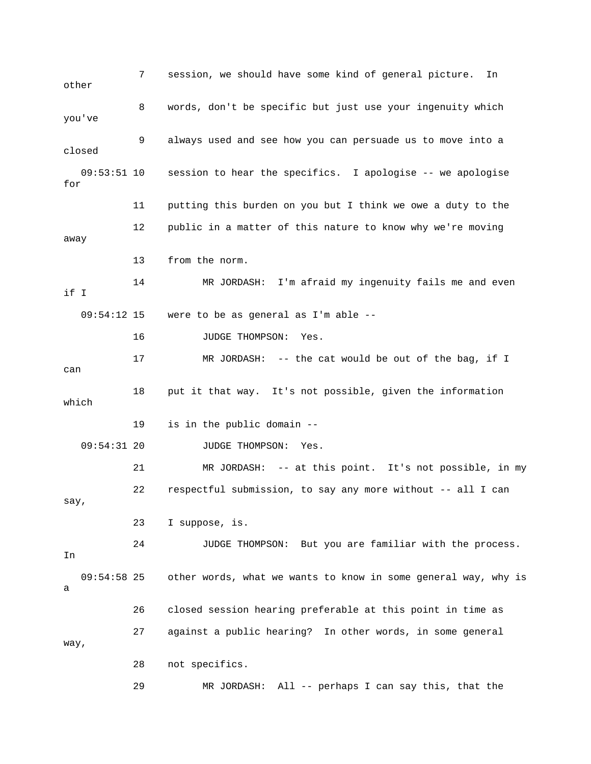7 session, we should have some kind of general picture. In other

8 words, don't be specific but just use your ingenuity which you've

9 always used and see how you can persuade us to move into a closed

09:53:51 10 session to hear the specifics. I apologise -- we apologise for

11 putting this burden on you but I think we owe a duty to the

12 public in a matter of this nature to know why we're moving away

13 from the norm.

14 MR JORDASH: I'm afraid my ingenuity fails me and even if I

09:54:12 15 were to be as general as I'm able --

16 JUDGE THOMPSON: Yes.

17 MR JORDASH: -- the cat would be out of the bag, if I can

18 put it that way. It's not possible, given the information which

19 is in the public domain --

09:54:31 20 JUDGE THOMPSON: Yes.

21 MR JORDASH: -- at this point. It's not possible, in my

22 respectful submission, to say any more without -- all I can say,

23 I suppose, is.

24 JUDGE THOMPSON: But you are familiar with the process. In

09:54:58 25 other words, what we wants to know in some general way, why is a

26 closed session hearing preferable at this point in time as

27 against a public hearing? In other words, in some general way,

28 not specifics.

29 MR JORDASH: All -- perhaps I can say this, that the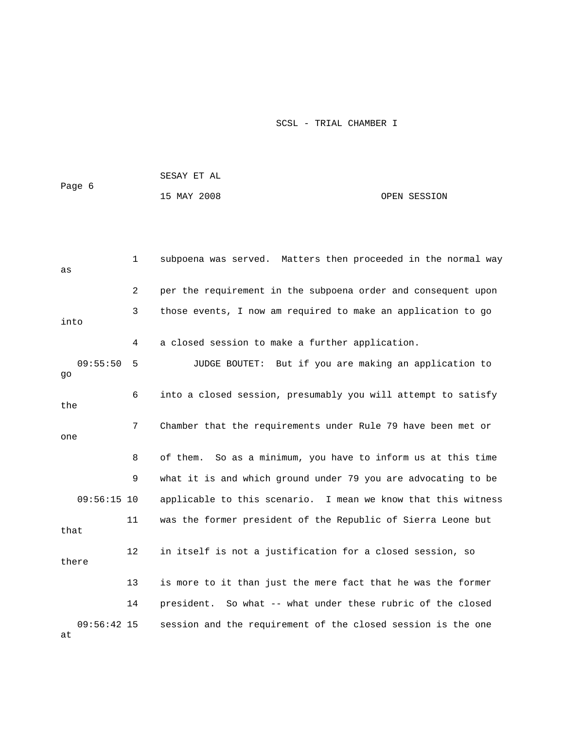1 subpoena was served. Matters then proceeded in the normal way as

2 per the requirement in the subpoena order and consequent upon

3 those events, I now am required to make an application to go into

4 a closed session to make a further application.

09:55:50 5 JUDGE BOUTET: But if you are making an application to go

6 into a closed session, presumably you will attempt to satisfy the

7 Chamber that the requirements under Rule 79 have been met or one

8 of them. So as a minimum, you have to inform us at this time

9 what it is and which ground under 79 you are advocating to be

09:56:15 10 applicable to this scenario. I mean we know that this witness

11 was the former president of the Republic of Sierra Leone but that

12 in itself is not a justification for a closed session, so there

13 is more to it than just the mere fact that he was the former

14 president. So what -- what under these rubric of the closed

09:56:42 15 session and the requirement of the closed session is the one at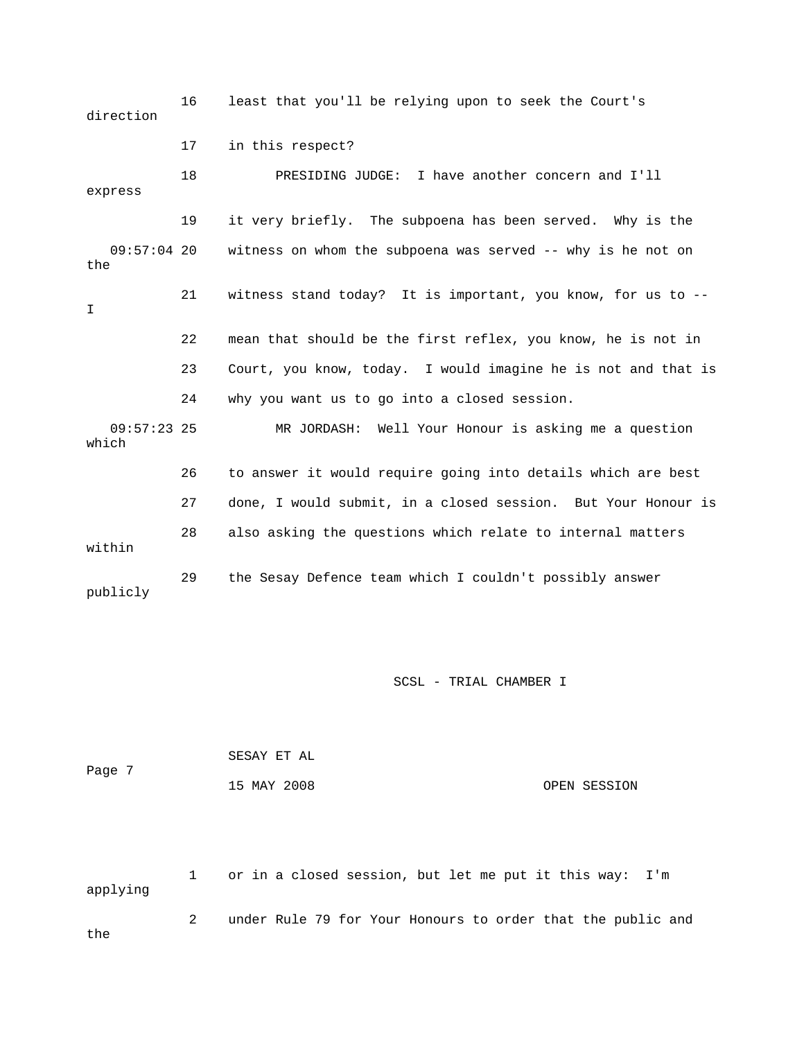16 least that you'll be relying upon to seek the Court's direction

17 in this respect?

18 PRESIDING JUDGE: I have another concern and I'll express

19 it very briefly. The subpoena has been served. Why is the

09:57:04 20 witness on whom the subpoena was served -- why is he not on the

21 witness stand today? It is important, you know, for us to -- I

22 mean that should be the first reflex, you know, he is not in

23 Court, you know, today. I would imagine he is not and that is

24 why you want us to go into a closed session.

09:57:23 25 MR JORDASH: Well Your Honour is asking me a question which

26 to answer it would require going into details which are best

27 done, I would submit, in a closed session. But Your Honour is

28 also asking the questions which relate to internal matters within

29 the Sesay Defence team which I couldn't possibly answer publicly

SCSL - TRIAL CHAMBER I

SESAY ET AL

Page 7

15 MAY 2008 OPEN SESSION

1 or in a closed session, but let me put it this way: I'm applying

2 under Rule 79 for Your Honours to order that the public and the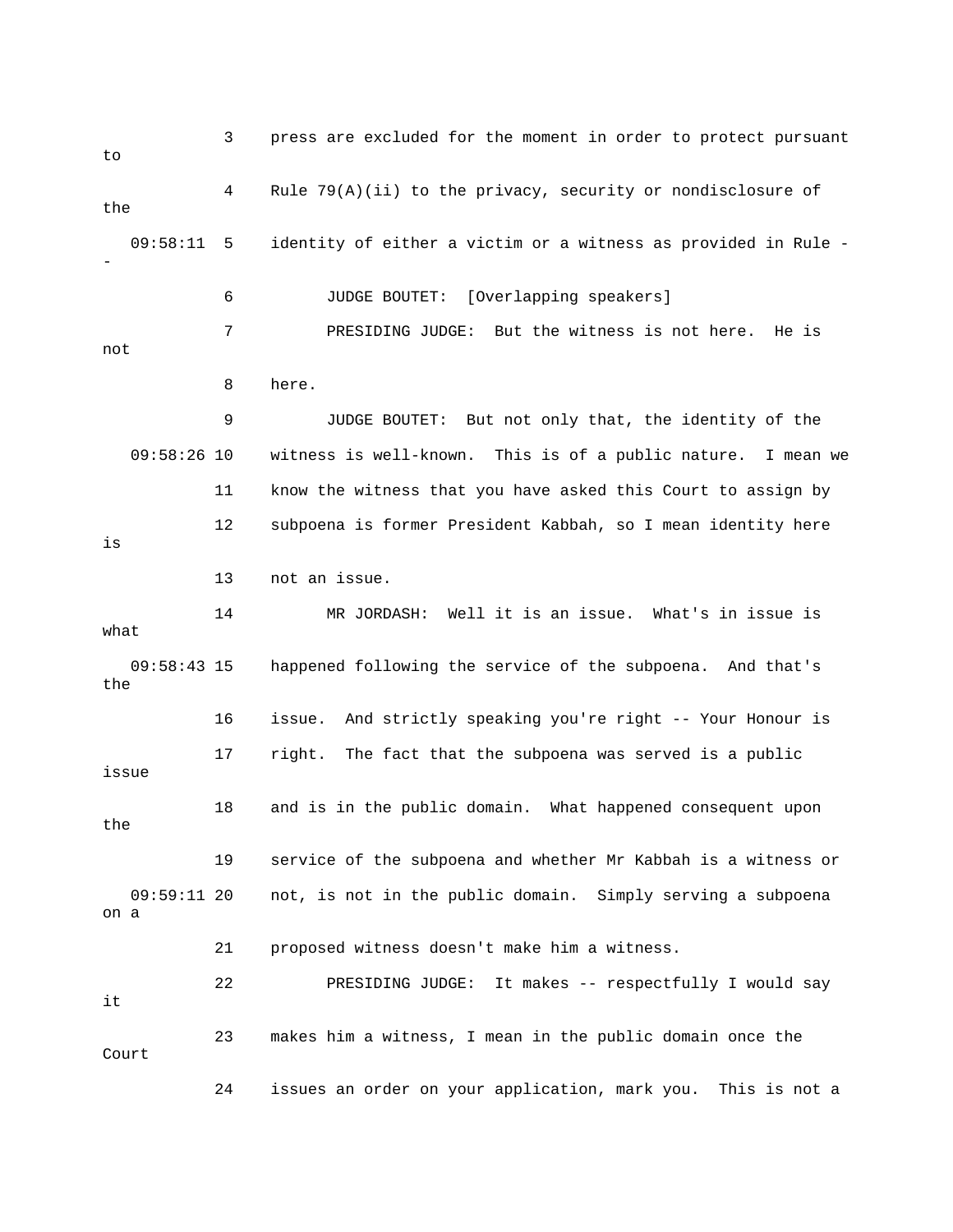3 press are excluded for the moment in order to protect pursuant to

4 Rule 79(A)(ii) to the privacy, security or nondisclosure of the

09:58:11 5 identity of either a victim or a witness as provided in Rule --

6 JUDGE BOUTET: [Overlapping speakers]

7 PRESIDING JUDGE: But the witness is not here. He is not

8 here.

9 JUDGE BOUTET: But not only that, the identity of the

09:58:26 10 witness is well-known. This is of a public nature. I mean we

11 know the witness that you have asked this Court to assign by

12 subpoena is former President Kabbah, so I mean identity here is

13 not an issue.

14 MR JORDASH: Well it is an issue. What's in issue is what

09:58:43 15 happened following the service of the subpoena. And that's the

16 issue. And strictly speaking you're right -- Your Honour is

17 right. The fact that the subpoena was served is a public issue

18 and is in the public domain. What happened consequent upon the

19 service of the subpoena and whether Mr Kabbah is a witness or

09:59:11 20 not, is not in the public domain. Simply serving a subpoena on a

21 proposed witness doesn't make him a witness.

22 PRESIDING JUDGE: It makes -- respectfully I would say it

23 makes him a witness, I mean in the public domain once the Court

24 issues an order on your application, mark you. This is not a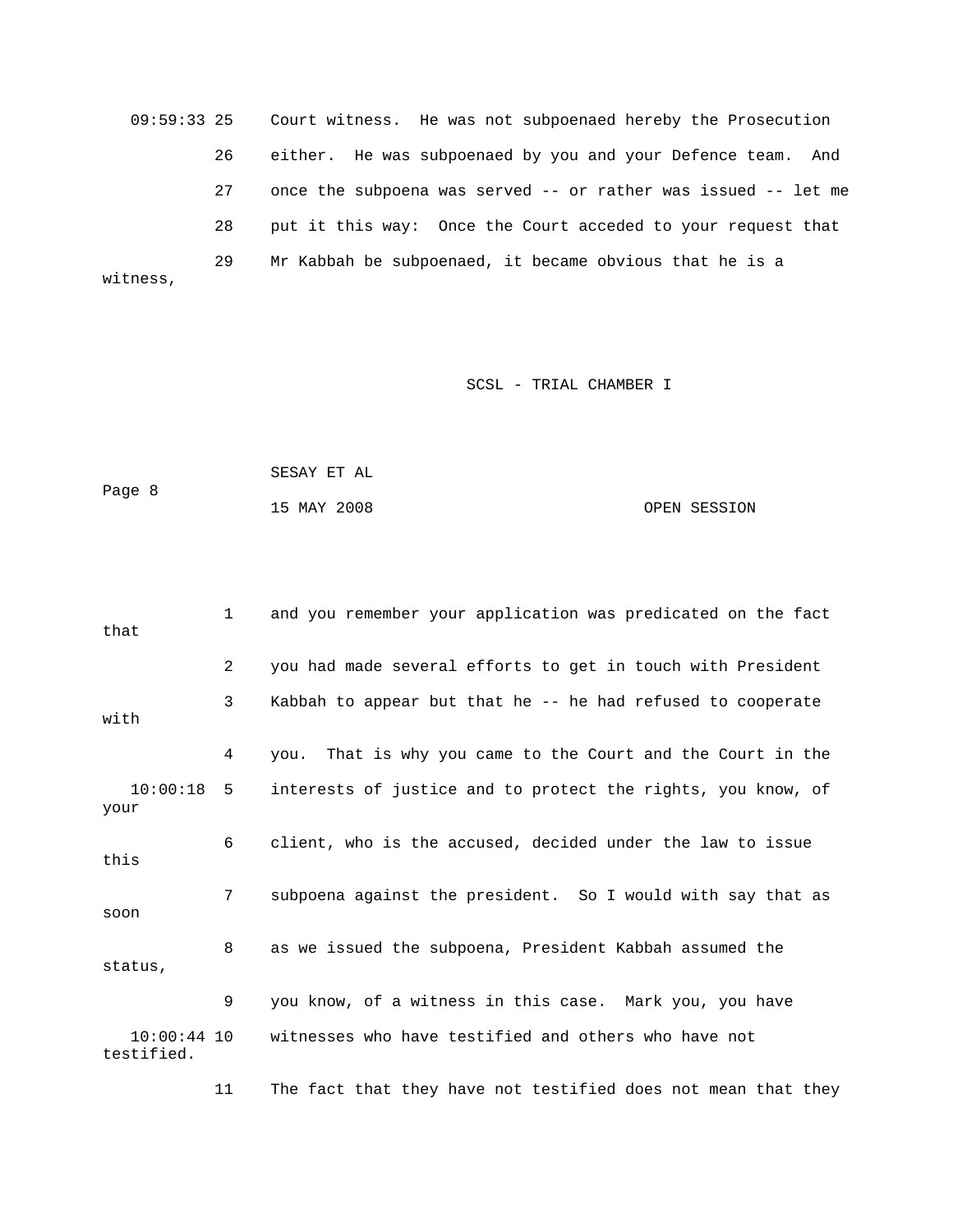Court witness. He was not subpoenaed hereby the Prosecution either. He was subpoenaed by you and your Defence team. And once the subpoena was served -- or rather was issued -- let me put it this way: Once the Court acceded to your request that Mr Kabbah be subpoenaed, it became obvious that he is a witness,

and you remember your application was predicated on the fact that you had made several efforts to get in touch with President Kabbah to appear but that he -- he had refused to cooperate with you. That is why you came to the Court and the Court in the interests of justice and to protect the rights, you know, of your client, who is the accused, decided under the law to issue this subpoena against the president. So I would with say that as soon as we issued the subpoena, President Kabbah assumed the status, you know, of a witness in this case. Mark you, you have witnesses who have testified and others who have not testified. The fact that they have not testified does not mean that they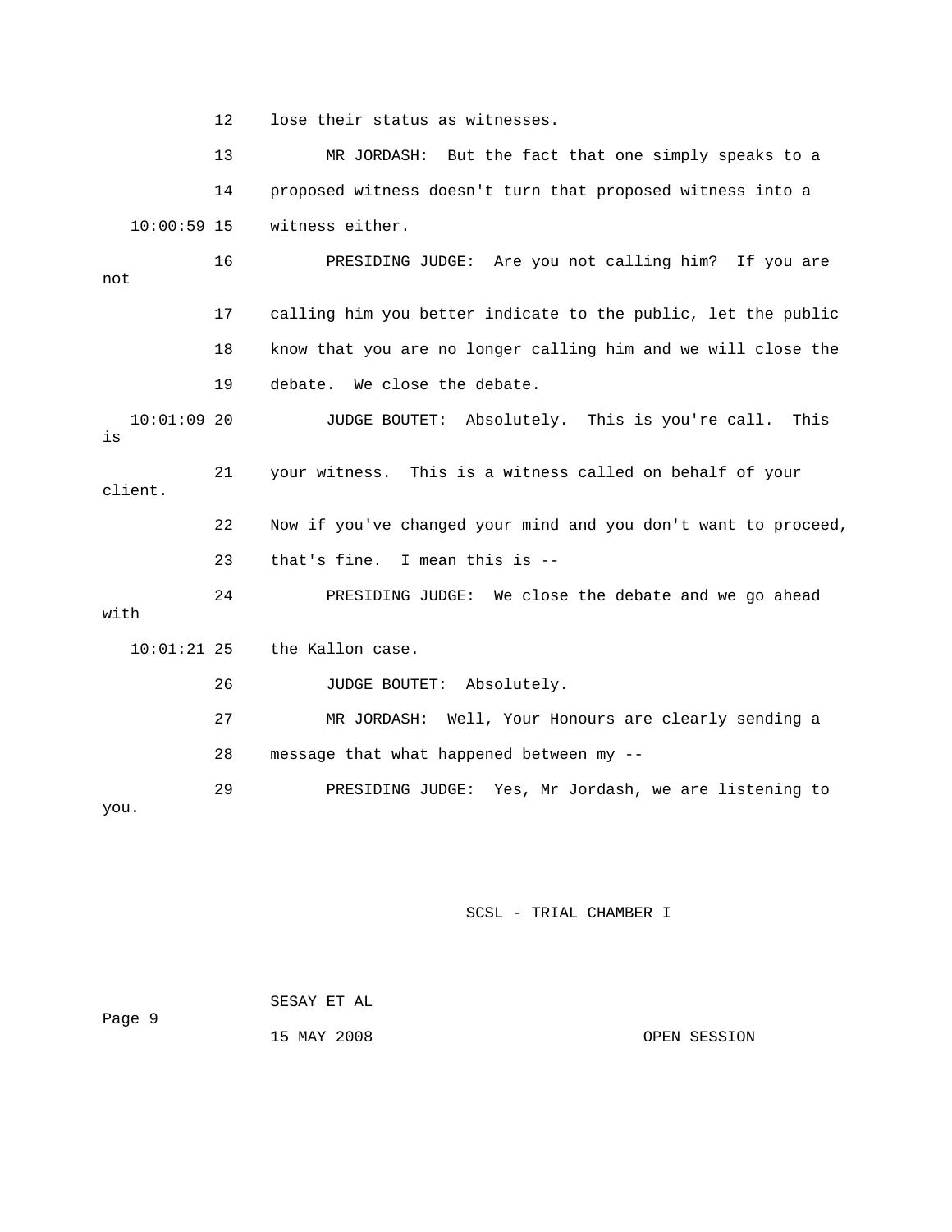12 lose their status as witnesses.

13 MR JORDASH: But the fact that one simply speaks to a

14 proposed witness doesn't turn that proposed witness into a

10:00:59 15 witness either.

16 PRESIDING JUDGE: Are you not calling him? If you are not

17 calling him you better indicate to the public, let the public

18 know that you are no longer calling him and we will close the

19 debate. We close the debate.

10:01:09 20 JUDGE BOUTET: Absolutely. This is you're call. This is

21 your witness. This is a witness called on behalf of your client.

22 Now if you've changed your mind and you don't want to proceed,

23 that's fine. I mean this is --

24 PRESIDING JUDGE: We close the debate and we go ahead with

10:01:21 25 the Kallon case.

26 JUDGE BOUTET: Absolutely.

27 MR JORDASH: Well, Your Honours are clearly sending a

28 message that what happened between my --

29 PRESIDING JUDGE: Yes, Mr Jordash, we are listening to you.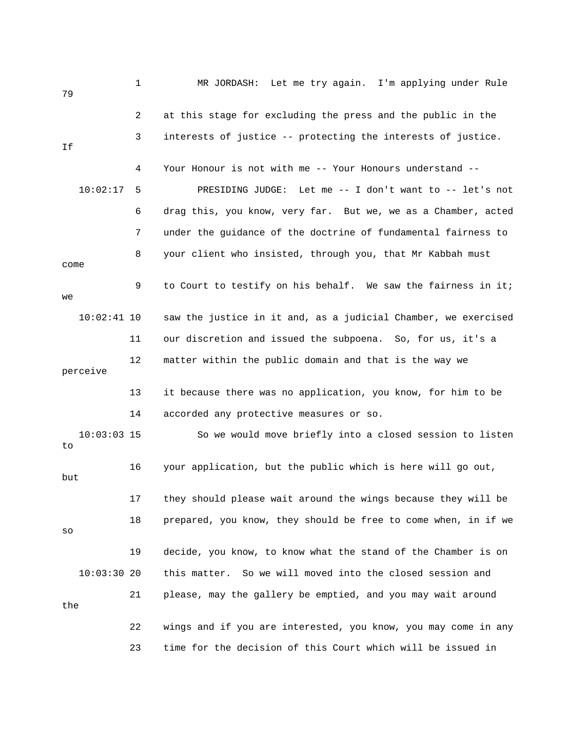1 MR JORDASH: Let me try again. I'm applying under Rule 79

2 at this stage for excluding the press and the public in the

3 interests of justice -- protecting the interests of justice. If

4 Your Honour is not with me -- Your Honours understand --

10:02:17 5 PRESIDING JUDGE: Let me -- I don't want to -- let's not

6 drag this, you know, very far. But we, we as a Chamber, acted

7 under the guidance of the doctrine of fundamental fairness to

8 your client who insisted, through you, that Mr Kabbah must come

9 to Court to testify on his behalf. We saw the fairness in it; we

10:02:41 10 saw the justice in it and, as a judicial Chamber, we exercised

11 our discretion and issued the subpoena. So, for us, it's a

12 matter within the public domain and that is the way we perceive

13 it because there was no application, you know, for him to be

14 accorded any protective measures or so.

10:03:03 15 So we would move briefly into a closed session to listen to

16 your application, but the public which is here will go out, but

17 they should please wait around the wings because they will be

18 prepared, you know, they should be free to come when, in if we so

19 decide, you know, to know what the stand of the Chamber is on

10:03:30 20 this matter. So we will moved into the closed session and

21 please, may the gallery be emptied, and you may wait around the

22 wings and if you are interested, you know, you may come in any

23 time for the decision of this Court which will be issued in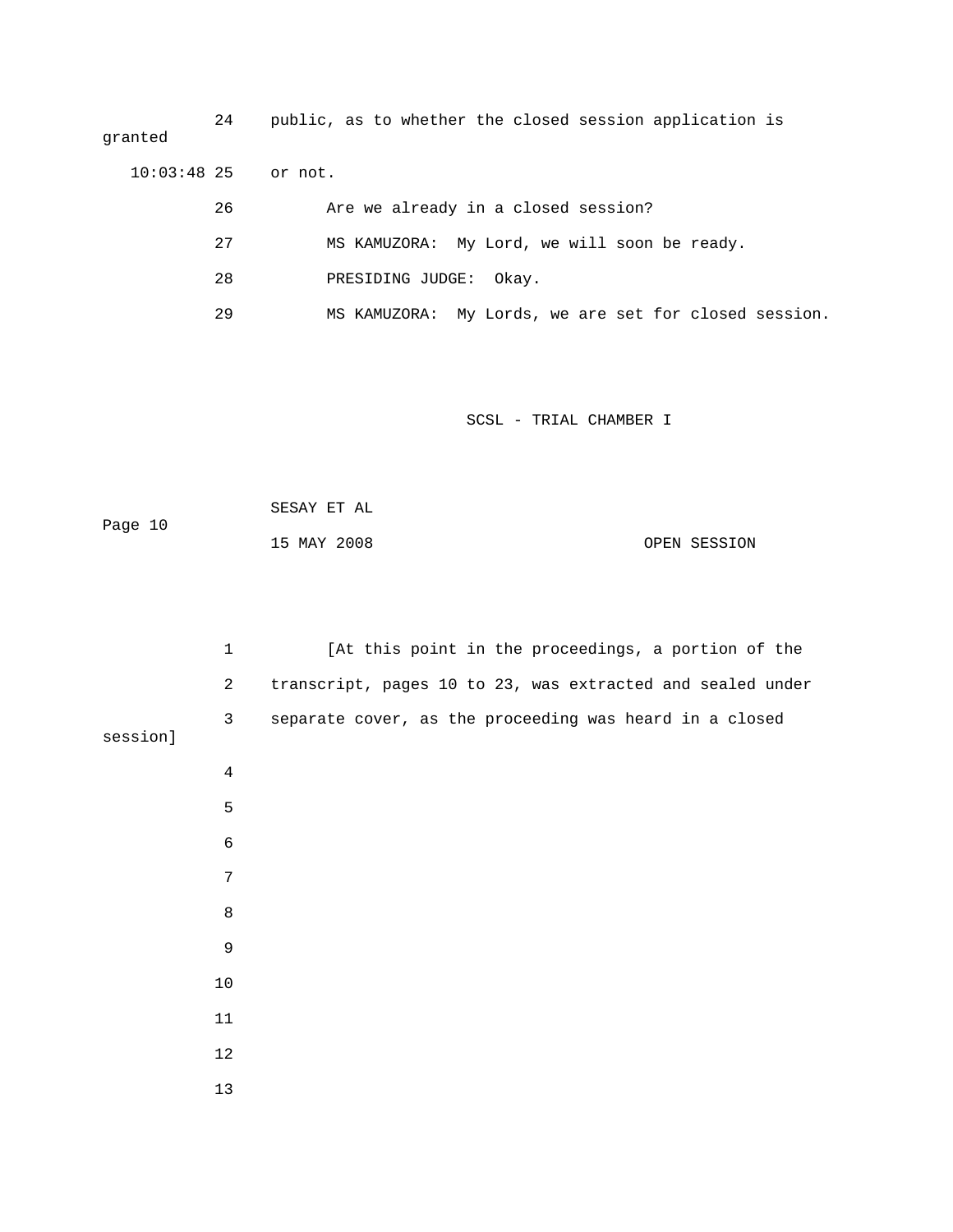24 public, as to whether the closed session application is granted

10:03:48 25 or not.

26 Are we already in a closed session?

27 MS KAMUZORA: My Lord, we will soon be ready.

28 PRESIDING JUDGE: Okay.

29 MS KAMUZORA: My Lords, we are set for closed session.

SCSL - TRIAL CHAMBER I

SESAY ET AL

Page 10

15 MAY 2008 OPEN SESSION

1 [At this point in the proceedings, a portion of the

2 transcript, pages 10 to 23, was extracted and sealed under

3 separate cover, as the proceeding was heard in a closed session]

4

5

6

7

8

9

10

11

12

13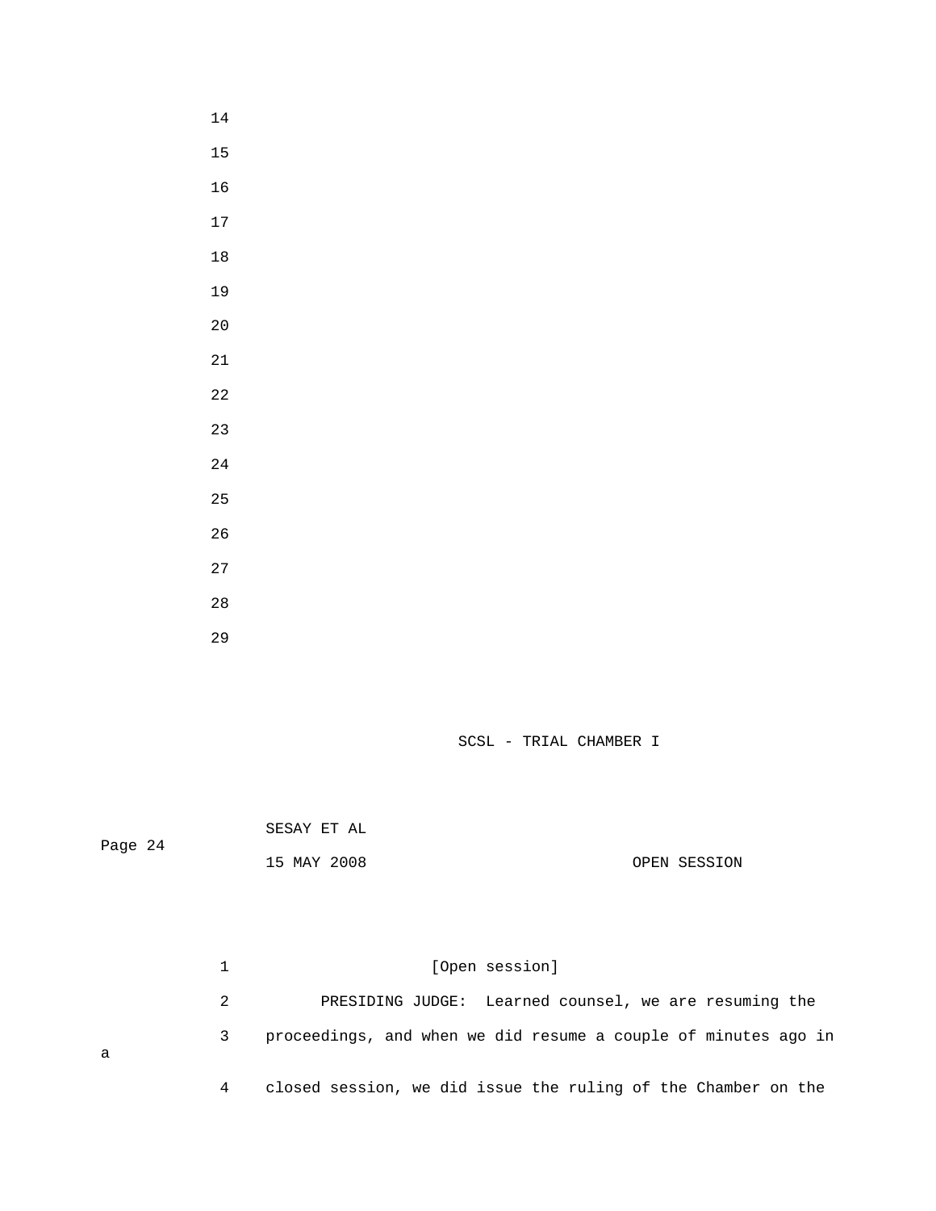[Open session]

PRESIDING JUDGE: Learned counsel, we are resuming the proceedings, and when we did resume a couple of minutes ago in a closed session, we did issue the ruling of the Chamber on the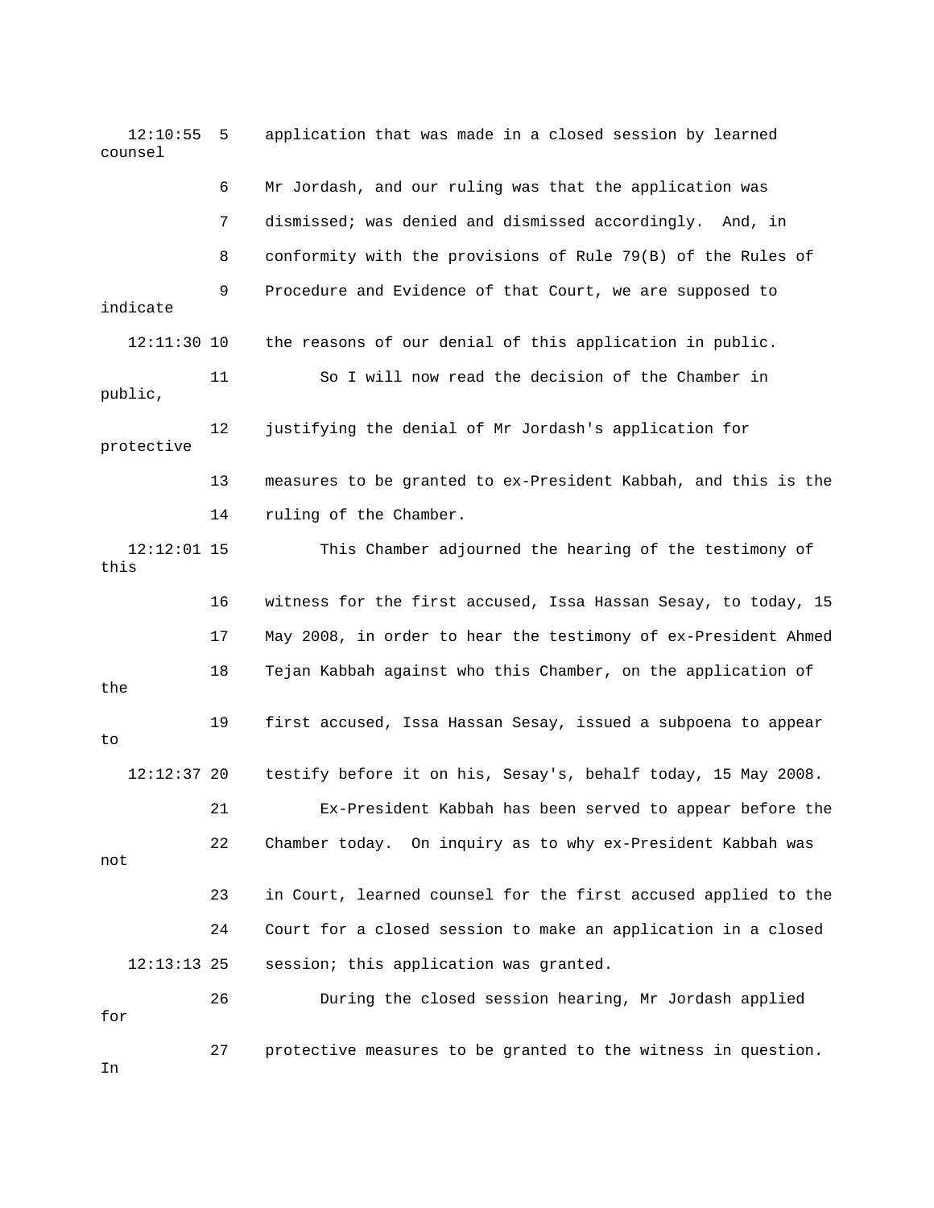12:10:55 5 application that was made in a closed session by learned counsel

6 Mr Jordash, and our ruling was that the application was

7 dismissed; was denied and dismissed accordingly. And, in

8 conformity with the provisions of Rule 79(B) of the Rules of

9 Procedure and Evidence of that Court, we are supposed to indicate

12:11:30 10 the reasons of our denial of this application in public.

11 So I will now read the decision of the Chamber in public,

12 justifying the denial of Mr Jordash's application for protective

13 measures to be granted to ex-President Kabbah, and this is the

14 ruling of the Chamber.

12:12:01 15 This Chamber adjourned the hearing of the testimony of this

16 witness for the first accused, Issa Hassan Sesay, to today, 15

17 May 2008, in order to hear the testimony of ex-President Ahmed

18 Tejan Kabbah against who this Chamber, on the application of the

19 first accused, Issa Hassan Sesay, issued a subpoena to appear to

12:12:37 20 testify before it on his, Sesay's, behalf today, 15 May 2008.

21 Ex-President Kabbah has been served to appear before the

22 Chamber today. On inquiry as to why ex-President Kabbah was not

23 in Court, learned counsel for the first accused applied to the

24 Court for a closed session to make an application in a closed

12:13:13 25 session; this application was granted.

26 During the closed session hearing, Mr Jordash applied for

27 protective measures to be granted to the witness in question. In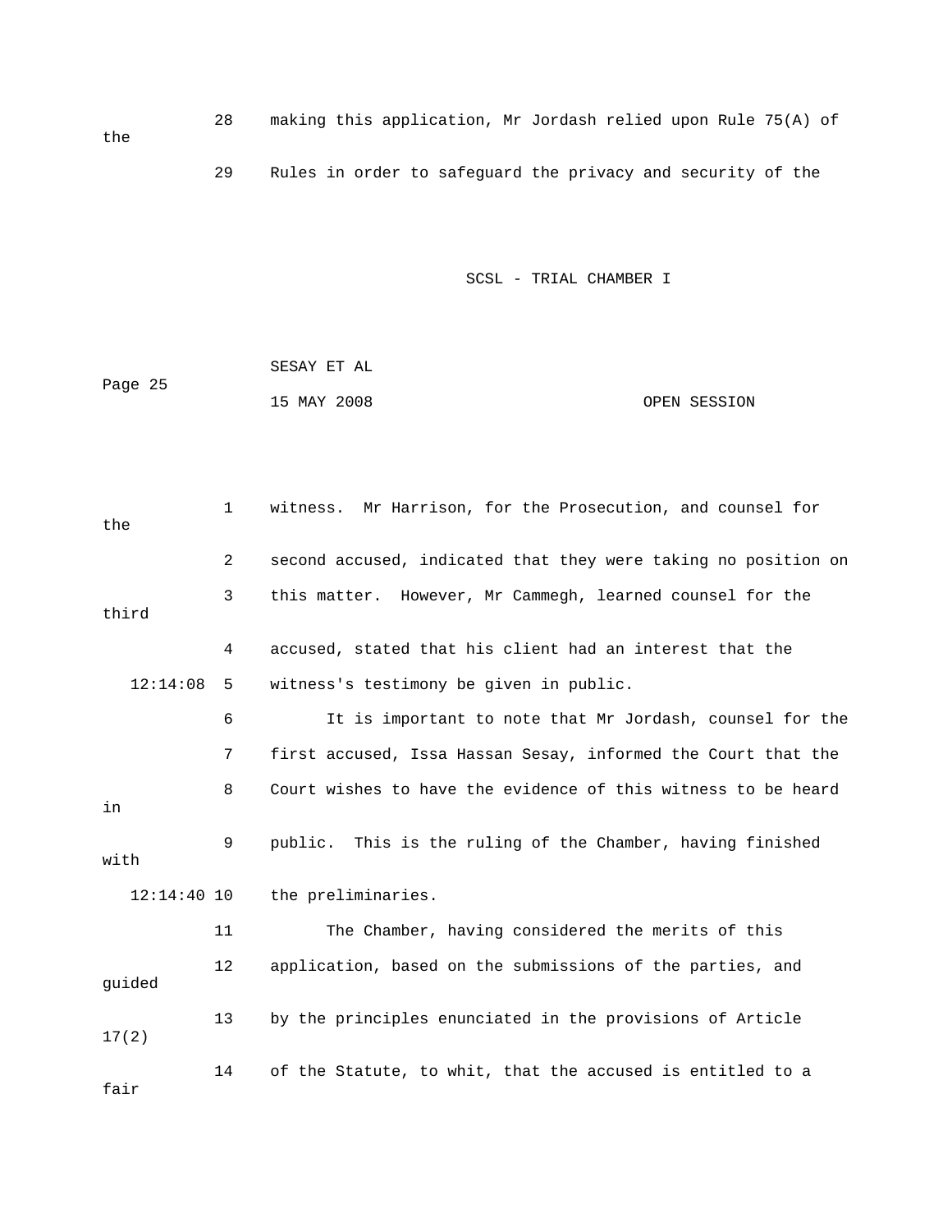28 making this application, Mr Jordash relied upon Rule 75(A) of the

29 Rules in order to safeguard the privacy and security of the

1 witness. Mr Harrison, for the Prosecution, and counsel for the

2 second accused, indicated that they were taking no position on

3 this matter. However, Mr Cammegh, learned counsel for the third

4 accused, stated that his client had an interest that the

12:14:08 5 witness's testimony be given in public.

6 It is important to note that Mr Jordash, counsel for the

7 first accused, Issa Hassan Sesay, informed the Court that the

8 Court wishes to have the evidence of this witness to be heard in

9 public. This is the ruling of the Chamber, having finished with

12:14:40 10 the preliminaries.

11 The Chamber, having considered the merits of this

12 application, based on the submissions of the parties, and guided

13 by the principles enunciated in the provisions of Article 17(2)

14 of the Statute, to whit, that the accused is entitled to a fair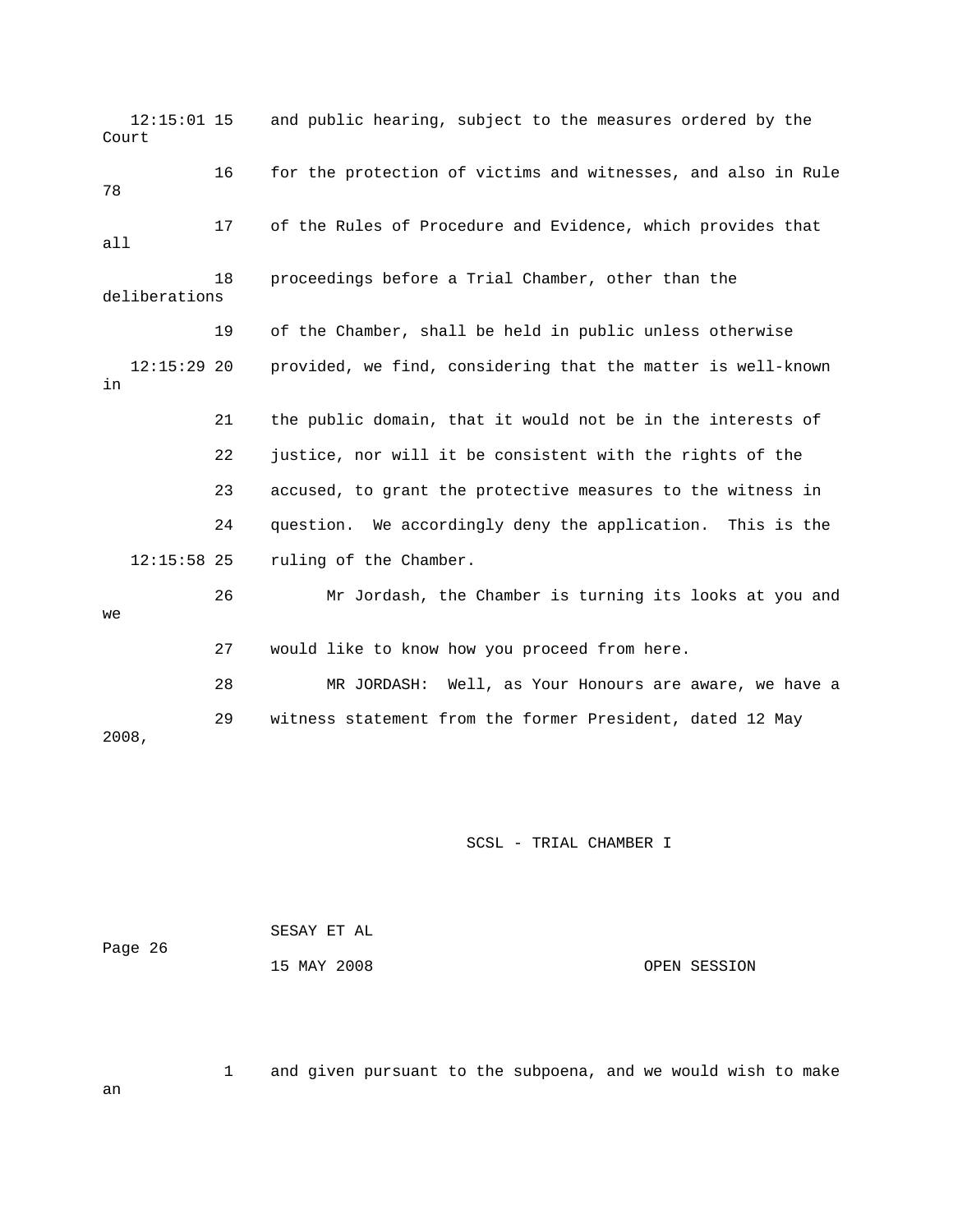12:15:01 15 and public hearing, subject to the measures ordered by the Court

16 for the protection of victims and witnesses, and also in Rule 78

17 of the Rules of Procedure and Evidence, which provides that all

18 proceedings before a Trial Chamber, other than the deliberations

19 of the Chamber, shall be held in public unless otherwise

12:15:29 20 provided, we find, considering that the matter is well-known in

21 the public domain, that it would not be in the interests of

22 justice, nor will it be consistent with the rights of the

23 accused, to grant the protective measures to the witness in

24 question. We accordingly deny the application. This is the

12:15:58 25 ruling of the Chamber.

26 Mr Jordash, the Chamber is turning its looks at you and we

27 would like to know how you proceed from here.

28 MR JORDASH: Well, as Your Honours are aware, we have a

29 witness statement from the former President, dated 12 May 2008,

1 and given pursuant to the subpoena, and we would wish to make an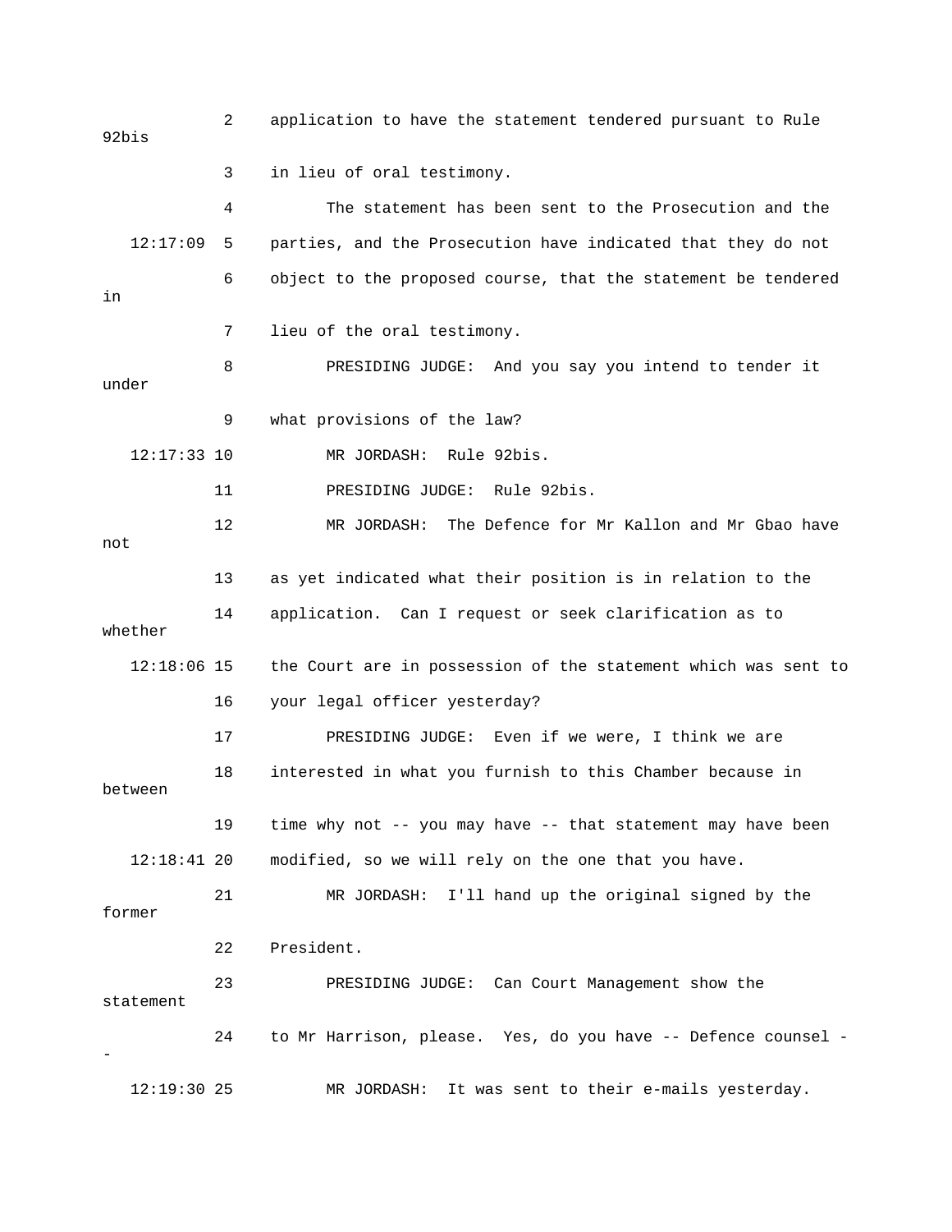application to have the statement tendered pursuant to Rule 92bis in lieu of oral testimony.

The statement has been sent to the Prosecution and the parties, and the Prosecution have indicated that they do not object to the proposed course, that the statement be tendered in lieu of the oral testimony.

PRESIDING JUDGE: And you say you intend to tender it under what provisions of the law?

MR JORDASH: Rule 92bis.

PRESIDING JUDGE: Rule 92bis.

MR JORDASH: The Defence for Mr Kallon and Mr Gbao have not as yet indicated what their position is in relation to the application. Can I request or seek clarification as to whether the Court are in possession of the statement which was sent to your legal officer yesterday?

PRESIDING JUDGE: Even if we were, I think we are interested in what you furnish to this Chamber because in between time why not -- you may have -- that statement may have been modified, so we will rely on the one that you have.

MR JORDASH: I'll hand up the original signed by the former President.

PRESIDING JUDGE: Can Court Management show the statement to Mr Harrison, please. Yes, do you have -- Defence counsel --

MR JORDASH: It was sent to their e-mails yesterday.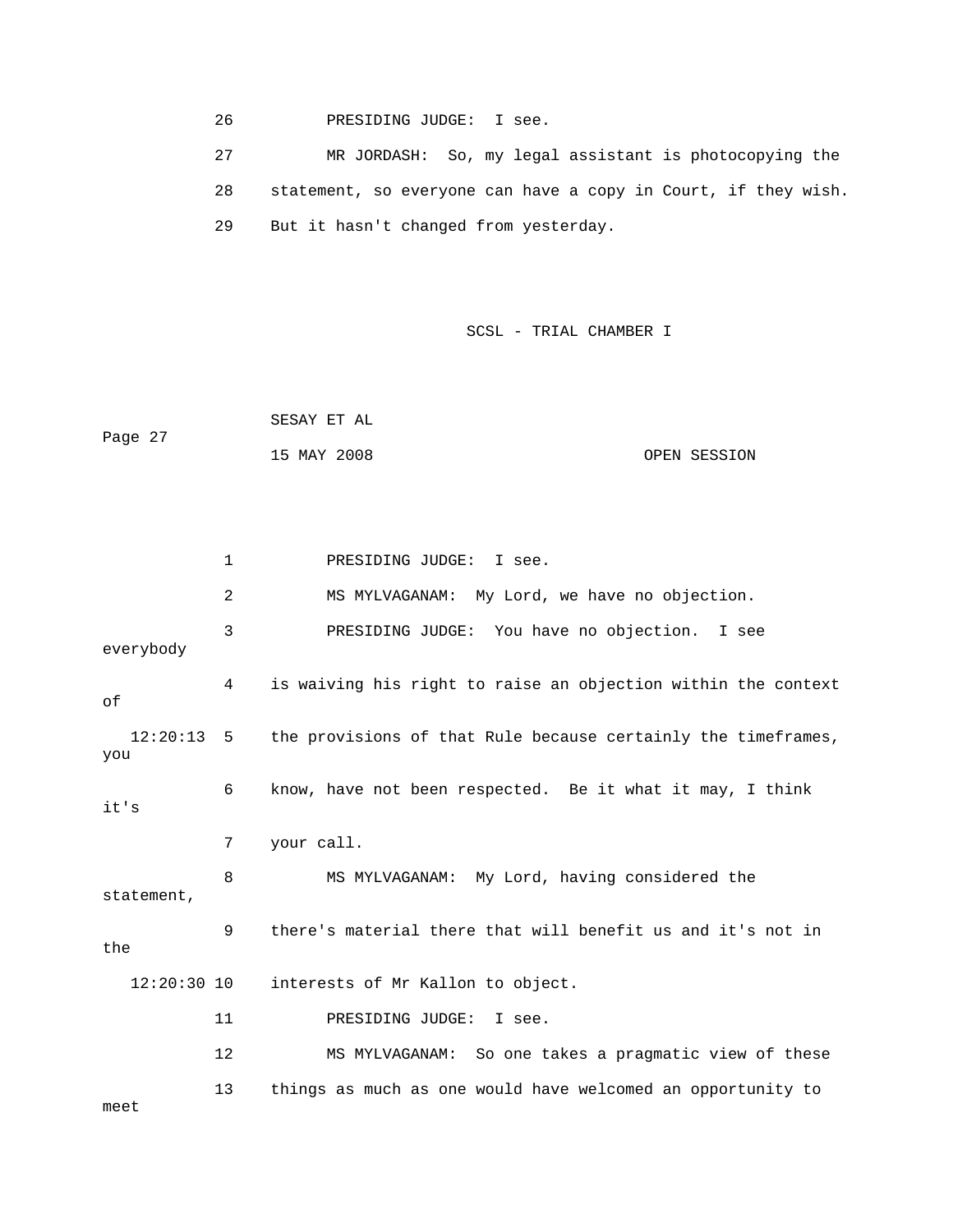26 PRESIDING JUDGE: I see.

27 MR JORDASH: So, my legal assistant is photocopying the

28 statement, so everyone can have a copy in Court, if they wish.

29 But it hasn't changed from yesterday.

1 PRESIDING JUDGE: I see.

2 MS MYLVAGANAM: My Lord, we have no objection.

3 PRESIDING JUDGE: You have no objection. I see everybody

4 is waiving his right to raise an objection within the context of

12:20:13 5 the provisions of that Rule because certainly the timeframes, you

6 know, have not been respected. Be it what it may, I think it's

7 your call.

8 MS MYLVAGANAM: My Lord, having considered the statement,

9 there's material there that will benefit us and it's not in the

12:20:30 10 interests of Mr Kallon to object.

11 PRESIDING JUDGE: I see.

12 MS MYLVAGANAM: So one takes a pragmatic view of these

13 things as much as one would have welcomed an opportunity to meet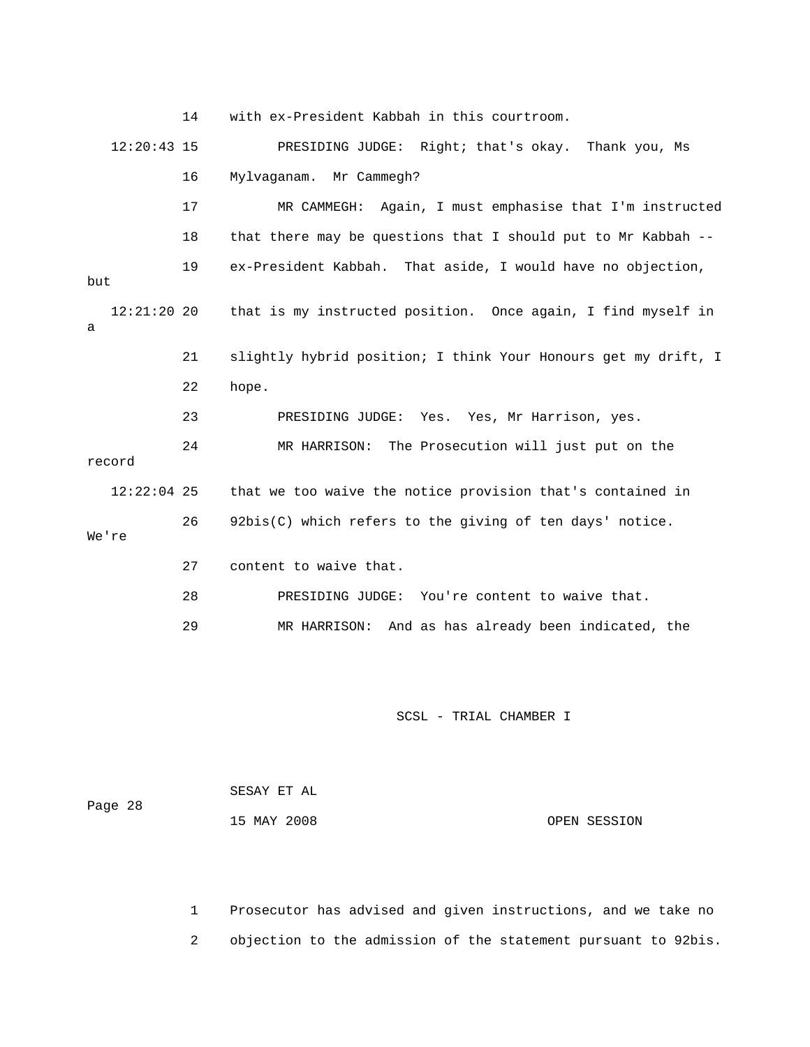14 with ex-President Kabbah in this courtroom.

12:20:43 15 PRESIDING JUDGE: Right; that's okay. Thank you, Ms

16 Mylvaganam. Mr Cammegh?

17 MR CAMMEGH: Again, I must emphasise that I'm instructed

18 that there may be questions that I should put to Mr Kabbah --

19 ex-President Kabbah. That aside, I would have no objection, but

12:21:20 20 that is my instructed position. Once again, I find myself in a

21 slightly hybrid position; I think Your Honours get my drift, I

22 hope.

23 PRESIDING JUDGE: Yes. Yes, Mr Harrison, yes.

24 MR HARRISON: The Prosecution will just put on the record

12:22:04 25 that we too waive the notice provision that's contained in

26 92bis(C) which refers to the giving of ten days' notice. We're

27 content to waive that.

28 PRESIDING JUDGE: You're content to waive that.

29 MR HARRISON: And as has already been indicated, the

1 Prosecutor has advised and given instructions, and we take no

2 objection to the admission of the statement pursuant to 92bis.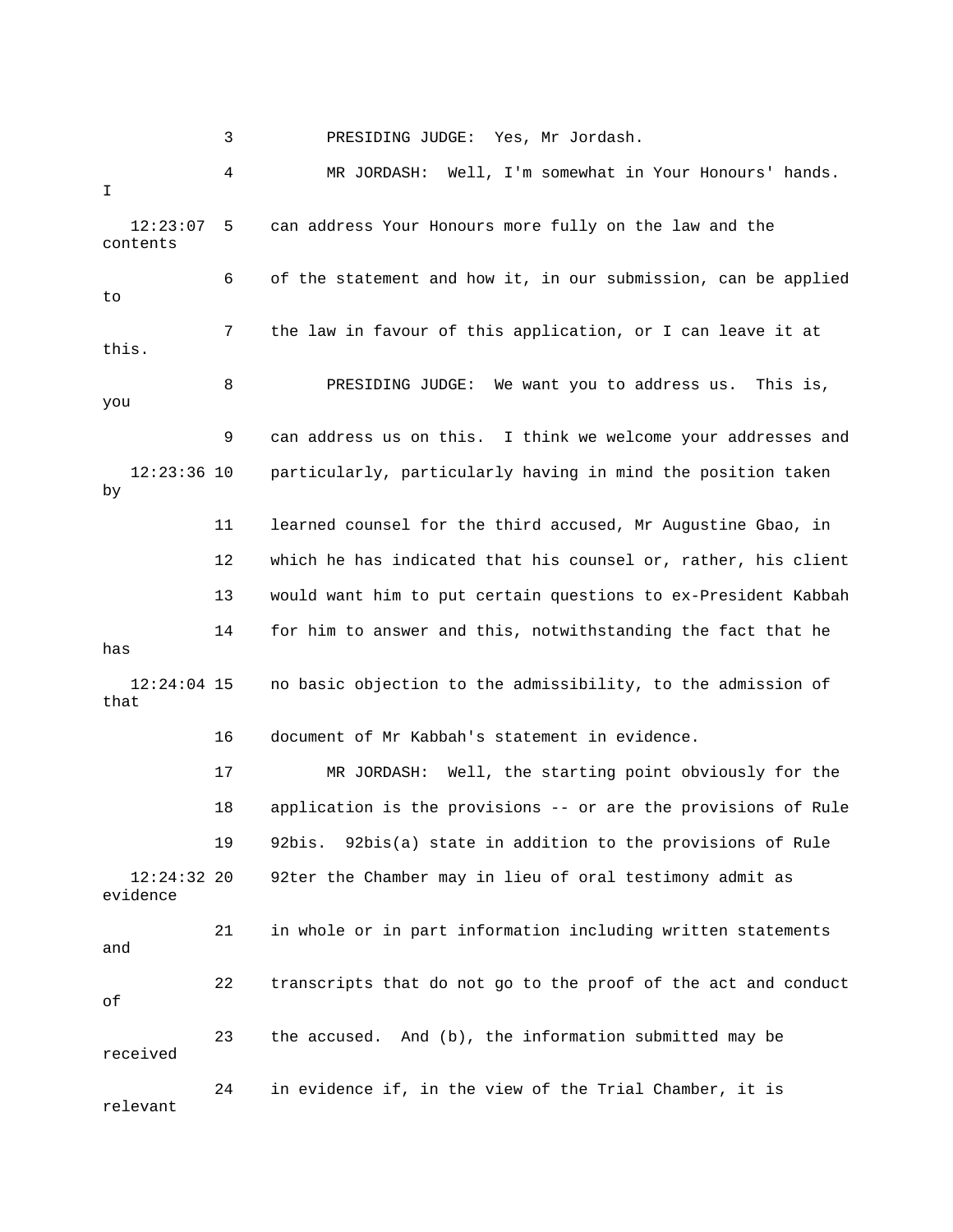3 PRESIDING JUDGE: Yes, Mr Jordash.

4 MR JORDASH: Well, I'm somewhat in Your Honours' hands. I

12:23:07 5 can address Your Honours more fully on the law and the contents

6 of the statement and how it, in our submission, can be applied to

7 the law in favour of this application, or I can leave it at this.

8 PRESIDING JUDGE: We want you to address us. This is, you

9 can address us on this. I think we welcome your addresses and

12:23:36 10 particularly, particularly having in mind the position taken by

11 learned counsel for the third accused, Mr Augustine Gbao, in

12 which he has indicated that his counsel or, rather, his client

13 would want him to put certain questions to ex-President Kabbah

14 for him to answer and this, notwithstanding the fact that he has

12:24:04 15 no basic objection to the admissibility, to the admission of that

16 document of Mr Kabbah's statement in evidence.

17 MR JORDASH: Well, the starting point obviously for the

18 application is the provisions -- or are the provisions of Rule

19 92bis. 92bis(a) state in addition to the provisions of Rule

12:24:32 20 92ter the Chamber may in lieu of oral testimony admit as evidence

21 in whole or in part information including written statements and

22 transcripts that do not go to the proof of the act and conduct of

23 the accused. And (b), the information submitted may be received

24 in evidence if, in the view of the Trial Chamber, it is relevant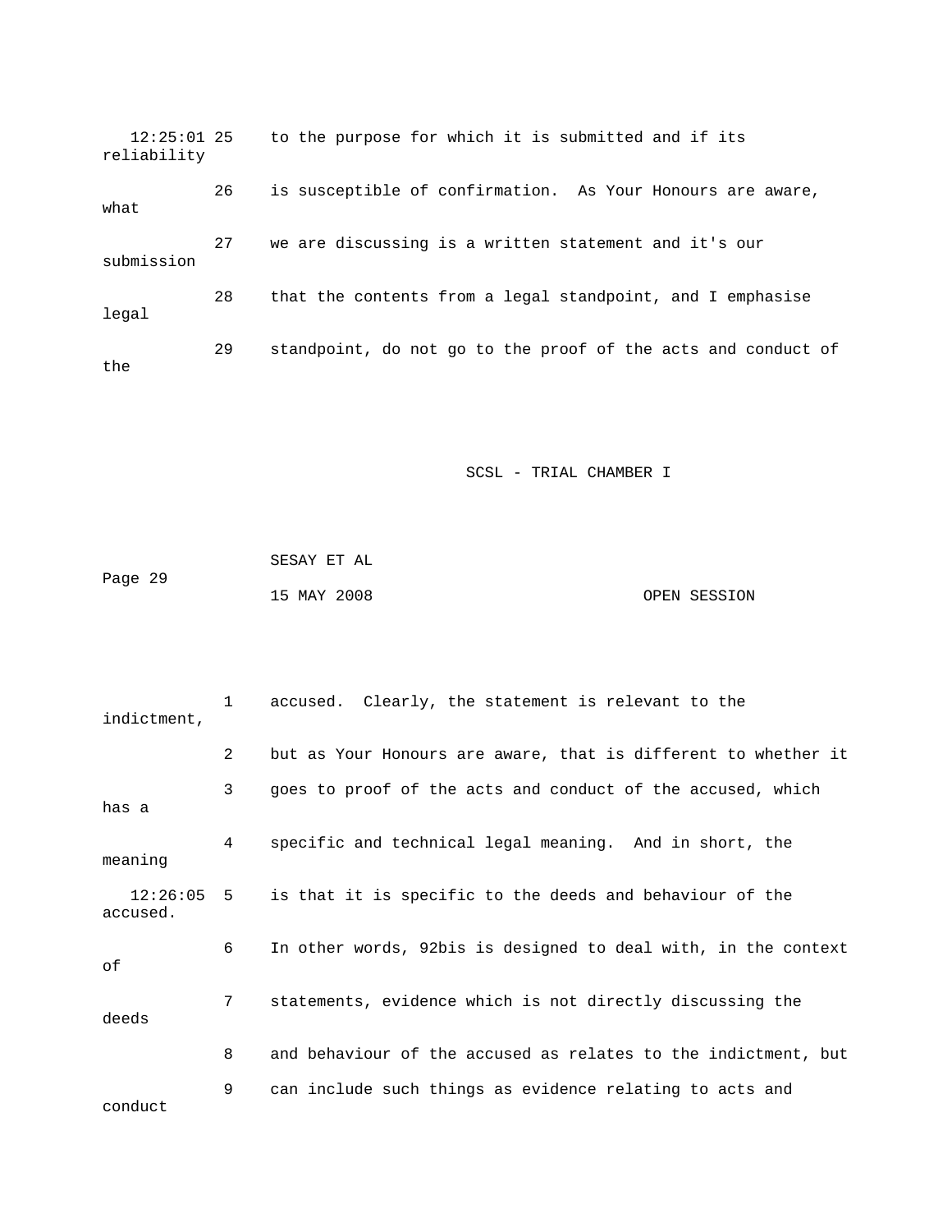12:25:01 25    to the purpose for which it is submitted and if its reliability

26    is susceptible of confirmation.  As Your Honours are aware, what

27    we are discussing is a written statement and it's our submission

28    that the contents from a legal standpoint, and I emphasise legal

29    standpoint, do not go to the proof of the acts and conduct of the

SCSL - TRIAL CHAMBER I

SESAY ET AL

Page 29

15 MAY 2008                                    OPEN SESSION

1    accused.  Clearly, the statement is relevant to the indictment,

2    but as Your Honours are aware, that is different to whether it

3    goes to proof of the acts and conduct of the accused, which has a

4    specific and technical legal meaning.  And in short, the meaning

12:26:05  5    is that it is specific to the deeds and behaviour of the accused.

6    In other words, 92bis is designed to deal with, in the context of

7    statements, evidence which is not directly discussing the deeds

8    and behaviour of the accused as relates to the indictment, but

9    can include such things as evidence relating to acts and conduct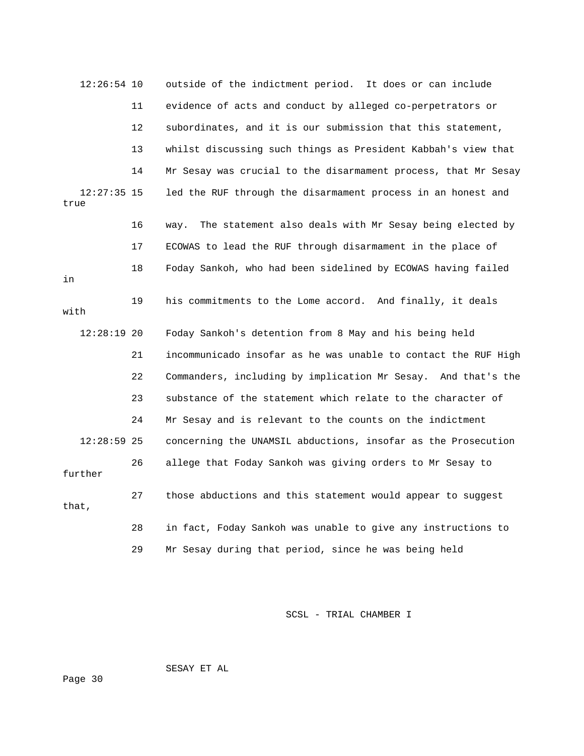outside of the indictment period. It does or can include evidence of acts and conduct by alleged co-perpetrators or subordinates, and it is our submission that this statement, whilst discussing such things as President Kabbah's view that Mr Sesay was crucial to the disarmament process, that Mr Sesay led the RUF through the disarmament process in an honest and true way. The statement also deals with Mr Sesay being elected by ECOWAS to lead the RUF through disarmament in the place of Foday Sankoh, who had been sidelined by ECOWAS having failed in his commitments to the Lome accord. And finally, it deals with Foday Sankoh's detention from 8 May and his being held incommunicado insofar as he was unable to contact the RUF High Commanders, including by implication Mr Sesay. And that's the substance of the statement which relate to the character of Mr Sesay and is relevant to the counts on the indictment concerning the UNAMSIL abductions, insofar as the Prosecution allege that Foday Sankoh was giving orders to Mr Sesay to further those abductions and this statement would appear to suggest that, in fact, Foday Sankoh was unable to give any instructions to Mr Sesay during that period, since he was being held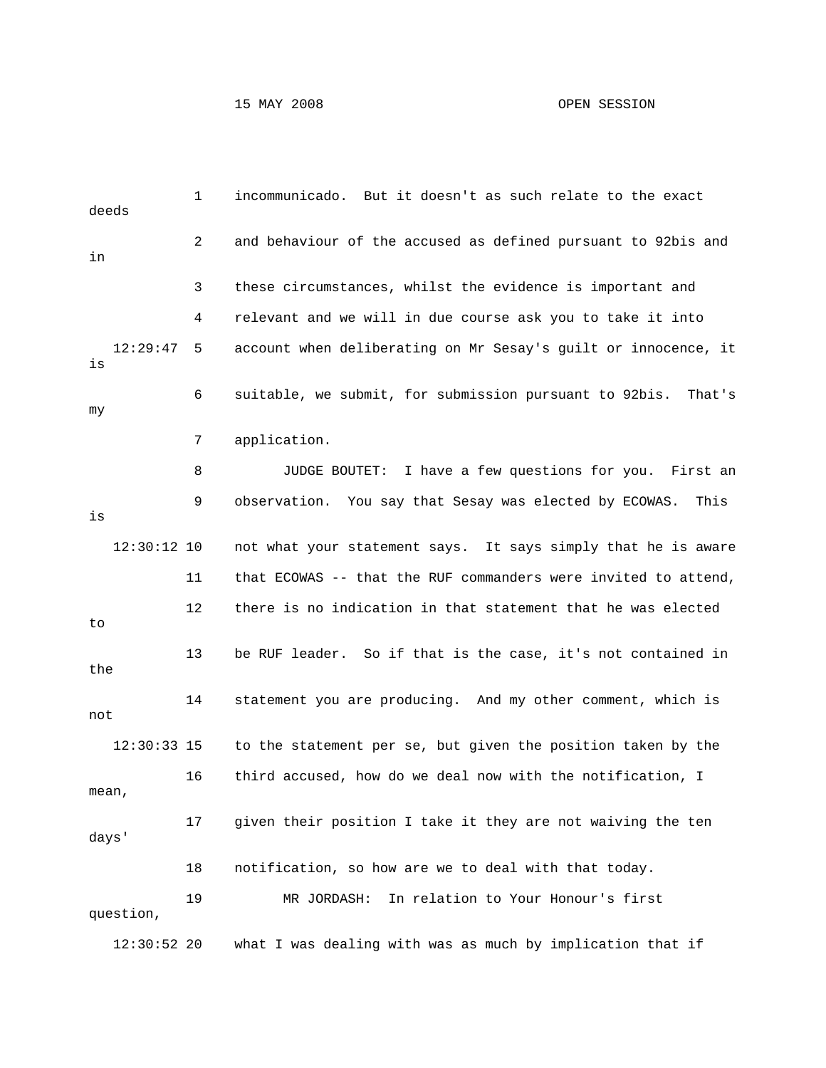incommunicado. But it doesn't as such relate to the exact deeds and behaviour of the accused as defined pursuant to 92bis and in these circumstances, whilst the evidence is important and relevant and we will in due course ask you to take it into account when deliberating on Mr Sesay's guilt or innocence, it is suitable, we submit, for submission pursuant to 92bis. That's my application.

JUDGE BOUTET: I have a few questions for you. First an observation. You say that Sesay was elected by ECOWAS. This is not what your statement says. It says simply that he is aware that ECOWAS -- that the RUF commanders were invited to attend, there is no indication in that statement that he was elected to be RUF leader. So if that is the case, it's not contained in the statement you are producing. And my other comment, which is not to the statement per se, but given the position taken by the third accused, how do we deal now with the notification, I mean, given their position I take it they are not waiving the ten days' notification, so how are we to deal with that today.

MR JORDASH: In relation to Your Honour's first question, what I was dealing with was as much by implication that if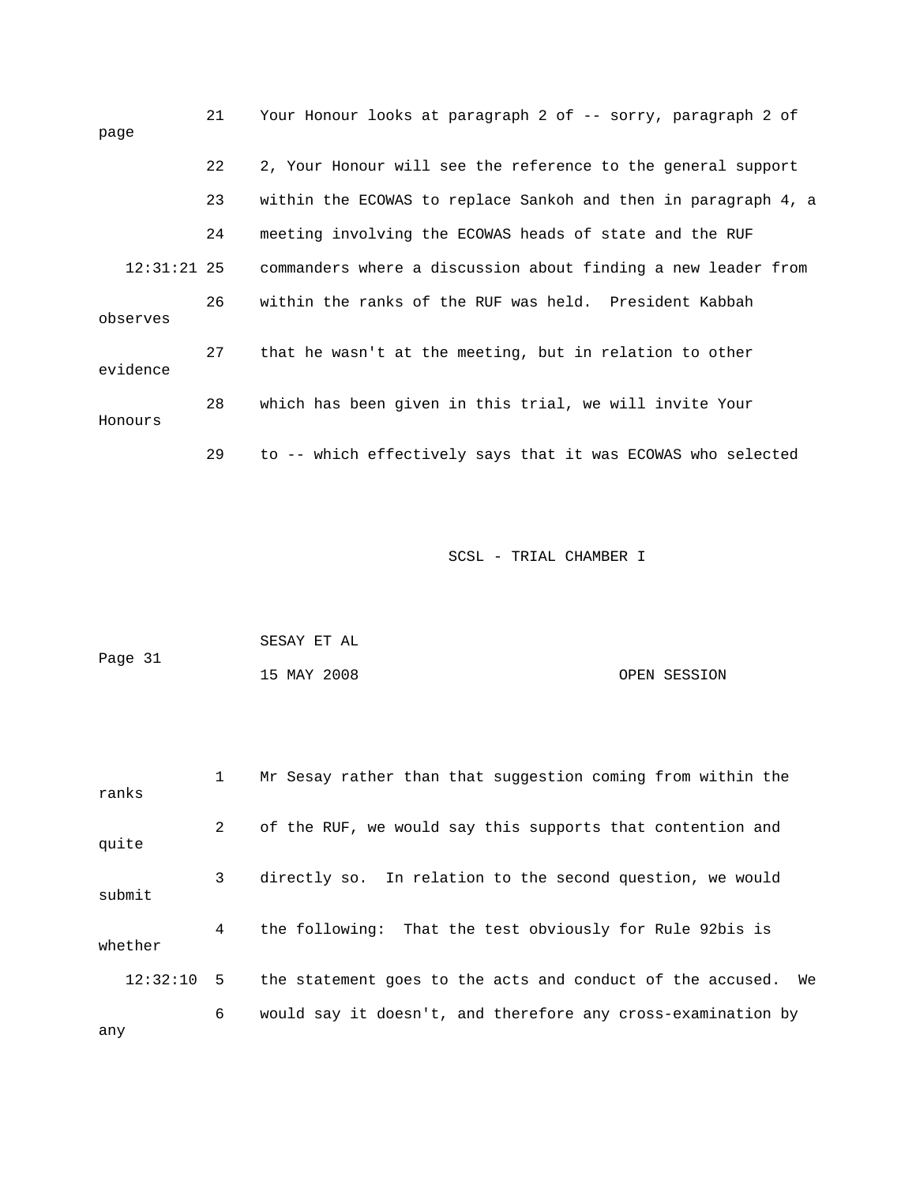21 Your Honour looks at paragraph 2 of -- sorry, paragraph 2 of page

22 2, Your Honour will see the reference to the general support

23 within the ECOWAS to replace Sankoh and then in paragraph 4, a

24 meeting involving the ECOWAS heads of state and the RUF

12:31:21 25 commanders where a discussion about finding a new leader from

26 within the ranks of the RUF was held. President Kabbah observes

27 that he wasn't at the meeting, but in relation to other evidence

28 which has been given in this trial, we will invite Your Honours

29 to -- which effectively says that it was ECOWAS who selected

1 Mr Sesay rather than that suggestion coming from within the ranks

2 of the RUF, we would say this supports that contention and quite

3 directly so. In relation to the second question, we would submit

4 the following: That the test obviously for Rule 92bis is whether

12:32:10 5 the statement goes to the acts and conduct of the accused. We

6 would say it doesn't, and therefore any cross-examination by any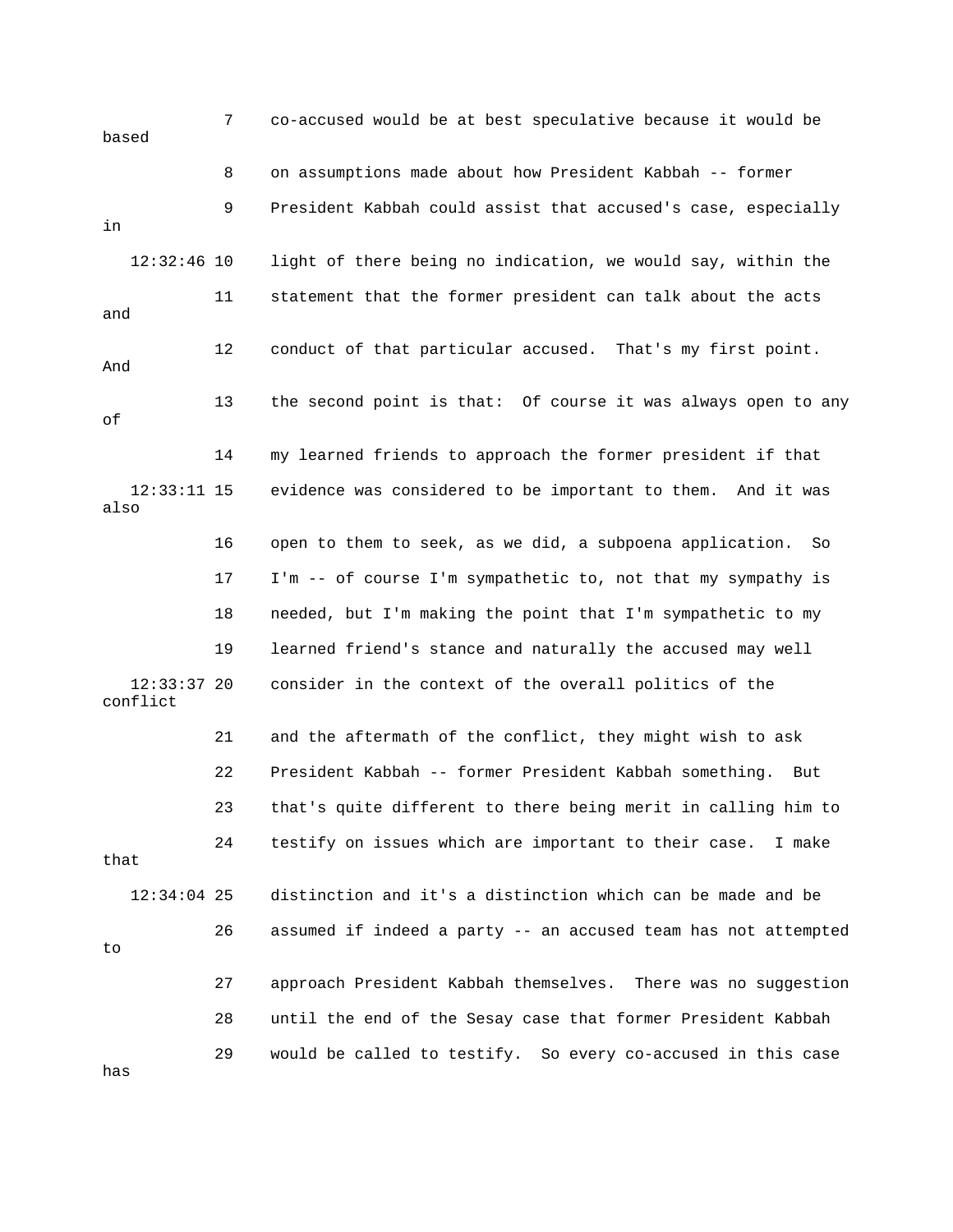7 co-accused would be at best speculative because it would be based

8 on assumptions made about how President Kabbah -- former

9 President Kabbah could assist that accused's case, especially in

12:32:46 10 light of there being no indication, we would say, within the

11 statement that the former president can talk about the acts and

12 conduct of that particular accused. That's my first point. And

13 the second point is that: Of course it was always open to any of

14 my learned friends to approach the former president if that

12:33:11 15 evidence was considered to be important to them. And it was also

16 open to them to seek, as we did, a subpoena application. So

17 I'm -- of course I'm sympathetic to, not that my sympathy is

18 needed, but I'm making the point that I'm sympathetic to my

19 learned friend's stance and naturally the accused may well

12:33:37 20 consider in the context of the overall politics of the conflict

21 and the aftermath of the conflict, they might wish to ask

22 President Kabbah -- former President Kabbah something. But

23 that's quite different to there being merit in calling him to

24 testify on issues which are important to their case. I make that

12:34:04 25 distinction and it's a distinction which can be made and be

26 assumed if indeed a party -- an accused team has not attempted to

27 approach President Kabbah themselves. There was no suggestion

28 until the end of the Sesay case that former President Kabbah

29 would be called to testify. So every co-accused in this case has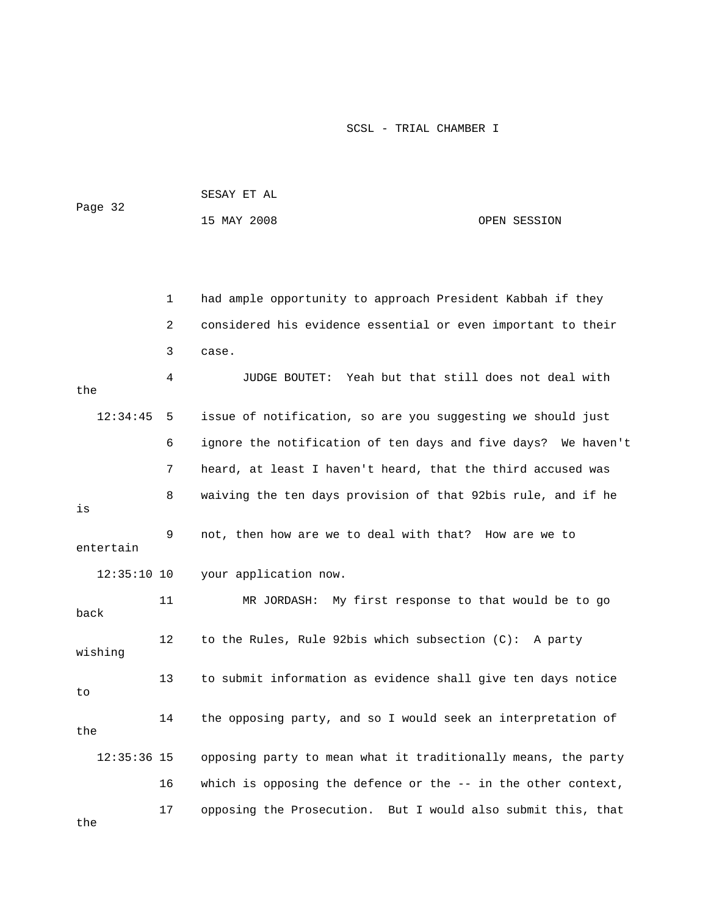1 had ample opportunity to approach President Kabbah if they
2 considered his evidence essential or even important to their
3 case.

4 JUDGE BOUTET: Yeah but that still does not deal with the
12:34:45 5 issue of notification, so are you suggesting we should just
6 ignore the notification of ten days and five days? We haven't
7 heard, at least I haven't heard, that the third accused was
8 waiving the ten days provision of that 92bis rule, and if he is
9 not, then how are we to deal with that? How are we to entertain
12:35:10 10 your application now.

11 MR JORDASH: My first response to that would be to go back
12 to the Rules, Rule 92bis which subsection (C): A party wishing
13 to submit information as evidence shall give ten days notice to
14 the opposing party, and so I would seek an interpretation of the
12:35:36 15 opposing party to mean what it traditionally means, the party
16 which is opposing the defence or the -- in the other context,
17 opposing the Prosecution. But I would also submit this, that the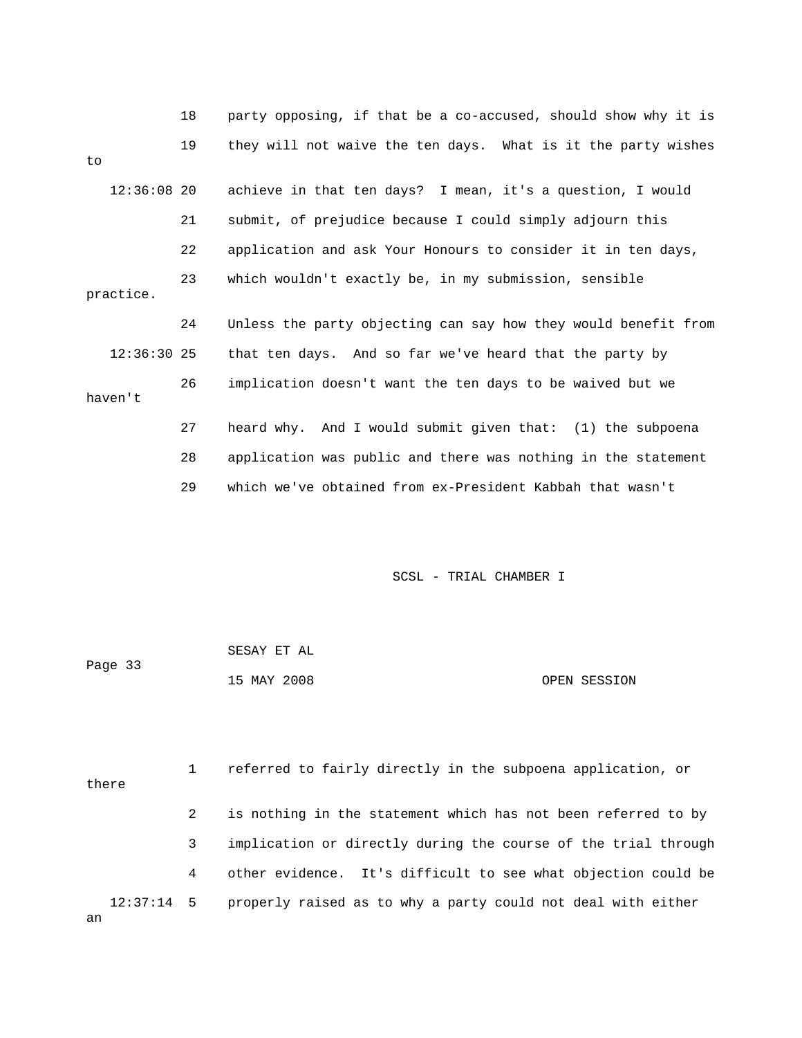18 party opposing, if that be a co-accused, should show why it is

19 they will not waive the ten days. What is it the party wishes to

12:36:08 20 achieve in that ten days? I mean, it's a question, I would

21 submit, of prejudice because I could simply adjourn this

22 application and ask Your Honours to consider it in ten days,

23 which wouldn't exactly be, in my submission, sensible practice.

24 Unless the party objecting can say how they would benefit from

12:36:30 25 that ten days. And so far we've heard that the party by

26 implication doesn't want the ten days to be waived but we haven't

27 heard why. And I would submit given that: (1) the subpoena

28 application was public and there was nothing in the statement

29 which we've obtained from ex-President Kabbah that wasn't

1 referred to fairly directly in the subpoena application, or there

2 is nothing in the statement which has not been referred to by

3 implication or directly during the course of the trial through

4 other evidence. It's difficult to see what objection could be

12:37:14 5 properly raised as to why a party could not deal with either an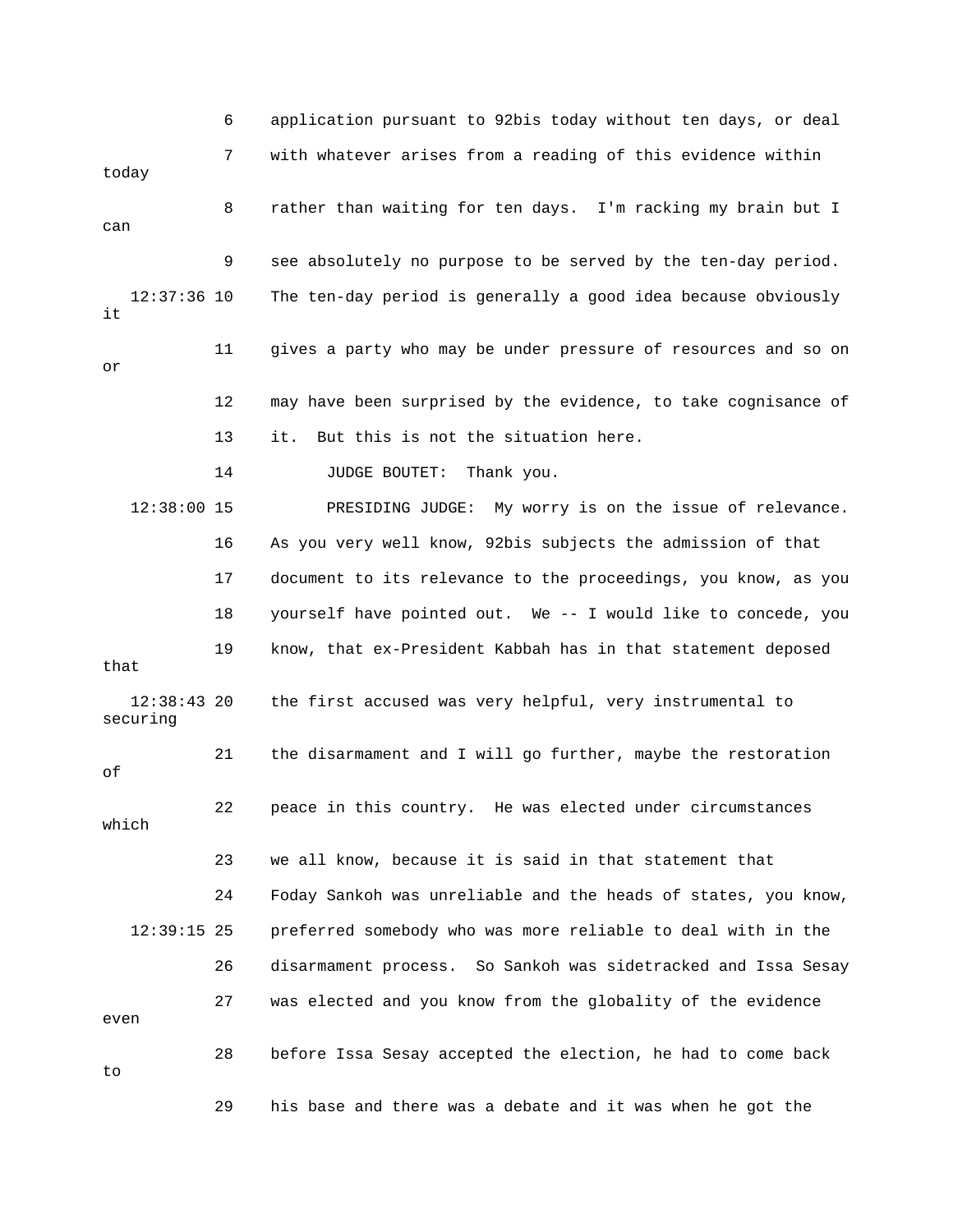application pursuant to 92bis today without ten days, or deal with whatever arises from a reading of this evidence within today rather than waiting for ten days. I'm racking my brain but I can see absolutely no purpose to be served by the ten-day period. The ten-day period is generally a good idea because obviously it gives a party who may be under pressure of resources and so on or may have been surprised by the evidence, to take cognisance of it. But this is not the situation here.

JUDGE BOUTET: Thank you.

PRESIDING JUDGE: My worry is on the issue of relevance. As you very well know, 92bis subjects the admission of that document to its relevance to the proceedings, you know, as you yourself have pointed out. We -- I would like to concede, you know, that ex-President Kabbah has in that statement deposed that the first accused was very helpful, very instrumental to securing the disarmament and I will go further, maybe the restoration of peace in this country. He was elected under circumstances which we all know, because it is said in that statement that Foday Sankoh was unreliable and the heads of states, you know, preferred somebody who was more reliable to deal with in the disarmament process. So Sankoh was sidetracked and Issa Sesay was elected and you know from the globality of the evidence even before Issa Sesay accepted the election, he had to come back to his base and there was a debate and it was when he got the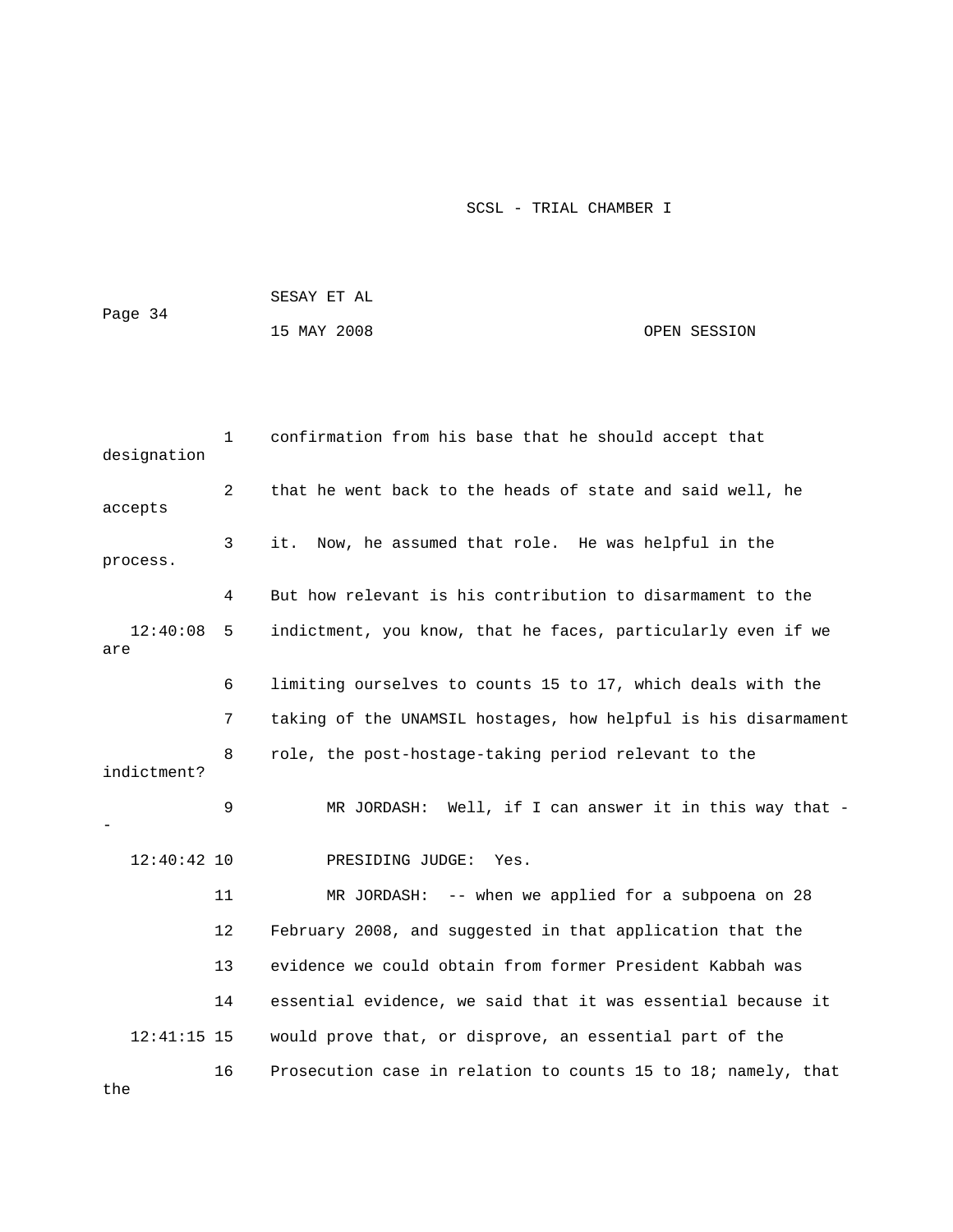confirmation from his base that he should accept that designation that he went back to the heads of state and said well, he accepts it. Now, he assumed that role. He was helpful in the process. But how relevant is his contribution to disarmament to the indictment, you know, that he faces, particularly even if we are limiting ourselves to counts 15 to 17, which deals with the taking of the UNAMSIL hostages, how helpful is his disarmament role, the post-hostage-taking period relevant to the indictment?

MR JORDASH: Well, if I can answer it in this way that --

PRESIDING JUDGE: Yes.

MR JORDASH: -- when we applied for a subpoena on 28 February 2008, and suggested in that application that the evidence we could obtain from former President Kabbah was essential evidence, we said that it was essential because it would prove that, or disprove, an essential part of the Prosecution case in relation to counts 15 to 18; namely, that the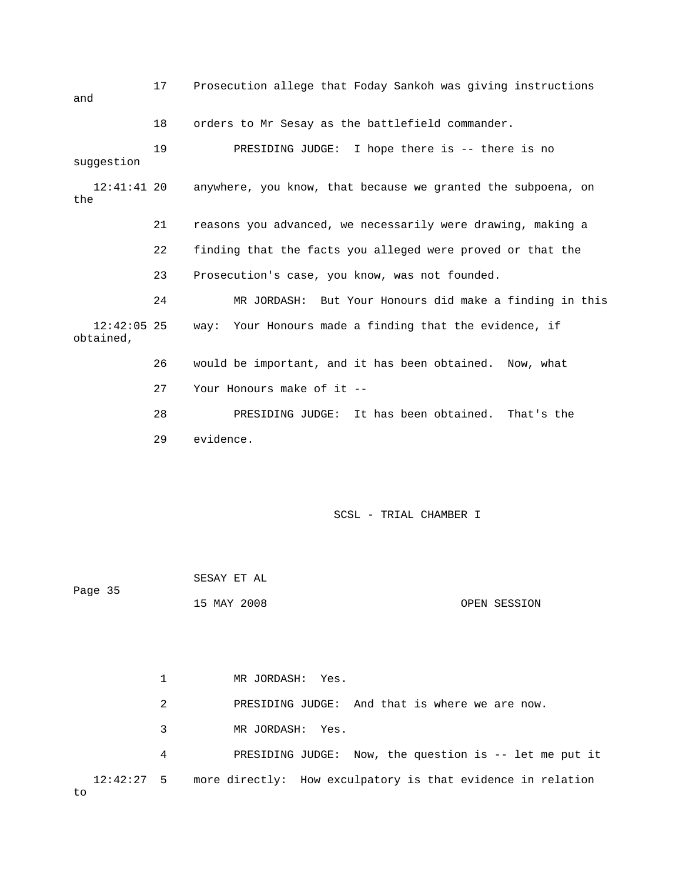17 Prosecution allege that Foday Sankoh was giving instructions and

18 orders to Mr Sesay as the battlefield commander.

19 PRESIDING JUDGE: I hope there is -- there is no suggestion

12:41:41 20 anywhere, you know, that because we granted the subpoena, on the

21 reasons you advanced, we necessarily were drawing, making a

22 finding that the facts you alleged were proved or that the

23 Prosecution's case, you know, was not founded.

24 MR JORDASH: But Your Honours did make a finding in this

12:42:05 25 way: Your Honours made a finding that the evidence, if obtained,

26 would be important, and it has been obtained. Now, what

27 Your Honours make of it --

28 PRESIDING JUDGE: It has been obtained. That's the

29 evidence.

SCSL - TRIAL CHAMBER I

SESAY ET AL

15 MAY 2008 OPEN SESSION

1 MR JORDASH: Yes.

2 PRESIDING JUDGE: And that is where we are now.

3 MR JORDASH: Yes.

4 PRESIDING JUDGE: Now, the question is -- let me put it

12:42:27 5 more directly: How exculpatory is that evidence in relation to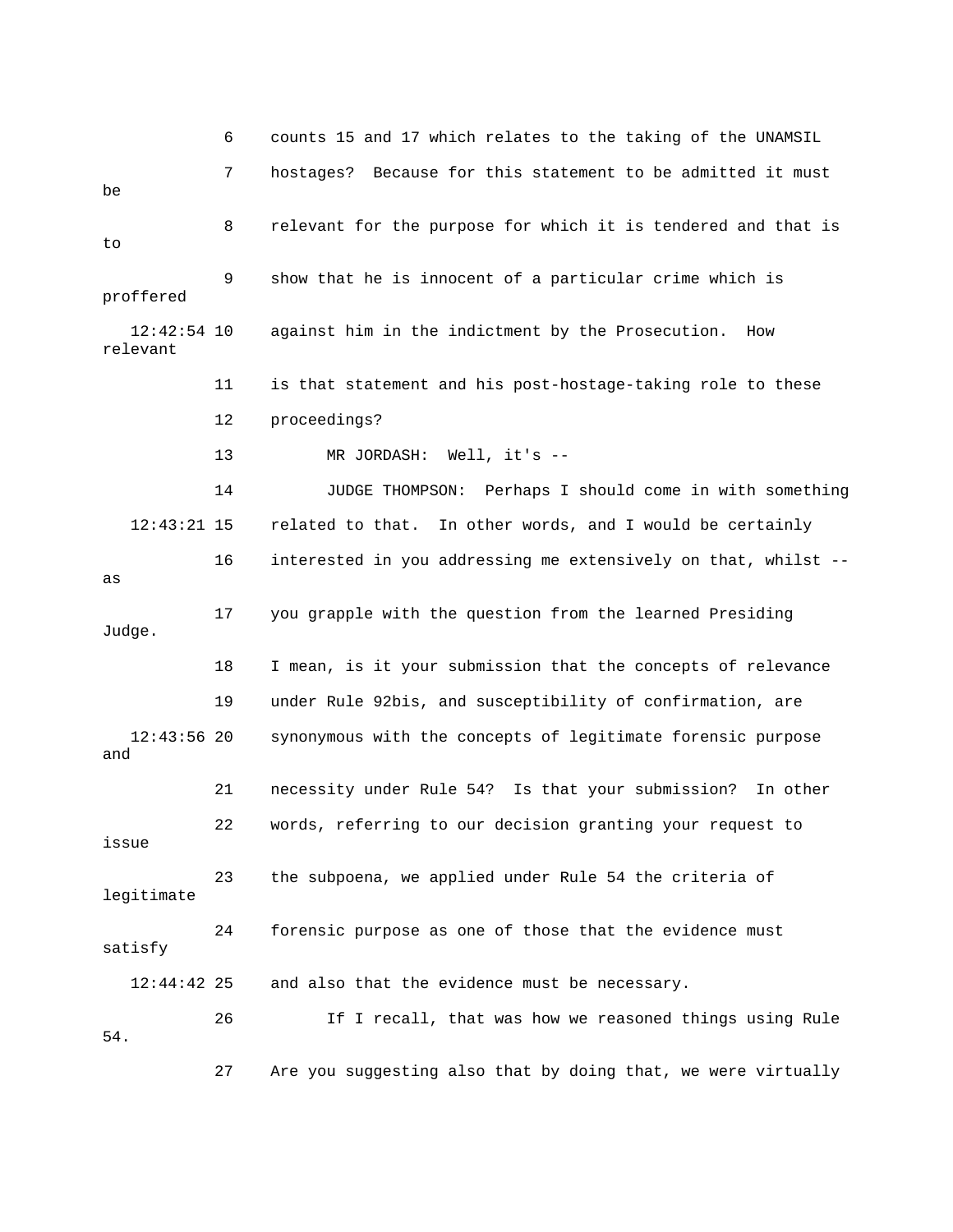6 counts 15 and 17 which relates to the taking of the UNAMSIL

7 hostages? Because for this statement to be admitted it must be

8 relevant for the purpose for which it is tendered and that is to

9 show that he is innocent of a particular crime which is proffered

12:42:54 10 against him in the indictment by the Prosecution. How relevant

11 is that statement and his post-hostage-taking role to these

12 proceedings?

13 MR JORDASH: Well, it's --

14 JUDGE THOMPSON: Perhaps I should come in with something

12:43:21 15 related to that. In other words, and I would be certainly

16 interested in you addressing me extensively on that, whilst -- as

17 you grapple with the question from the learned Presiding Judge.

18 I mean, is it your submission that the concepts of relevance

19 under Rule 92bis, and susceptibility of confirmation, are

12:43:56 20 synonymous with the concepts of legitimate forensic purpose and

21 necessity under Rule 54? Is that your submission? In other

22 words, referring to our decision granting your request to issue

23 the subpoena, we applied under Rule 54 the criteria of legitimate

24 forensic purpose as one of those that the evidence must satisfy

12:44:42 25 and also that the evidence must be necessary.

26 If I recall, that was how we reasoned things using Rule 54.

27 Are you suggesting also that by doing that, we were virtually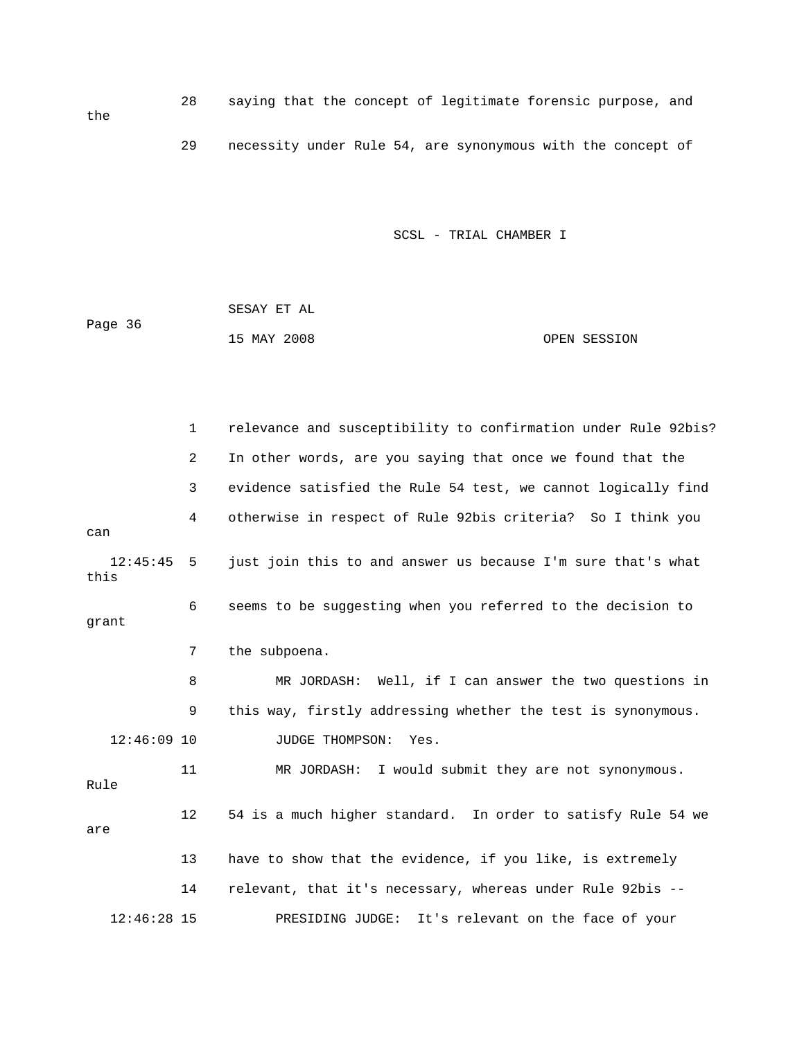28 saying that the concept of legitimate forensic purpose, and the

29 necessity under Rule 54, are synonymous with the concept of

1 relevance and susceptibility to confirmation under Rule 92bis?

2 In other words, are you saying that once we found that the

3 evidence satisfied the Rule 54 test, we cannot logically find

4 otherwise in respect of Rule 92bis criteria? So I think you can

12:45:45 5 just join this to and answer us because I'm sure that's what this

6 seems to be suggesting when you referred to the decision to grant

7 the subpoena.

8 MR JORDASH: Well, if I can answer the two questions in

9 this way, firstly addressing whether the test is synonymous.

12:46:09 10 JUDGE THOMPSON: Yes.

11 MR JORDASH: I would submit they are not synonymous. Rule

12 54 is a much higher standard. In order to satisfy Rule 54 we are

13 have to show that the evidence, if you like, is extremely

14 relevant, that it's necessary, whereas under Rule 92bis --

12:46:28 15 PRESIDING JUDGE: It's relevant on the face of your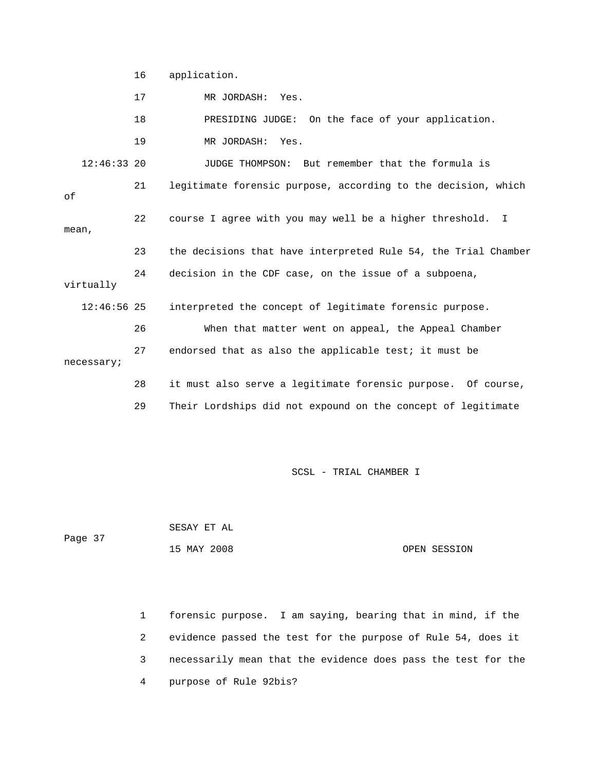16 application.

17 MR JORDASH: Yes.

18 PRESIDING JUDGE: On the face of your application.

19 MR JORDASH: Yes.

12:46:33 20 JUDGE THOMPSON: But remember that the formula is

21 legitimate forensic purpose, according to the decision, which of

22 course I agree with you may well be a higher threshold. I mean,

23 the decisions that have interpreted Rule 54, the Trial Chamber

24 decision in the CDF case, on the issue of a subpoena, virtually

12:46:56 25 interpreted the concept of legitimate forensic purpose.

26 When that matter went on appeal, the Appeal Chamber

27 endorsed that as also the applicable test; it must be necessary;

28 it must also serve a legitimate forensic purpose. Of course,

29 Their Lordships did not expound on the concept of legitimate

SESAY ET AL

Page 37

15 MAY 2008 OPEN SESSION

1 forensic purpose. I am saying, bearing that in mind, if the

2 evidence passed the test for the purpose of Rule 54, does it

3 necessarily mean that the evidence does pass the test for the

4 purpose of Rule 92bis?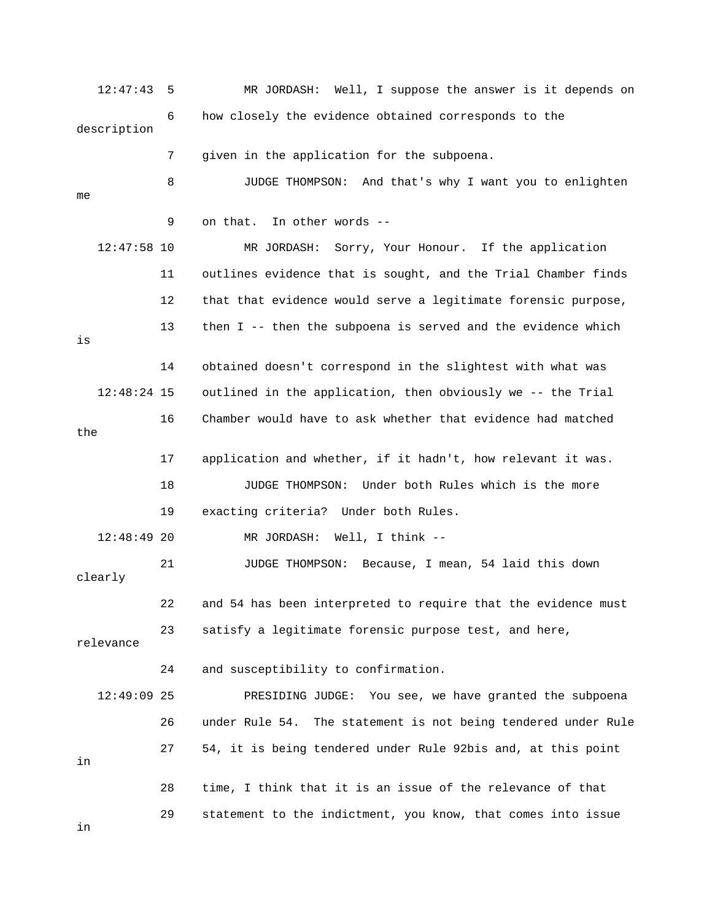12:47:43 5 MR JORDASH: Well, I suppose the answer is it depends on

6 how closely the evidence obtained corresponds to the description

7 given in the application for the subpoena.

8 JUDGE THOMPSON: And that's why I want you to enlighten me

9 on that. In other words --

12:47:58 10 MR JORDASH: Sorry, Your Honour. If the application

11 outlines evidence that is sought, and the Trial Chamber finds

12 that that evidence would serve a legitimate forensic purpose,

13 then I -- then the subpoena is served and the evidence which is

14 obtained doesn't correspond in the slightest with what was

12:48:24 15 outlined in the application, then obviously we -- the Trial

16 Chamber would have to ask whether that evidence had matched the

17 application and whether, if it hadn't, how relevant it was.

18 JUDGE THOMPSON: Under both Rules which is the more

19 exacting criteria? Under both Rules.

12:48:49 20 MR JORDASH: Well, I think --

21 JUDGE THOMPSON: Because, I mean, 54 laid this down clearly

22 and 54 has been interpreted to require that the evidence must

23 satisfy a legitimate forensic purpose test, and here, relevance

24 and susceptibility to confirmation.

12:49:09 25 PRESIDING JUDGE: You see, we have granted the subpoena

26 under Rule 54. The statement is not being tendered under Rule

27 54, it is being tendered under Rule 92bis and, at this point in

28 time, I think that it is an issue of the relevance of that

29 statement to the indictment, you know, that comes into issue in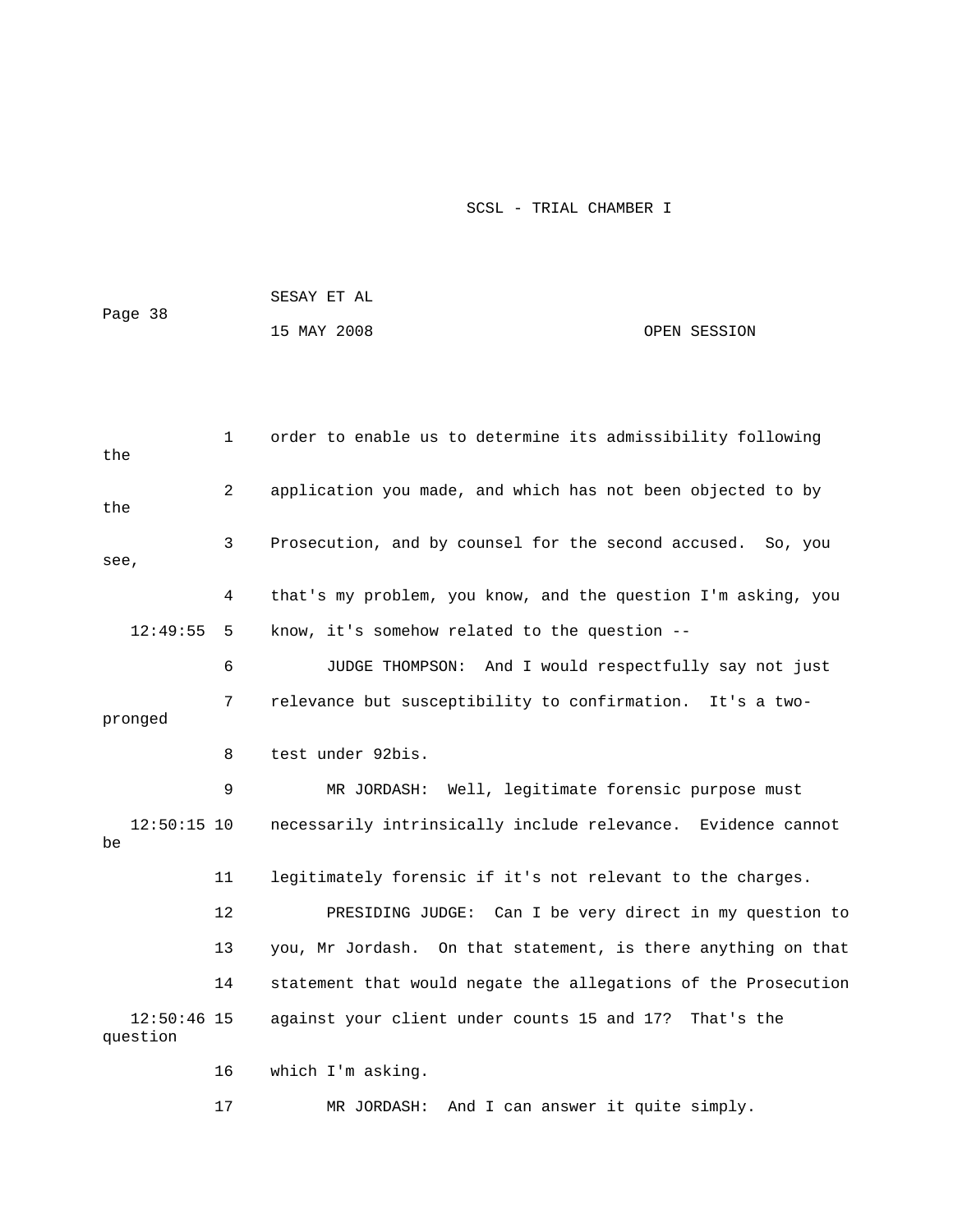order to enable us to determine its admissibility following the application you made, and which has not been objected to by the Prosecution, and by counsel for the second accused. So, you see, that's my problem, you know, and the question I'm asking, you know, it's somehow related to the question --

JUDGE THOMPSON: And I would respectfully say not just relevance but susceptibility to confirmation. It's a two-pronged test under 92bis.

MR JORDASH: Well, legitimate forensic purpose must necessarily intrinsically include relevance. Evidence cannot be legitimately forensic if it's not relevant to the charges.

PRESIDING JUDGE: Can I be very direct in my question to you, Mr Jordash. On that statement, is there anything on that statement that would negate the allegations of the Prosecution against your client under counts 15 and 17? That's the question which I'm asking.

MR JORDASH: And I can answer it quite simply.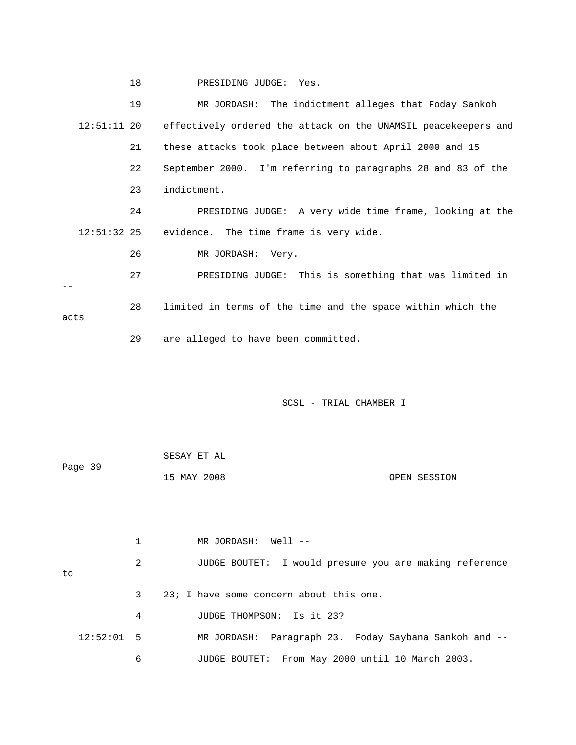18 PRESIDING JUDGE: Yes.

19 MR JORDASH: The indictment alleges that Foday Sankoh

12:51:11 20 effectively ordered the attack on the UNAMSIL peacekeepers and

21 these attacks took place between about April 2000 and 15

22 September 2000. I'm referring to paragraphs 28 and 83 of the

23 indictment.

24 PRESIDING JUDGE: A very wide time frame, looking at the

12:51:32 25 evidence. The time frame is very wide.

26 MR JORDASH: Very.

27 PRESIDING JUDGE: This is something that was limited in --

28 limited in terms of the time and the space within which the acts

29 are alleged to have been committed.

SCSL - TRIAL CHAMBER I

SESAY ET AL

Page 39

15 MAY 2008 OPEN SESSION

1 MR JORDASH: Well --

2 JUDGE BOUTET: I would presume you are making reference to

3 23; I have some concern about this one.

4 JUDGE THOMPSON: Is it 23?

12:52:01 5 MR JORDASH: Paragraph 23. Foday Saybana Sankoh and --

6 JUDGE BOUTET: From May 2000 until 10 March 2003.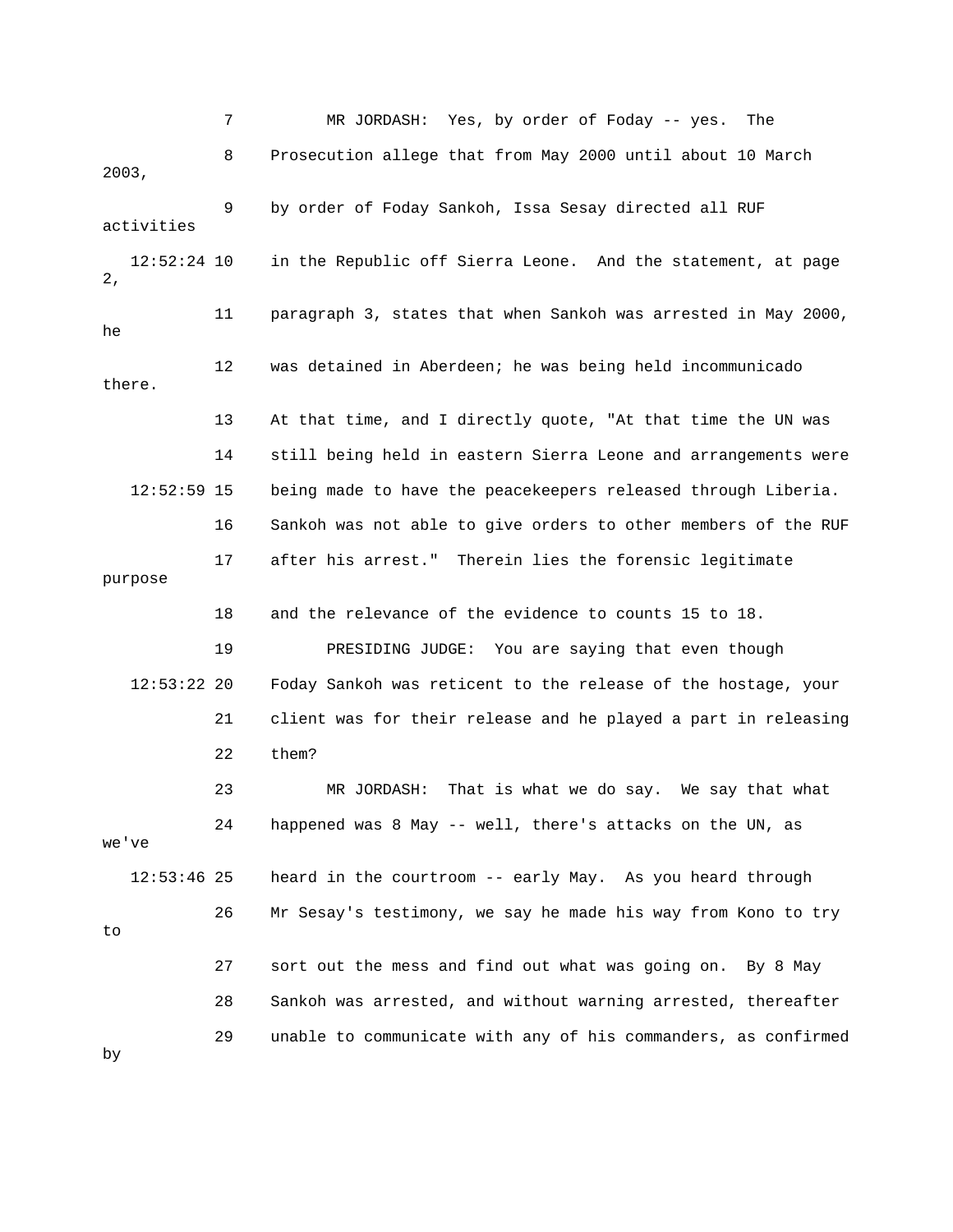7 MR JORDASH: Yes, by order of Foday -- yes. The
8 Prosecution allege that from May 2000 until about 10 March 2003,
9 by order of Foday Sankoh, Issa Sesay directed all RUF activities
12:52:24 10 in the Republic off Sierra Leone. And the statement, at page 2,
11 paragraph 3, states that when Sankoh was arrested in May 2000, he
12 was detained in Aberdeen; he was being held incommunicado there.
13 At that time, and I directly quote, "At that time the UN was
14 still being held in eastern Sierra Leone and arrangements were
12:52:59 15 being made to have the peacekeepers released through Liberia.
16 Sankoh was not able to give orders to other members of the RUF
17 after his arrest." Therein lies the forensic legitimate purpose
18 and the relevance of the evidence to counts 15 to 18.
19 PRESIDING JUDGE: You are saying that even though
12:53:22 20 Foday Sankoh was reticent to the release of the hostage, your
21 client was for their release and he played a part in releasing
22 them?
23 MR JORDASH: That is what we do say. We say that what
24 happened was 8 May -- well, there's attacks on the UN, as we've
12:53:46 25 heard in the courtroom -- early May. As you heard through
26 Mr Sesay's testimony, we say he made his way from Kono to try to
27 sort out the mess and find out what was going on. By 8 May
28 Sankoh was arrested, and without warning arrested, thereafter
29 unable to communicate with any of his commanders, as confirmed by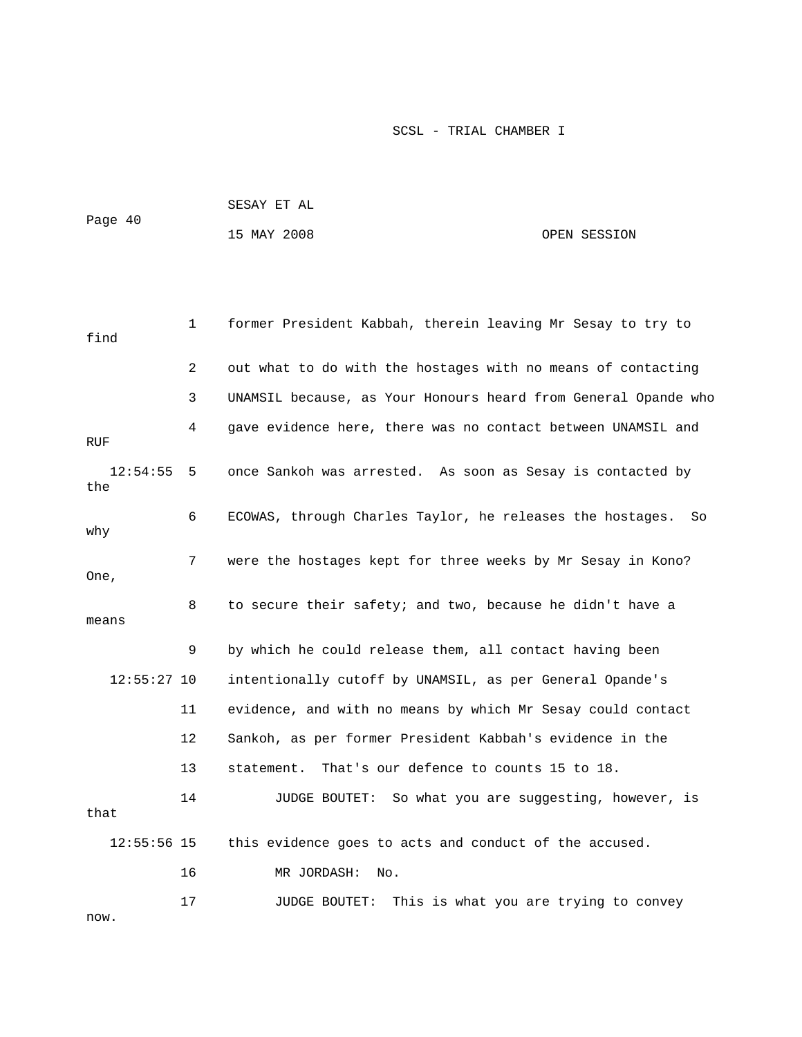1 former President Kabbah, therein leaving Mr Sesay to try to find

2 out what to do with the hostages with no means of contacting

3 UNAMSIL because, as Your Honours heard from General Opande who

4 gave evidence here, there was no contact between UNAMSIL and RUF

12:54:55 5 once Sankoh was arrested. As soon as Sesay is contacted by the

6 ECOWAS, through Charles Taylor, he releases the hostages. So why

7 were the hostages kept for three weeks by Mr Sesay in Kono? One,

8 to secure their safety; and two, because he didn't have a means

9 by which he could release them, all contact having been

12:55:27 10 intentionally cutoff by UNAMSIL, as per General Opande's

11 evidence, and with no means by which Mr Sesay could contact

12 Sankoh, as per former President Kabbah's evidence in the

13 statement. That's our defence to counts 15 to 18.

14 JUDGE BOUTET: So what you are suggesting, however, is that

12:55:56 15 this evidence goes to acts and conduct of the accused.

16 MR JORDASH: No.

17 JUDGE BOUTET: This is what you are trying to convey now.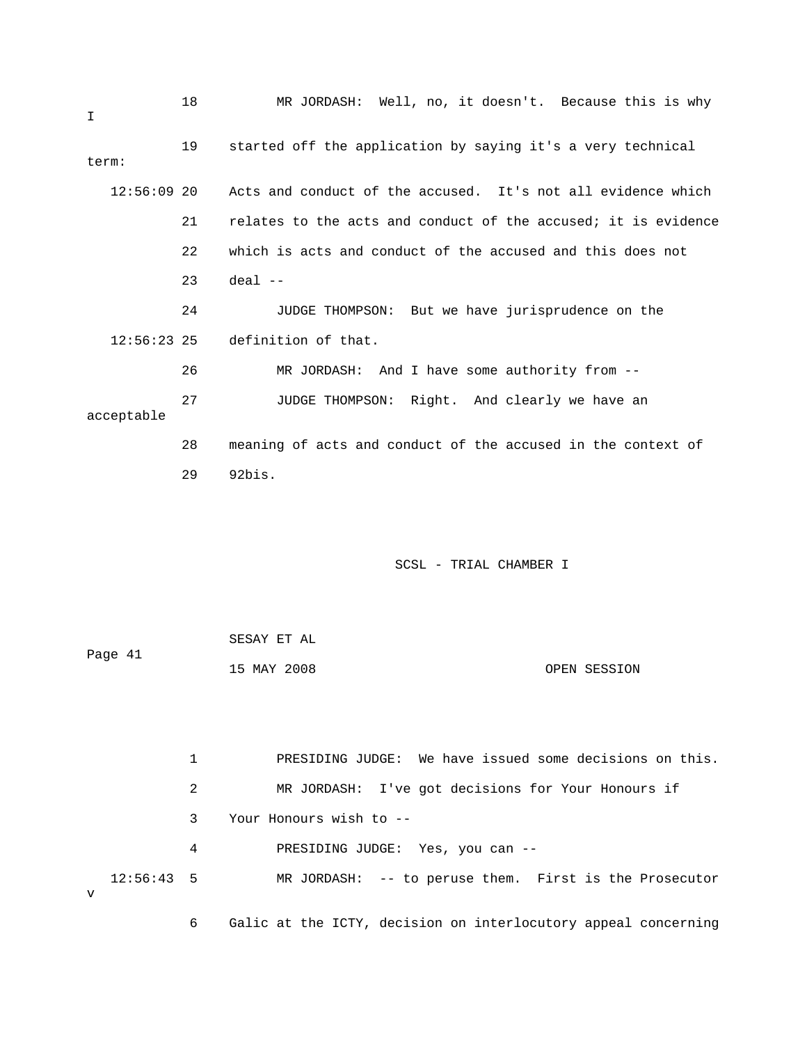18 MR JORDASH: Well, no, it doesn't. Because this is why I

19 started off the application by saying it's a very technical term:

12:56:09 20 Acts and conduct of the accused. It's not all evidence which

21 relates to the acts and conduct of the accused; it is evidence

22 which is acts and conduct of the accused and this does not

23 deal --

24 JUDGE THOMPSON: But we have jurisprudence on the

12:56:23 25 definition of that.

26 MR JORDASH: And I have some authority from --

27 JUDGE THOMPSON: Right. And clearly we have an acceptable

28 meaning of acts and conduct of the accused in the context of

29 92bis.

SCSL - TRIAL CHAMBER I

SESAY ET AL

15 MAY 2008 OPEN SESSION

1 PRESIDING JUDGE: We have issued some decisions on this.

2 MR JORDASH: I've got decisions for Your Honours if

3 Your Honours wish to --

4 PRESIDING JUDGE: Yes, you can --

12:56:43 5 MR JORDASH: -- to peruse them. First is the Prosecutor v

6 Galic at the ICTY, decision on interlocutory appeal concerning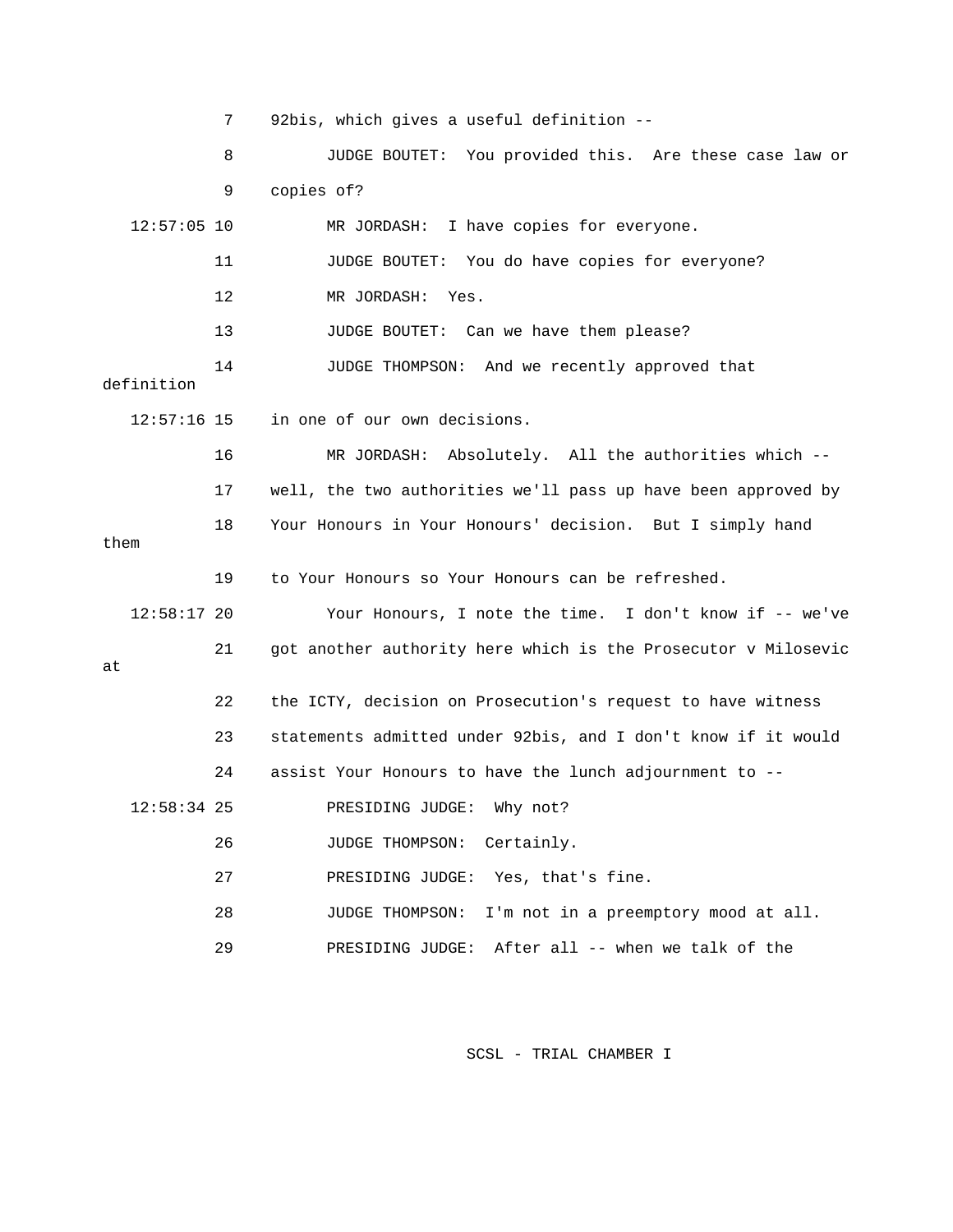7 92bis, which gives a useful definition --

8 JUDGE BOUTET: You provided this. Are these case law or

9 copies of?

12:57:05 10 MR JORDASH: I have copies for everyone.

11 JUDGE BOUTET: You do have copies for everyone?

12 MR JORDASH: Yes.

13 JUDGE BOUTET: Can we have them please?

14 JUDGE THOMPSON: And we recently approved that definition

12:57:16 15 in one of our own decisions.

16 MR JORDASH: Absolutely. All the authorities which --

17 well, the two authorities we'll pass up have been approved by

18 Your Honours in Your Honours' decision. But I simply hand them

19 to Your Honours so Your Honours can be refreshed.

12:58:17 20 Your Honours, I note the time. I don't know if -- we've

21 got another authority here which is the Prosecutor v Milosevic at

22 the ICTY, decision on Prosecution's request to have witness

23 statements admitted under 92bis, and I don't know if it would

24 assist Your Honours to have the lunch adjournment to --

12:58:34 25 PRESIDING JUDGE: Why not?

26 JUDGE THOMPSON: Certainly.

27 PRESIDING JUDGE: Yes, that's fine.

28 JUDGE THOMPSON: I'm not in a preemptory mood at all.

29 PRESIDING JUDGE: After all -- when we talk of the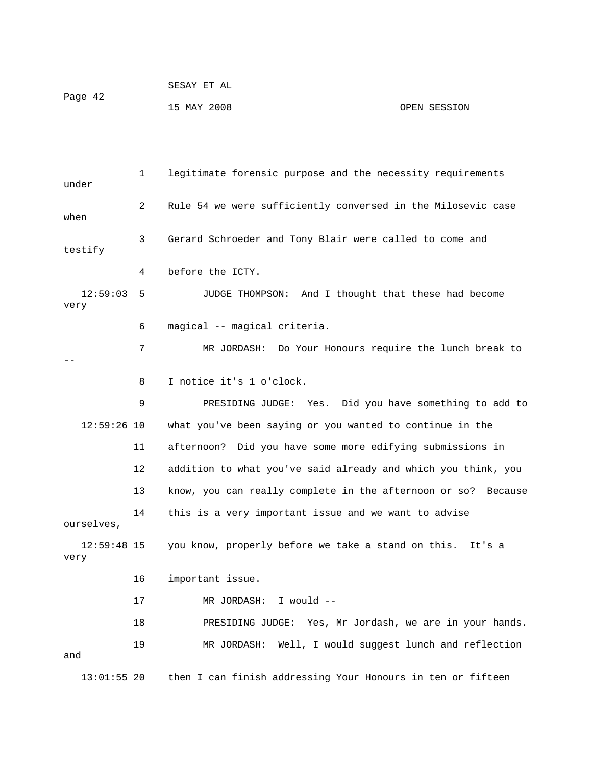1 legitimate forensic purpose and the necessity requirements under

2 Rule 54 we were sufficiently conversed in the Milosevic case when

3 Gerard Schroeder and Tony Blair were called to come and testify

4 before the ICTY.

12:59:03 5 JUDGE THOMPSON: And I thought that these had become very

6 magical -- magical criteria.

7 MR JORDASH: Do Your Honours require the lunch break to --

8 I notice it's 1 o'clock.

9 PRESIDING JUDGE: Yes. Did you have something to add to

12:59:26 10 what you've been saying or you wanted to continue in the

11 afternoon? Did you have some more edifying submissions in

12 addition to what you've said already and which you think, you

13 know, you can really complete in the afternoon or so? Because

14 this is a very important issue and we want to advise ourselves,

12:59:48 15 you know, properly before we take a stand on this. It's a very

16 important issue.

17 MR JORDASH: I would --

18 PRESIDING JUDGE: Yes, Mr Jordash, we are in your hands.

19 MR JORDASH: Well, I would suggest lunch and reflection and

13:01:55 20 then I can finish addressing Your Honours in ten or fifteen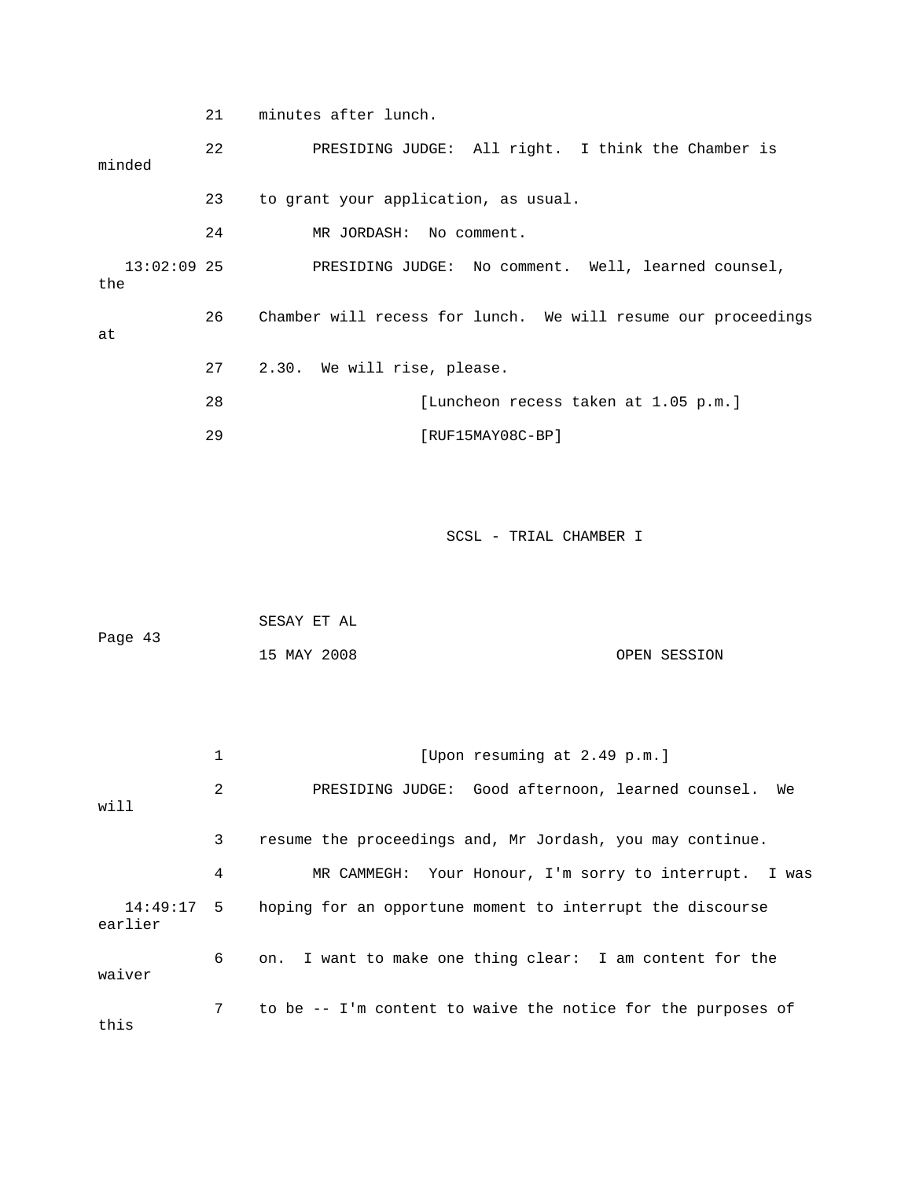21 minutes after lunch.

22 PRESIDING JUDGE: All right. I think the Chamber is minded

23 to grant your application, as usual.

24 MR JORDASH: No comment.

13:02:09 25 PRESIDING JUDGE: No comment. Well, learned counsel, the

26 Chamber will recess for lunch. We will resume our proceedings at

27 2.30. We will rise, please.

28 [Luncheon recess taken at 1.05 p.m.]

29 [RUF15MAY08C-BP]

SCSL - TRIAL CHAMBER I

SESAY ET AL

Page 43

15 MAY 2008 OPEN SESSION

1 [Upon resuming at 2.49 p.m.]

2 PRESIDING JUDGE: Good afternoon, learned counsel. We will

3 resume the proceedings and, Mr Jordash, you may continue.

4 MR CAMMEGH: Your Honour, I'm sorry to interrupt. I was

14:49:17 5 hoping for an opportune moment to interrupt the discourse earlier

6 on. I want to make one thing clear: I am content for the waiver

7 to be -- I'm content to waive the notice for the purposes of this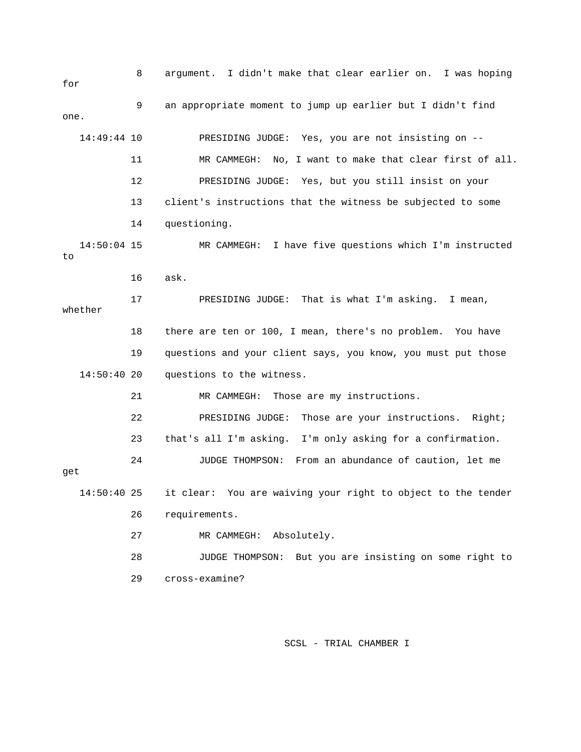8 argument. I didn't make that clear earlier on. I was hoping for

9 an appropriate moment to jump up earlier but I didn't find one.

14:49:44 10 PRESIDING JUDGE: Yes, you are not insisting on --

11 MR CAMMEGH: No, I want to make that clear first of all.

12 PRESIDING JUDGE: Yes, but you still insist on your

13 client's instructions that the witness be subjected to some

14 questioning.

14:50:04 15 MR CAMMEGH: I have five questions which I'm instructed to

16 ask.

17 PRESIDING JUDGE: That is what I'm asking. I mean, whether

18 there are ten or 100, I mean, there's no problem. You have

19 questions and your client says, you know, you must put those

14:50:40 20 questions to the witness.

21 MR CAMMEGH: Those are my instructions.

22 PRESIDING JUDGE: Those are your instructions. Right;

23 that's all I'm asking. I'm only asking for a confirmation.

24 JUDGE THOMPSON: From an abundance of caution, let me get

14:50:40 25 it clear: You are waiving your right to object to the tender

26 requirements.

27 MR CAMMEGH: Absolutely.

28 JUDGE THOMPSON: But you are insisting on some right to

29 cross-examine?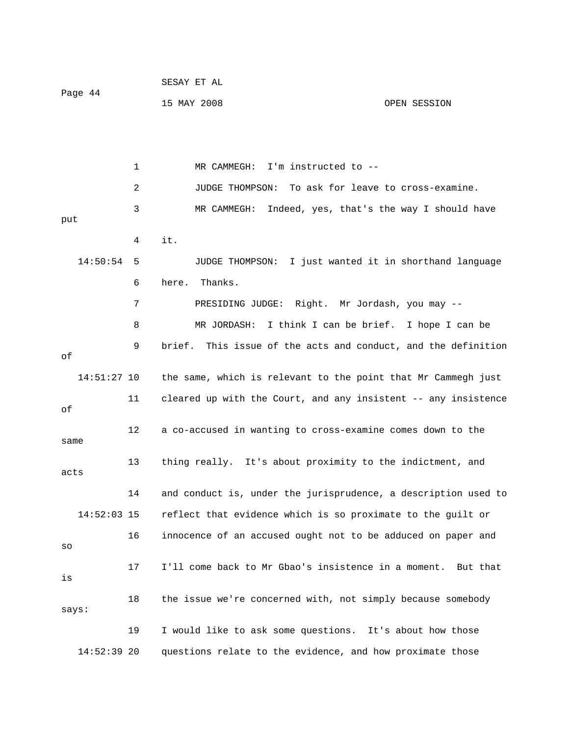MR CAMMEGH: I'm instructed to --

JUDGE THOMPSON: To ask for leave to cross-examine.

MR CAMMEGH: Indeed, yes, that's the way I should have put it.

JUDGE THOMPSON: I just wanted it in shorthand language here. Thanks.

PRESIDING JUDGE: Right. Mr Jordash, you may --

MR JORDASH: I think I can be brief. I hope I can be brief. This issue of the acts and conduct, and the definition of the same, which is relevant to the point that Mr Cammegh just cleared up with the Court, and any insistent -- any insistence of a co-accused in wanting to cross-examine comes down to the same thing really. It's about proximity to the indictment, and acts and conduct is, under the jurisprudence, a description used to reflect that evidence which is so proximate to the guilt or innocence of an accused ought not to be adduced on paper and so I'll come back to Mr Gbao's insistence in a moment. But that is the issue we're concerned with, not simply because somebody says: I would like to ask some questions. It's about how those questions relate to the evidence, and how proximate those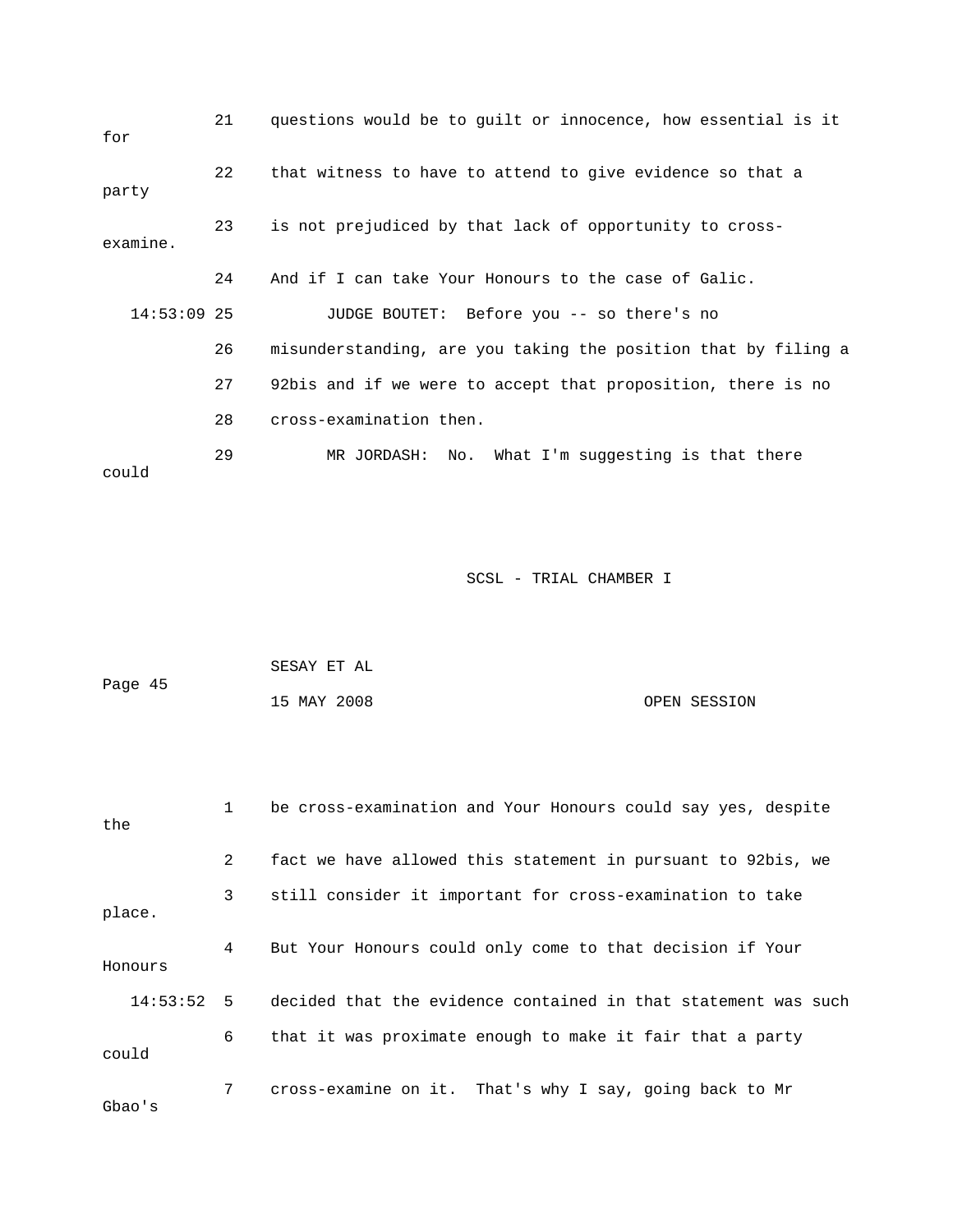21 questions would be to guilt or innocence, how essential is it for

22 that witness to have to attend to give evidence so that a party

23 is not prejudiced by that lack of opportunity to cross-examine.

24 And if I can take Your Honours to the case of Galic.

14:53:09 25 JUDGE BOUTET: Before you -- so there's no

26 misunderstanding, are you taking the position that by filing a

27 92bis and if we were to accept that proposition, there is no

28 cross-examination then.

29 MR JORDASH: No. What I'm suggesting is that there could

1 be cross-examination and Your Honours could say yes, despite the

2 fact we have allowed this statement in pursuant to 92bis, we

3 still consider it important for cross-examination to take place.

4 But Your Honours could only come to that decision if Your Honours

14:53:52 5 decided that the evidence contained in that statement was such

6 that it was proximate enough to make it fair that a party could

7 cross-examine on it. That's why I say, going back to Mr Gbao's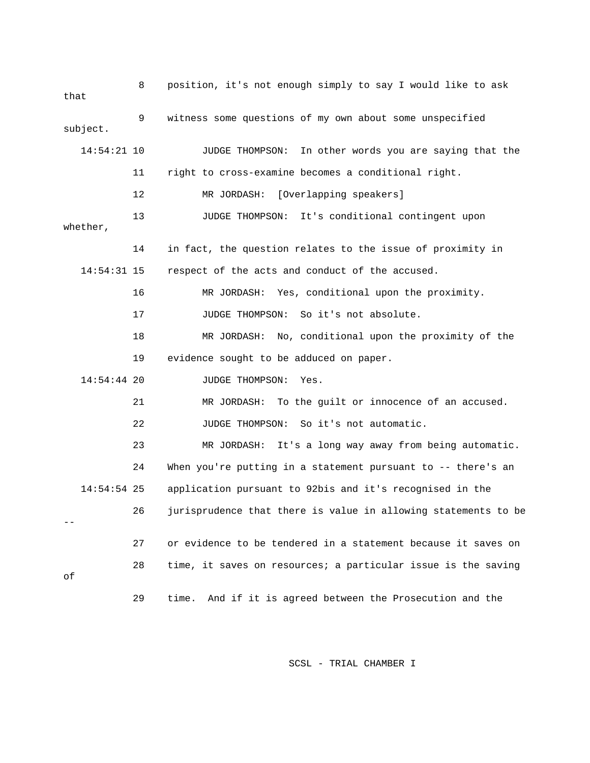8 position, it's not enough simply to say I would like to ask that

9 witness some questions of my own about some unspecified subject.

14:54:21 10 JUDGE THOMPSON: In other words you are saying that the

11 right to cross-examine becomes a conditional right.

12 MR JORDASH: [Overlapping speakers]

13 JUDGE THOMPSON: It's conditional contingent upon whether,

14 in fact, the question relates to the issue of proximity in

14:54:31 15 respect of the acts and conduct of the accused.

16 MR JORDASH: Yes, conditional upon the proximity.

17 JUDGE THOMPSON: So it's not absolute.

18 MR JORDASH: No, conditional upon the proximity of the

19 evidence sought to be adduced on paper.

14:54:44 20 JUDGE THOMPSON: Yes.

21 MR JORDASH: To the guilt or innocence of an accused.

22 JUDGE THOMPSON: So it's not automatic.

23 MR JORDASH: It's a long way away from being automatic.

24 When you're putting in a statement pursuant to -- there's an

14:54:54 25 application pursuant to 92bis and it's recognised in the

26 jurisprudence that there is value in allowing statements to be --

27 or evidence to be tendered in a statement because it saves on

28 time, it saves on resources; a particular issue is the saving of

29 time. And if it is agreed between the Prosecution and the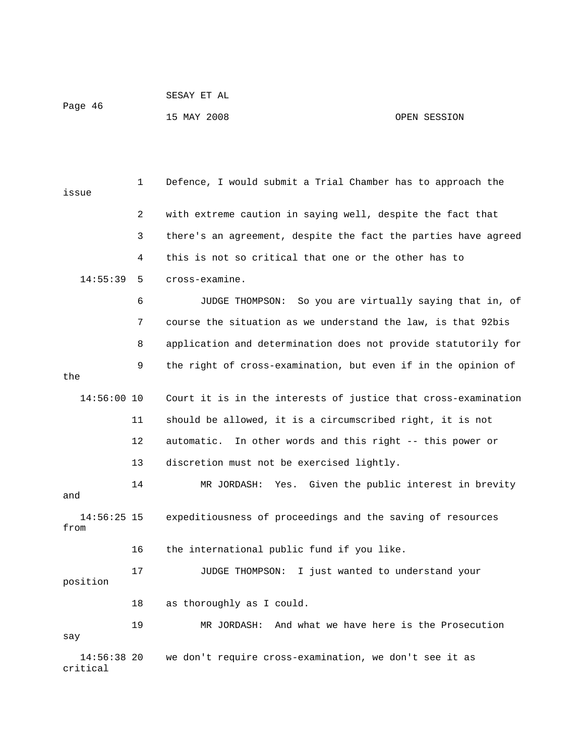Defence, I would submit a Trial Chamber has to approach the issue with extreme caution in saying well, despite the fact that there's an agreement, despite the fact the parties have agreed this is not so critical that one or the other has to cross-examine.

JUDGE THOMPSON: So you are virtually saying that in, of course the situation as we understand the law, is that 92bis application and determination does not provide statutorily for the right of cross-examination, but even if in the opinion of the Court it is in the interests of justice that cross-examination should be allowed, it is a circumscribed right, it is not automatic. In other words and this right -- this power or discretion must not be exercised lightly.

MR JORDASH: Yes. Given the public interest in brevity and expeditiousness of proceedings and the saving of resources from the international public fund if you like.

JUDGE THOMPSON: I just wanted to understand your position as thoroughly as I could.

MR JORDASH: And what we have here is the Prosecution say we don't require cross-examination, we don't see it as critical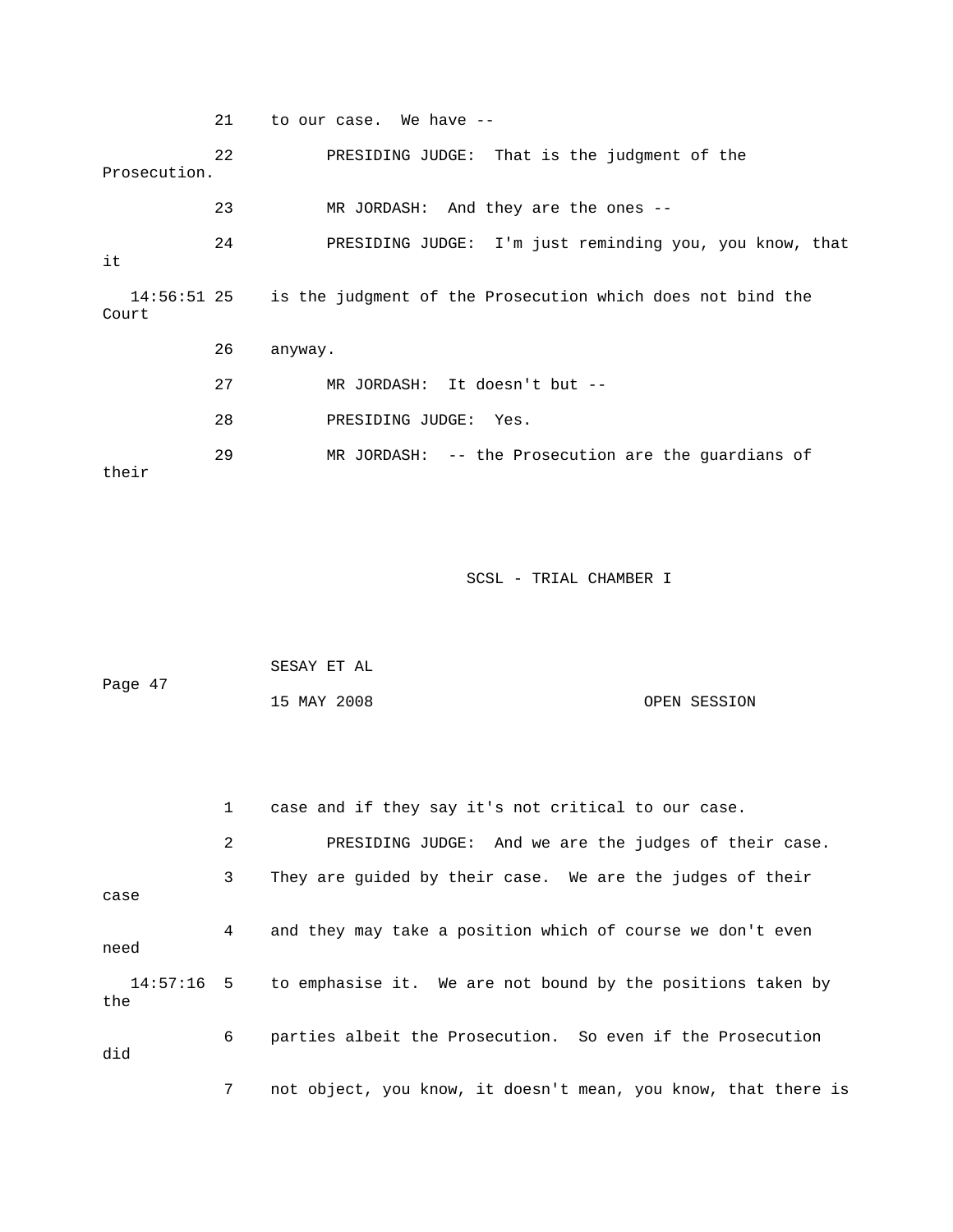21 to our case. We have --

22 PRESIDING JUDGE: That is the judgment of the Prosecution.

23 MR JORDASH: And they are the ones --

24 PRESIDING JUDGE: I'm just reminding you, you know, that it

14:56:51 25 is the judgment of the Prosecution which does not bind the Court

26 anyway.

27 MR JORDASH: It doesn't but --

28 PRESIDING JUDGE: Yes.

29 MR JORDASH: -- the Prosecution are the guardians of their

1 case and if they say it's not critical to our case.

2 PRESIDING JUDGE: And we are the judges of their case.

3 They are guided by their case. We are the judges of their case

4 and they may take a position which of course we don't even need

14:57:16 5 to emphasise it. We are not bound by the positions taken by the

6 parties albeit the Prosecution. So even if the Prosecution did

7 not object, you know, it doesn't mean, you know, that there is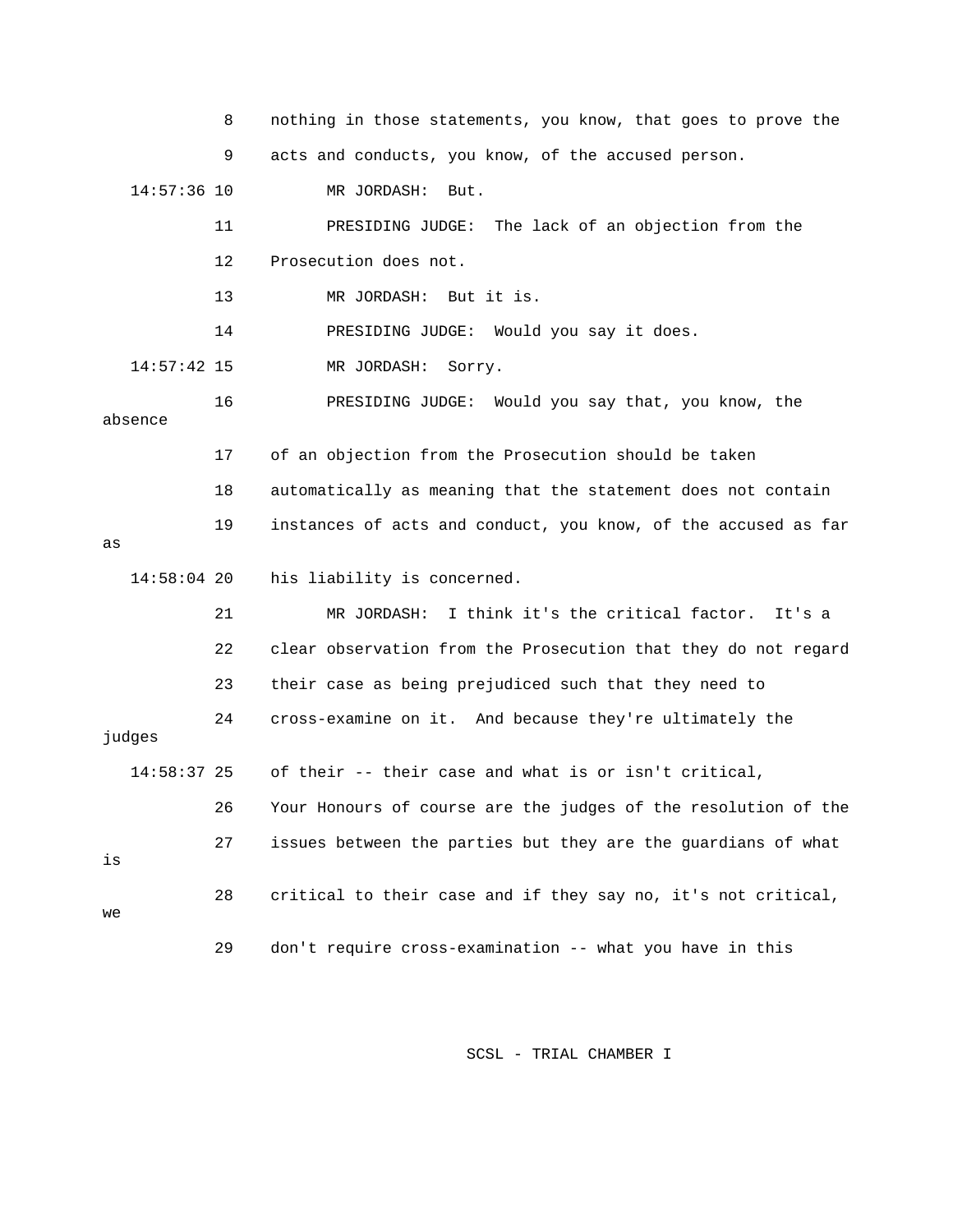8 nothing in those statements, you know, that goes to prove the

9 acts and conducts, you know, of the accused person.

14:57:36 10 MR JORDASH: But.

11 PRESIDING JUDGE: The lack of an objection from the

12 Prosecution does not.

13 MR JORDASH: But it is.

14 PRESIDING JUDGE: Would you say it does.

14:57:42 15 MR JORDASH: Sorry.

16 PRESIDING JUDGE: Would you say that, you know, the absence

17 of an objection from the Prosecution should be taken

18 automatically as meaning that the statement does not contain

19 instances of acts and conduct, you know, of the accused as far as

14:58:04 20 his liability is concerned.

21 MR JORDASH: I think it's the critical factor. It's a

22 clear observation from the Prosecution that they do not regard

23 their case as being prejudiced such that they need to

24 cross-examine on it. And because they're ultimately the judges

14:58:37 25 of their -- their case and what is or isn't critical,

26 Your Honours of course are the judges of the resolution of the

27 issues between the parties but they are the guardians of what is

28 critical to their case and if they say no, it's not critical, we

29 don't require cross-examination -- what you have in this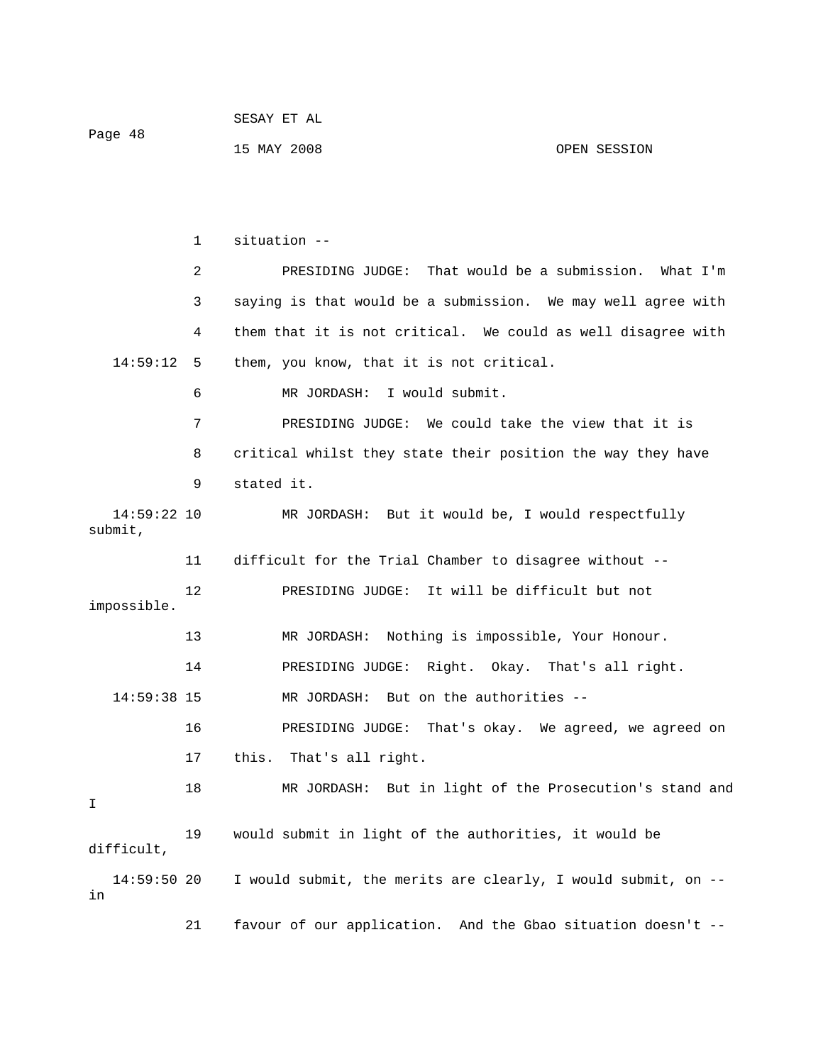situation --

PRESIDING JUDGE: That would be a submission. What I'm saying is that would be a submission. We may well agree with them that it is not critical. We could as well disagree with them, you know, that it is not critical.

MR JORDASH: I would submit.

PRESIDING JUDGE: We could take the view that it is critical whilst they state their position the way they have stated it.

MR JORDASH: But it would be, I would respectfully submit, difficult for the Trial Chamber to disagree without --

PRESIDING JUDGE: It will be difficult but not impossible.

MR JORDASH: Nothing is impossible, Your Honour.

PRESIDING JUDGE: Right. Okay. That's all right.

MR JORDASH: But on the authorities --

PRESIDING JUDGE: That's okay. We agreed, we agreed on this. That's all right.

MR JORDASH: But in light of the Prosecution's stand and I would submit in light of the authorities, it would be difficult, I would submit, the merits are clearly, I would submit, on -- in favour of our application. And the Gbao situation doesn't --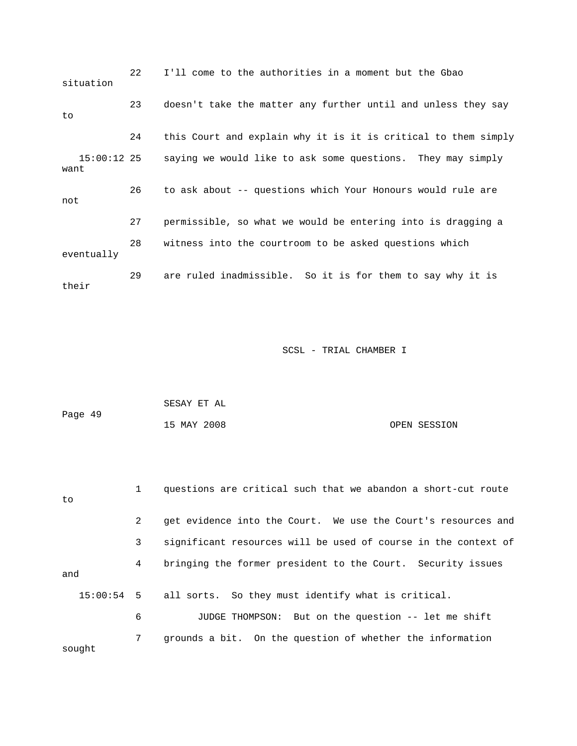22 I'll come to the authorities in a moment but the Gbao situation

23 doesn't take the matter any further until and unless they say to

24 this Court and explain why it is it is critical to them simply

15:00:12 25 saying we would like to ask some questions. They may simply want

26 to ask about -- questions which Your Honours would rule are not

27 permissible, so what we would be entering into is dragging a

28 witness into the courtroom to be asked questions which eventually

29 are ruled inadmissible. So it is for them to say why it is their

1 questions are critical such that we abandon a short-cut route to

2 get evidence into the Court. We use the Court's resources and

3 significant resources will be used of course in the context of

4 bringing the former president to the Court. Security issues and

15:00:54 5 all sorts. So they must identify what is critical.

6 JUDGE THOMPSON: But on the question -- let me shift

7 grounds a bit. On the question of whether the information sought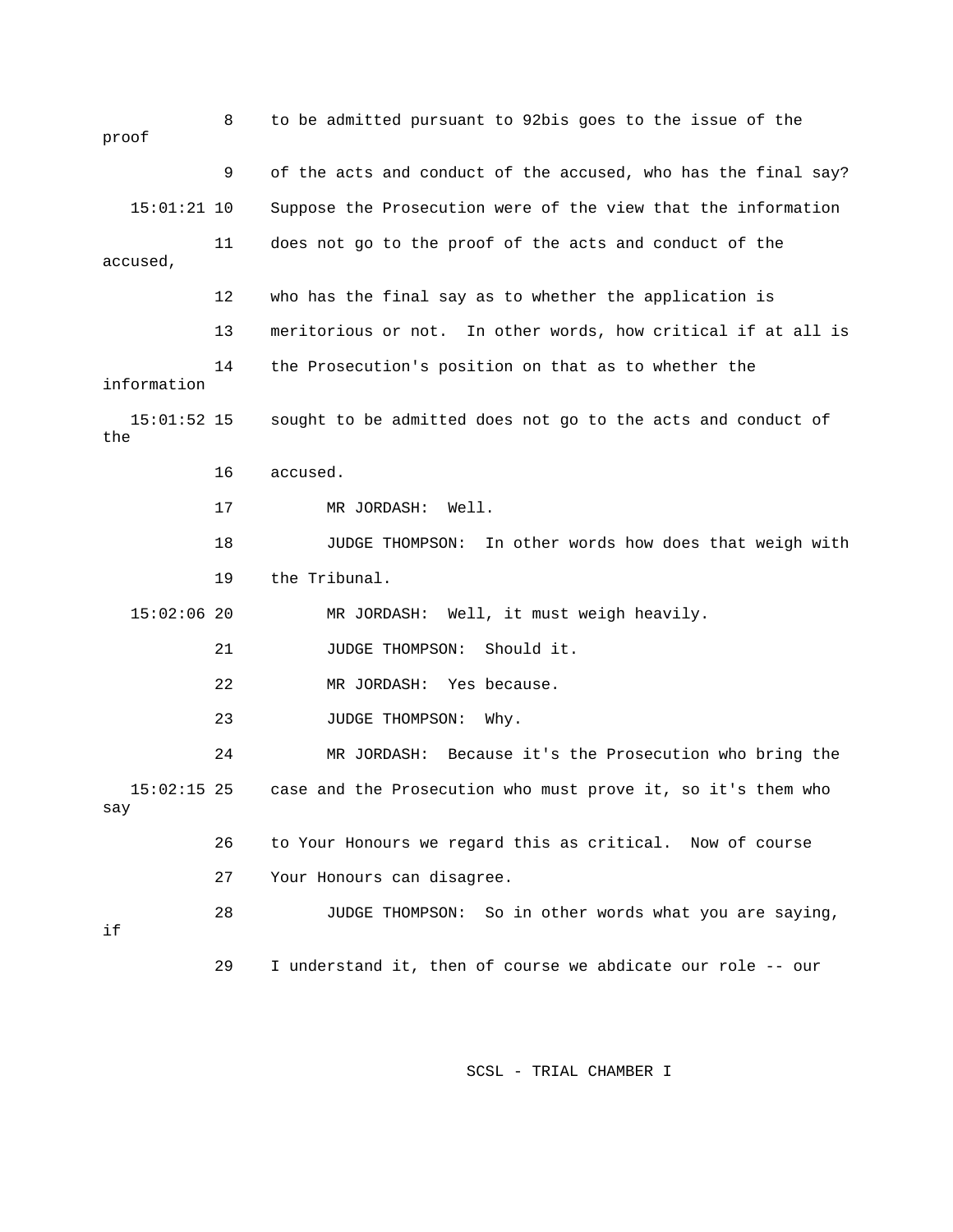8 to be admitted pursuant to 92bis goes to the issue of the proof

9 of the acts and conduct of the accused, who has the final say?

15:01:21 10 Suppose the Prosecution were of the view that the information

11 does not go to the proof of the acts and conduct of the accused,

12 who has the final say as to whether the application is

13 meritorious or not. In other words, how critical if at all is

14 the Prosecution's position on that as to whether the information

15:01:52 15 sought to be admitted does not go to the acts and conduct of the

16 accused.

17 MR JORDASH: Well.

18 JUDGE THOMPSON: In other words how does that weigh with

19 the Tribunal.

15:02:06 20 MR JORDASH: Well, it must weigh heavily.

21 JUDGE THOMPSON: Should it.

22 MR JORDASH: Yes because.

23 JUDGE THOMPSON: Why.

24 MR JORDASH: Because it's the Prosecution who bring the

15:02:15 25 case and the Prosecution who must prove it, so it's them who say

26 to Your Honours we regard this as critical. Now of course

27 Your Honours can disagree.

28 JUDGE THOMPSON: So in other words what you are saying, if

29 I understand it, then of course we abdicate our role -- our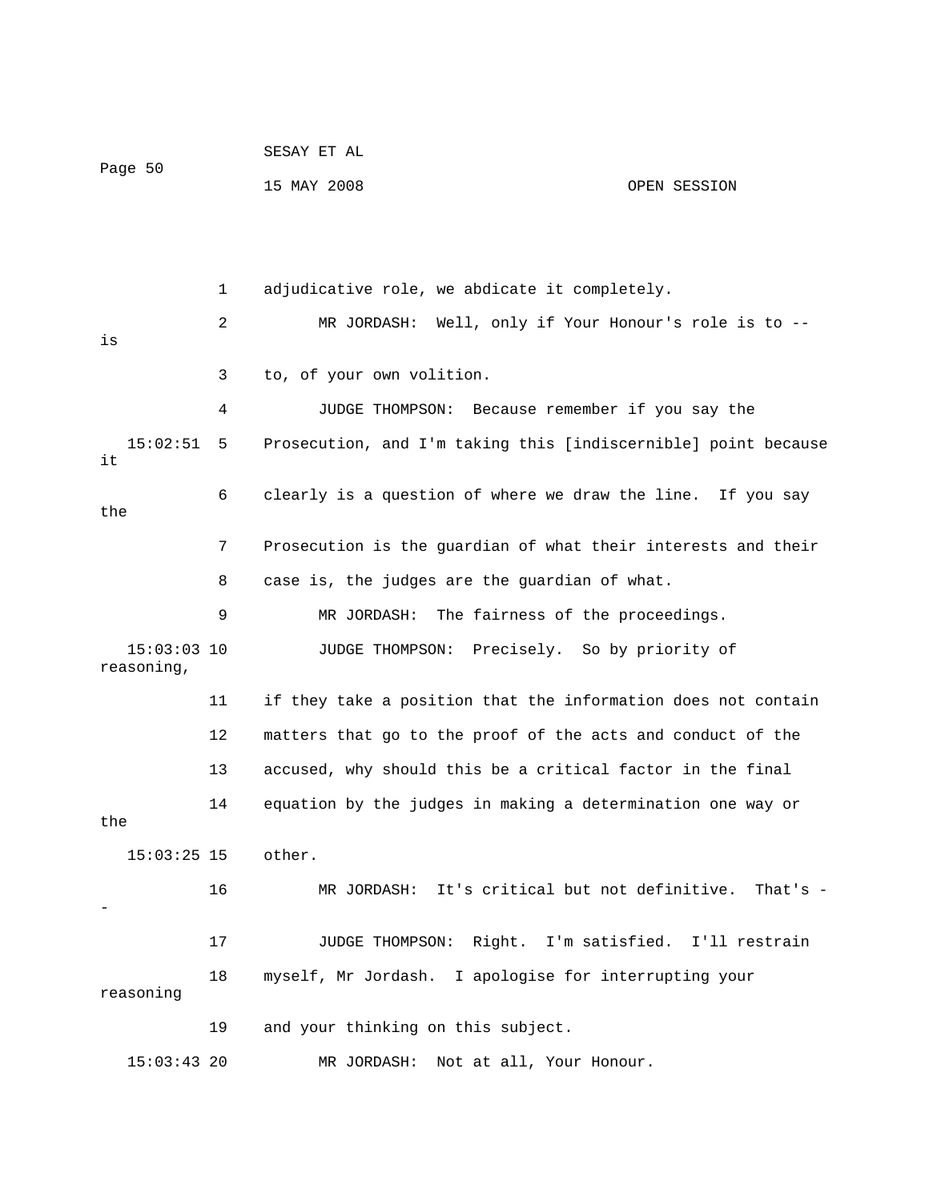adjudicative role, we abdicate it completely.

MR JORDASH: Well, only if Your Honour's role is to -- is to, of your own volition.

JUDGE THOMPSON: Because remember if you say the Prosecution, and I'm taking this [indiscernible] point because it clearly is a question of where we draw the line. If you say the Prosecution is the guardian of what their interests and their case is, the judges are the guardian of what.

MR JORDASH: The fairness of the proceedings.

JUDGE THOMPSON: Precisely. So by priority of reasoning, if they take a position that the information does not contain matters that go to the proof of the acts and conduct of the accused, why should this be a critical factor in the final equation by the judges in making a determination one way or the other.

MR JORDASH: It's critical but not definitive. That's --

JUDGE THOMPSON: Right. I'm satisfied. I'll restrain myself, Mr Jordash. I apologise for interrupting your reasoning and your thinking on this subject.

MR JORDASH: Not at all, Your Honour.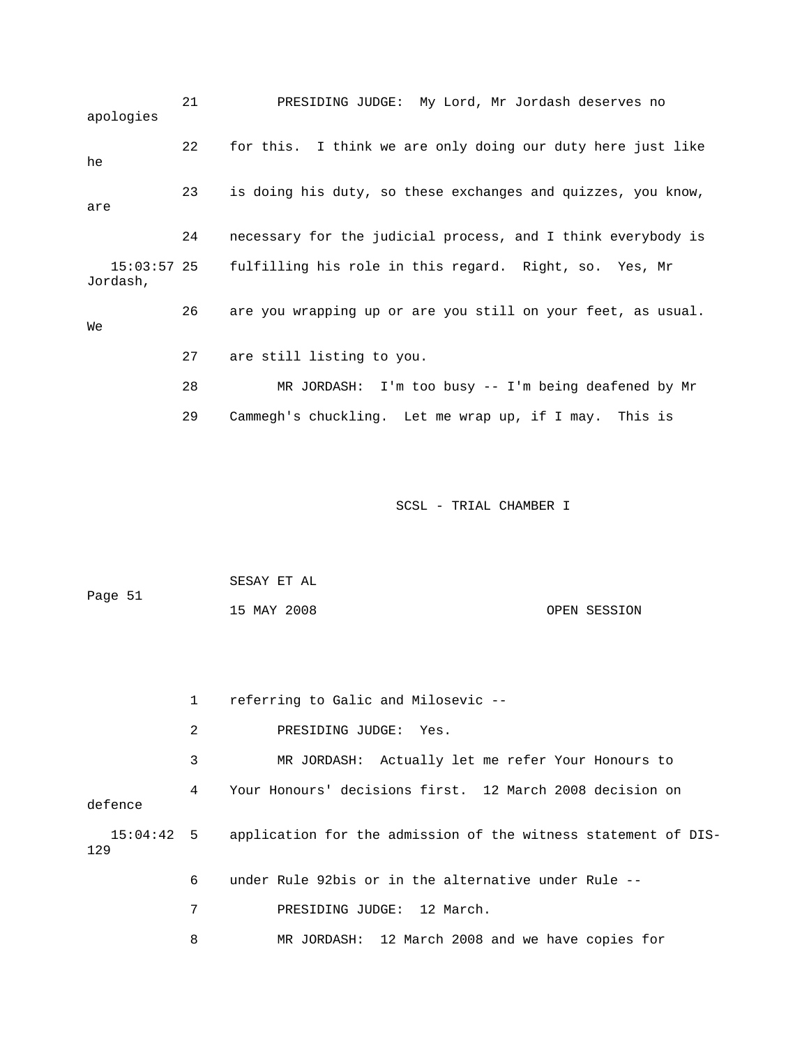21 PRESIDING JUDGE: My Lord, Mr Jordash deserves no apologies

22 for this. I think we are only doing our duty here just like he

23 is doing his duty, so these exchanges and quizzes, you know, are

24 necessary for the judicial process, and I think everybody is

15:03:57 25 fulfilling his role in this regard. Right, so. Yes, Mr Jordash,

26 are you wrapping up or are you still on your feet, as usual. We

27 are still listing to you.

28 MR JORDASH: I'm too busy -- I'm being deafened by Mr

29 Cammegh's chuckling. Let me wrap up, if I may. This is

1 referring to Galic and Milosevic --

2 PRESIDING JUDGE: Yes.

3 MR JORDASH: Actually let me refer Your Honours to

4 Your Honours' decisions first. 12 March 2008 decision on defence

15:04:42 5 application for the admission of the witness statement of DIS-129

6 under Rule 92bis or in the alternative under Rule --

7 PRESIDING JUDGE: 12 March.

8 MR JORDASH: 12 March 2008 and we have copies for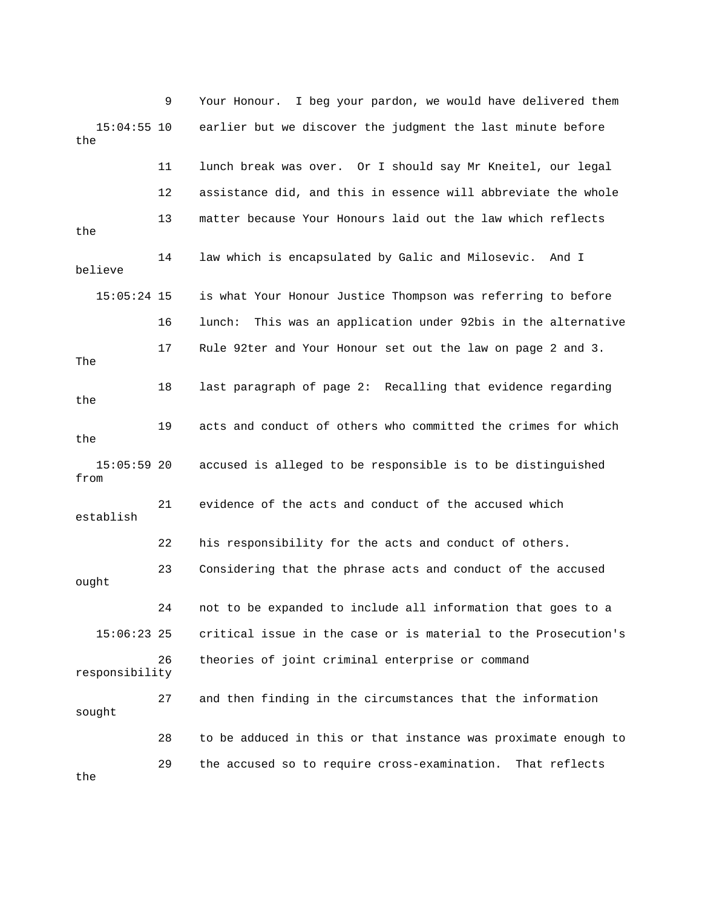9 Your Honour. I beg your pardon, we would have delivered them

15:04:55 10 earlier but we discover the judgment the last minute before the

11 lunch break was over. Or I should say Mr Kneitel, our legal

12 assistance did, and this in essence will abbreviate the whole

13 matter because Your Honours laid out the law which reflects the

14 law which is encapsulated by Galic and Milosevic. And I believe

15:05:24 15 is what Your Honour Justice Thompson was referring to before

16 lunch: This was an application under 92bis in the alternative

17 Rule 92ter and Your Honour set out the law on page 2 and 3. The

18 last paragraph of page 2: Recalling that evidence regarding the

19 acts and conduct of others who committed the crimes for which the

15:05:59 20 accused is alleged to be responsible is to be distinguished from

21 evidence of the acts and conduct of the accused which establish

22 his responsibility for the acts and conduct of others.

23 Considering that the phrase acts and conduct of the accused ought

24 not to be expanded to include all information that goes to a

15:06:23 25 critical issue in the case or is material to the Prosecution's

26 theories of joint criminal enterprise or command responsibility

27 and then finding in the circumstances that the information sought

28 to be adduced in this or that instance was proximate enough to

29 the accused so to require cross-examination. That reflects the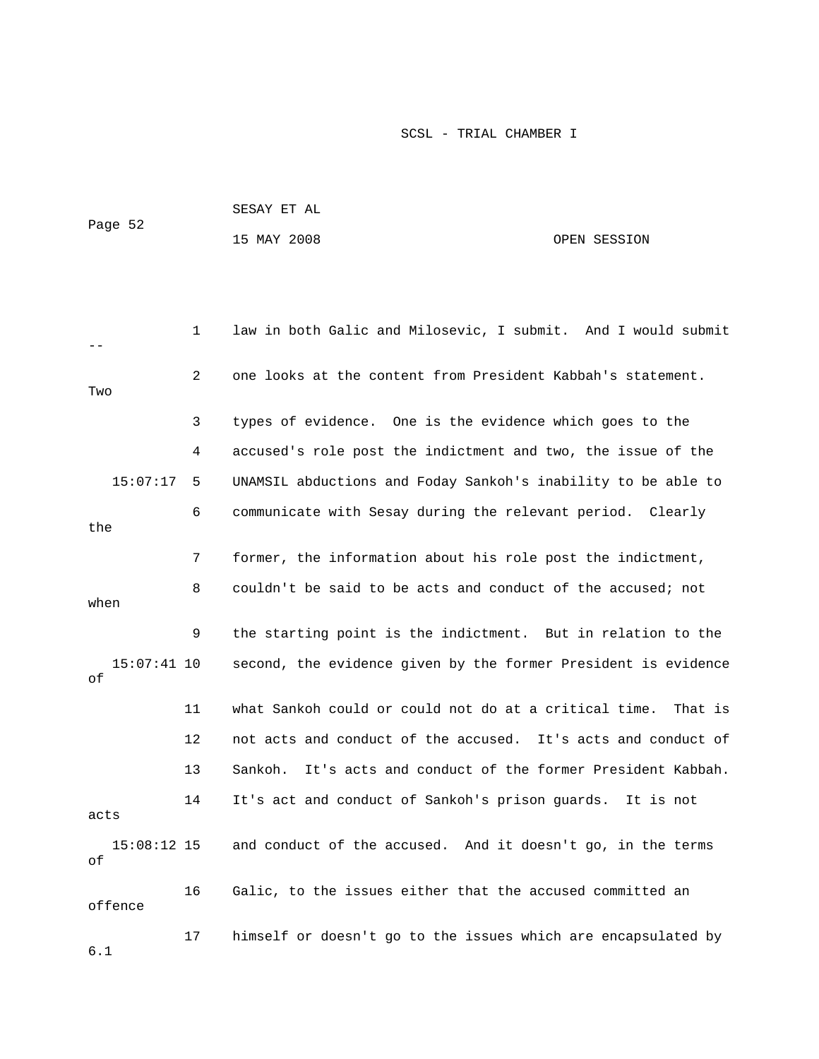1 law in both Galic and Milosevic, I submit. And I would submit --

2 one looks at the content from President Kabbah's statement. Two

3 types of evidence. One is the evidence which goes to the

4 accused's role post the indictment and two, the issue of the

15:07:17 5 UNAMSIL abductions and Foday Sankoh's inability to be able to

6 communicate with Sesay during the relevant period. Clearly the

7 former, the information about his role post the indictment,

8 couldn't be said to be acts and conduct of the accused; not when

9 the starting point is the indictment. But in relation to the

15:07:41 10 second, the evidence given by the former President is evidence of

11 what Sankoh could or could not do at a critical time. That is

12 not acts and conduct of the accused. It's acts and conduct of

13 Sankoh. It's acts and conduct of the former President Kabbah.

14 It's act and conduct of Sankoh's prison guards. It is not acts

15:08:12 15 and conduct of the accused. And it doesn't go, in the terms of

16 Galic, to the issues either that the accused committed an offence

17 himself or doesn't go to the issues which are encapsulated by 6.1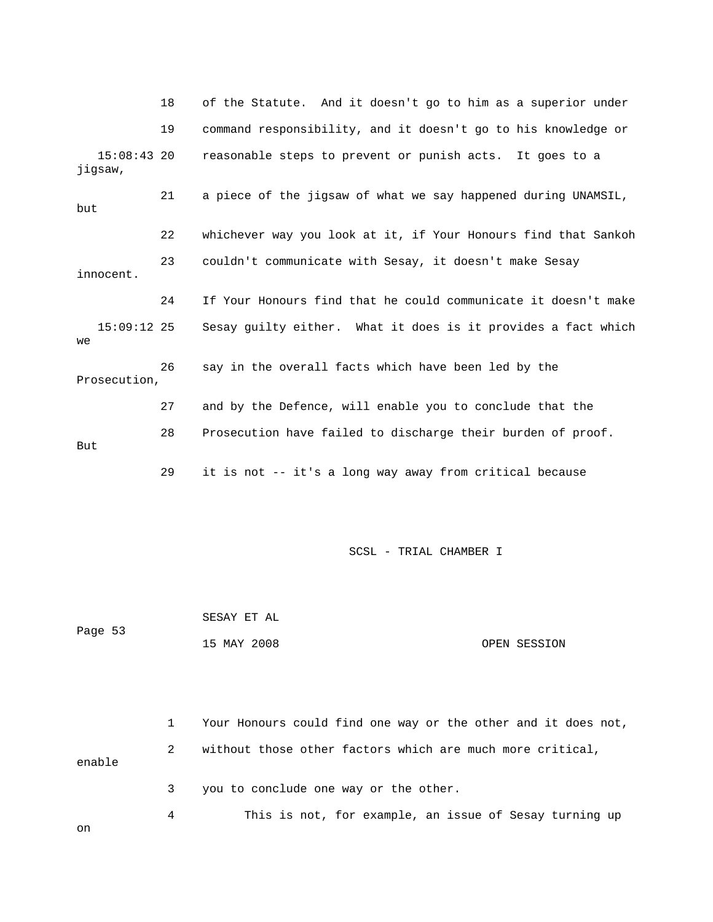18 of the Statute. And it doesn't go to him as a superior under

19 command responsibility, and it doesn't go to his knowledge or

15:08:43 20 reasonable steps to prevent or punish acts. It goes to a jigsaw,

21 a piece of the jigsaw of what we say happened during UNAMSIL, but

22 whichever way you look at it, if Your Honours find that Sankoh

23 couldn't communicate with Sesay, it doesn't make Sesay innocent.

24 If Your Honours find that he could communicate it doesn't make

15:09:12 25 Sesay guilty either. What it does is it provides a fact which we

26 say in the overall facts which have been led by the Prosecution,

27 and by the Defence, will enable you to conclude that the

28 Prosecution have failed to discharge their burden of proof. But

29 it is not -- it's a long way away from critical because

1 Your Honours could find one way or the other and it does not,

2 without those other factors which are much more critical, enable

3 you to conclude one way or the other.

4 This is not, for example, an issue of Sesay turning up on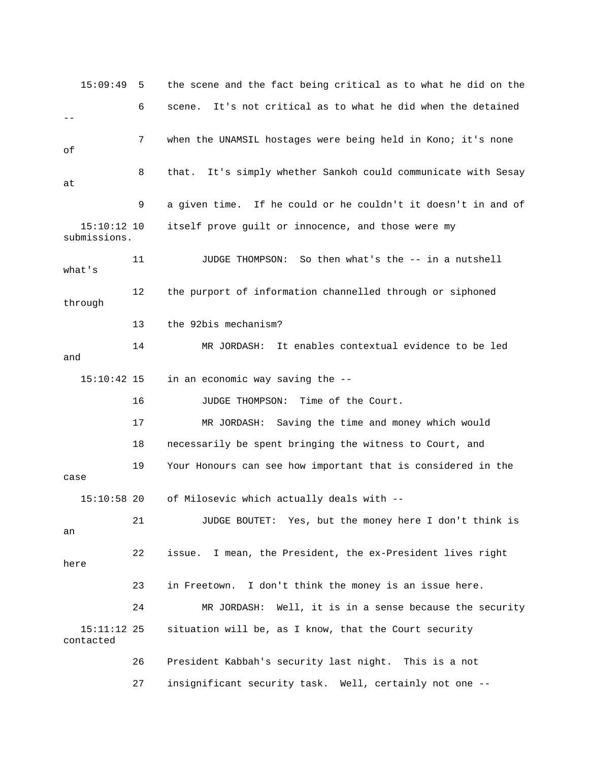15:09:49 5 the scene and the fact being critical as to what he did on the

6 scene. It's not critical as to what he did when the detained --

7 when the UNAMSIL hostages were being held in Kono; it's none of

8 that. It's simply whether Sankoh could communicate with Sesay at

9 a given time. If he could or he couldn't it doesn't in and of

15:10:12 10 itself prove guilt or innocence, and those were my submissions.

11 JUDGE THOMPSON: So then what's the -- in a nutshell what's

12 the purport of information channelled through or siphoned through

13 the 92bis mechanism?

14 MR JORDASH: It enables contextual evidence to be led and

15:10:42 15 in an economic way saving the --

16 JUDGE THOMPSON: Time of the Court.

17 MR JORDASH: Saving the time and money which would

18 necessarily be spent bringing the witness to Court, and

19 Your Honours can see how important that is considered in the case

15:10:58 20 of Milosevic which actually deals with --

21 JUDGE BOUTET: Yes, but the money here I don't think is an

22 issue. I mean, the President, the ex-President lives right here

23 in Freetown. I don't think the money is an issue here.

24 MR JORDASH: Well, it is in a sense because the security

15:11:12 25 situation will be, as I know, that the Court security contacted

26 President Kabbah's security last night. This is a not

27 insignificant security task. Well, certainly not one --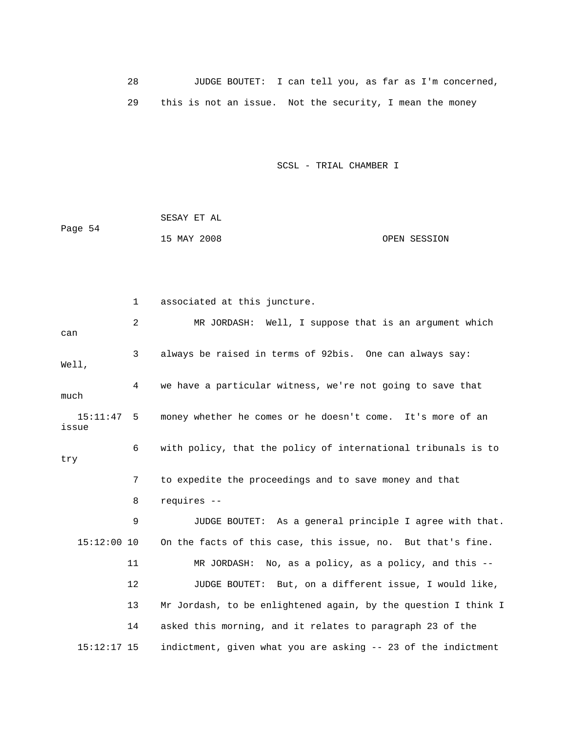28 JUDGE BOUTET: I can tell you, as far as I'm concerned,

29 this is not an issue. Not the security, I mean the money

1 associated at this juncture.

2 MR JORDASH: Well, I suppose that is an argument which can

3 always be raised in terms of 92bis. One can always say: Well,

4 we have a particular witness, we're not going to save that much

15:11:47 5 money whether he comes or he doesn't come. It's more of an issue

6 with policy, that the policy of international tribunals is to try

7 to expedite the proceedings and to save money and that

8 requires --

9 JUDGE BOUTET: As a general principle I agree with that.

15:12:00 10 On the facts of this case, this issue, no. But that's fine.

11 MR JORDASH: No, as a policy, as a policy, and this --

12 JUDGE BOUTET: But, on a different issue, I would like,

13 Mr Jordash, to be enlightened again, by the question I think I

14 asked this morning, and it relates to paragraph 23 of the

15:12:17 15 indictment, given what you are asking -- 23 of the indictment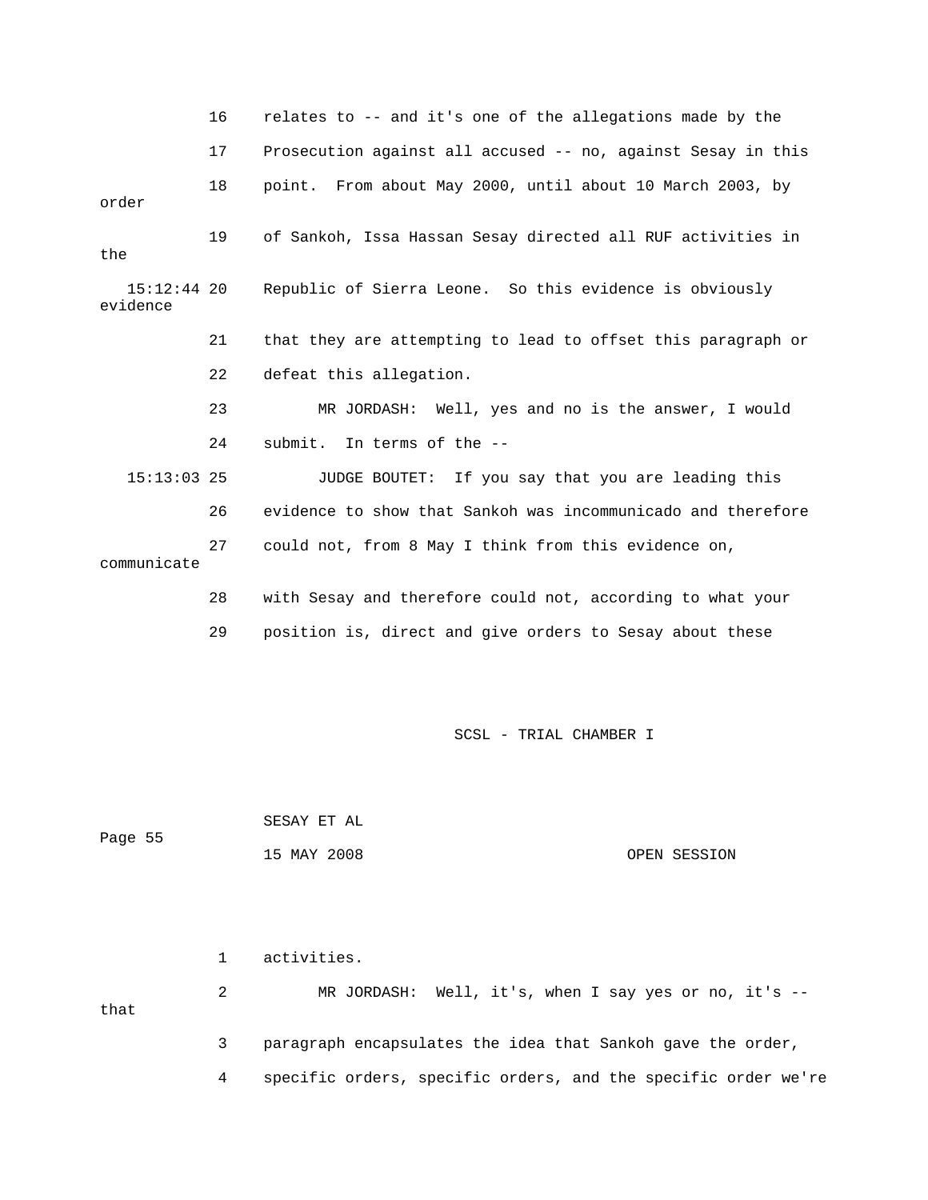16 relates to -- and it's one of the allegations made by the

17 Prosecution against all accused -- no, against Sesay in this

18 point. From about May 2000, until about 10 March 2003, by order

19 of Sankoh, Issa Hassan Sesay directed all RUF activities in the

15:12:44 20 Republic of Sierra Leone. So this evidence is obviously evidence

21 that they are attempting to lead to offset this paragraph or

22 defeat this allegation.

23 MR JORDASH: Well, yes and no is the answer, I would

24 submit. In terms of the --

15:13:03 25 JUDGE BOUTET: If you say that you are leading this

26 evidence to show that Sankoh was incommunicado and therefore

27 could not, from 8 May I think from this evidence on, communicate

28 with Sesay and therefore could not, according to what your

29 position is, direct and give orders to Sesay about these

1 activities.

2 MR JORDASH: Well, it's, when I say yes or no, it's -- that

3 paragraph encapsulates the idea that Sankoh gave the order,

4 specific orders, specific orders, and the specific order we're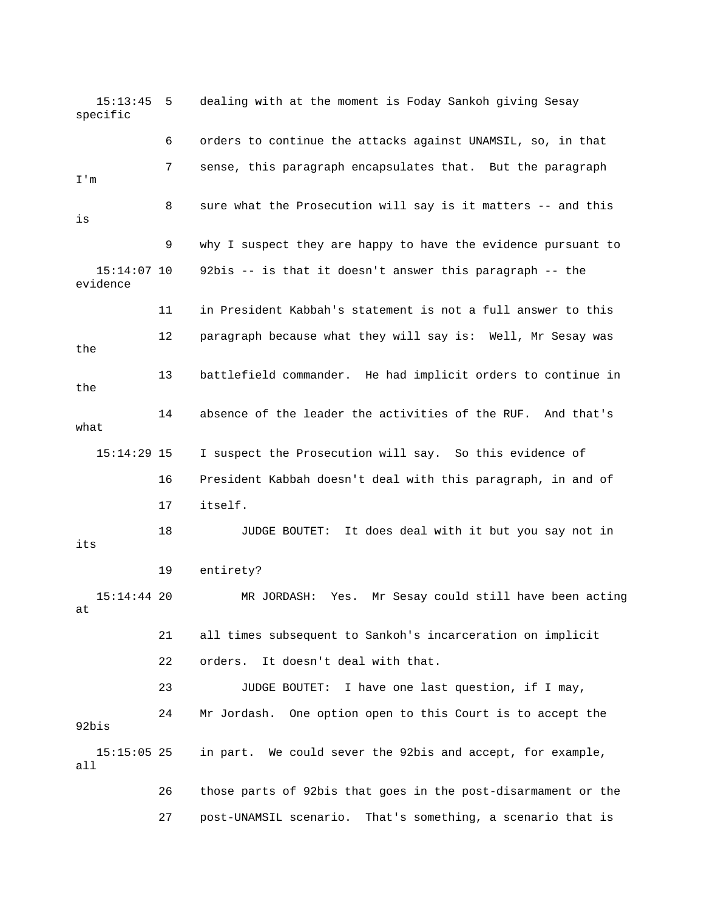15:13:45 5 dealing with at the moment is Foday Sankoh giving Sesay specific

6 orders to continue the attacks against UNAMSIL, so, in that

7 sense, this paragraph encapsulates that. But the paragraph I'm

8 sure what the Prosecution will say is it matters -- and this is

9 why I suspect they are happy to have the evidence pursuant to

15:14:07 10 92bis -- is that it doesn't answer this paragraph -- the evidence

11 in President Kabbah's statement is not a full answer to this

12 paragraph because what they will say is: Well, Mr Sesay was the

13 battlefield commander. He had implicit orders to continue in the

14 absence of the leader the activities of the RUF. And that's what

15:14:29 15 I suspect the Prosecution will say. So this evidence of

16 President Kabbah doesn't deal with this paragraph, in and of

17 itself.

18 JUDGE BOUTET: It does deal with it but you say not in its

19 entirety?

15:14:44 20 MR JORDASH: Yes. Mr Sesay could still have been acting at

21 all times subsequent to Sankoh's incarceration on implicit

22 orders. It doesn't deal with that.

23 JUDGE BOUTET: I have one last question, if I may,

24 Mr Jordash. One option open to this Court is to accept the 92bis

15:15:05 25 in part. We could sever the 92bis and accept, for example, all

26 those parts of 92bis that goes in the post-disarmament or the

27 post-UNAMSIL scenario. That's something, a scenario that is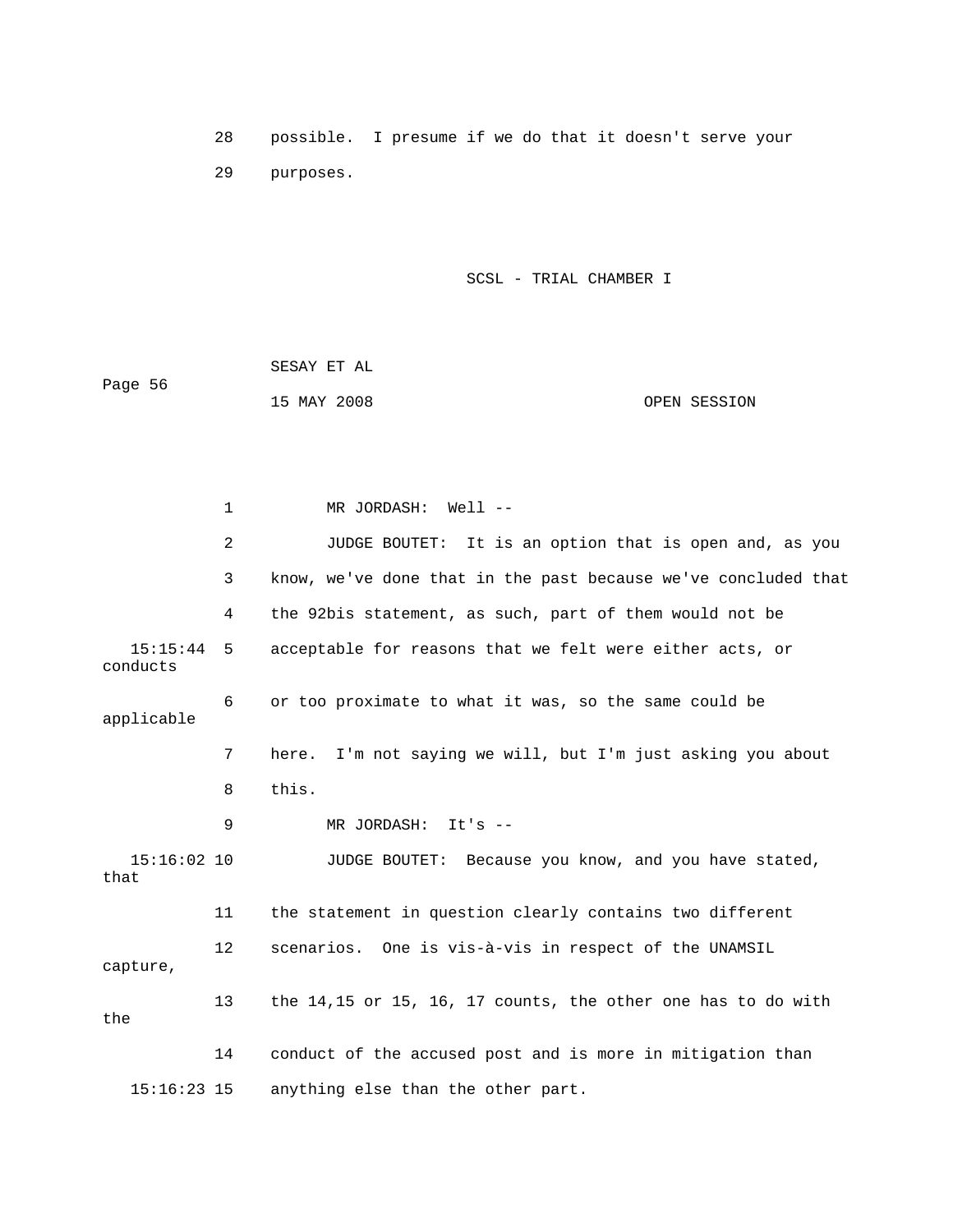28 possible. I presume if we do that it doesn't serve your

29 purposes.

SCSL - TRIAL CHAMBER I

SESAY ET AL

15 MAY 2008 OPEN SESSION

1 MR JORDASH: Well --

2 JUDGE BOUTET: It is an option that is open and, as you

3 know, we've done that in the past because we've concluded that

4 the 92bis statement, as such, part of them would not be

15:15:44 5 acceptable for reasons that we felt were either acts, or conducts

6 or too proximate to what it was, so the same could be applicable

7 here. I'm not saying we will, but I'm just asking you about

8 this.

9 MR JORDASH: It's --

15:16:02 10 JUDGE BOUTET: Because you know, and you have stated, that

11 the statement in question clearly contains two different

12 scenarios. One is vis-à-vis in respect of the UNAMSIL capture,

13 the 14,15 or 15, 16, 17 counts, the other one has to do with the

14 conduct of the accused post and is more in mitigation than

15:16:23 15 anything else than the other part.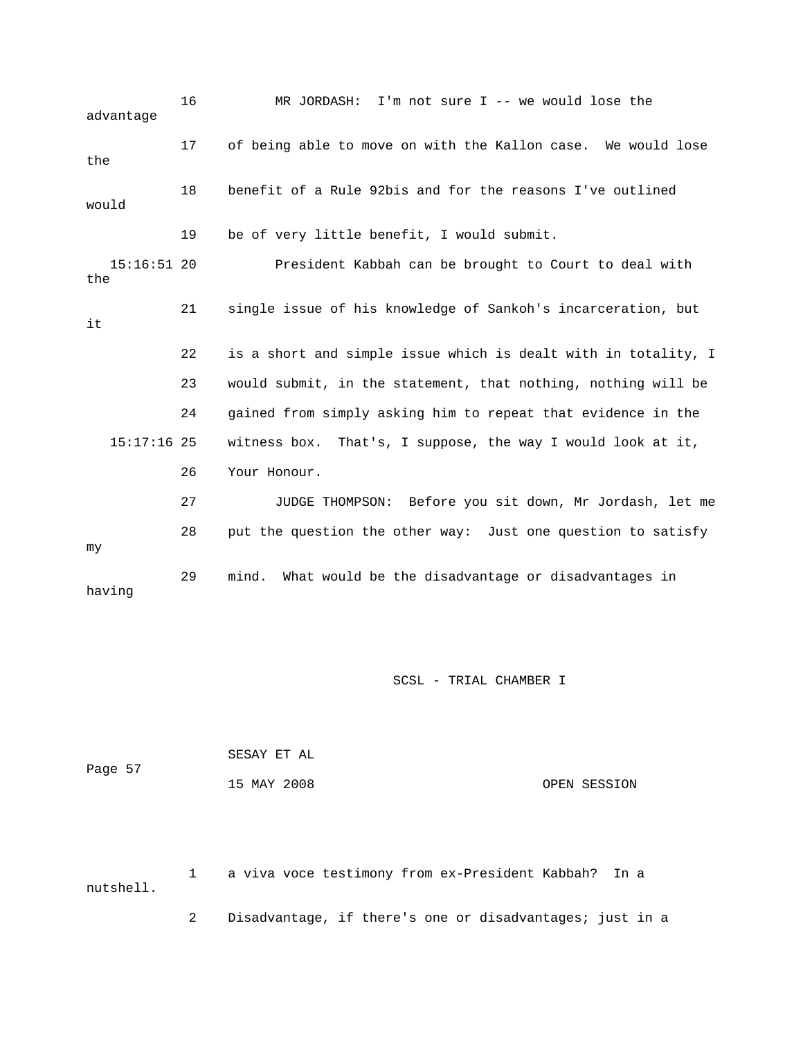16 MR JORDASH: I'm not sure I -- we would lose the advantage

17 of being able to move on with the Kallon case. We would lose the

18 benefit of a Rule 92bis and for the reasons I've outlined would

19 be of very little benefit, I would submit.

15:16:51 20 President Kabbah can be brought to Court to deal with the

21 single issue of his knowledge of Sankoh's incarceration, but it

22 is a short and simple issue which is dealt with in totality, I

23 would submit, in the statement, that nothing, nothing will be

24 gained from simply asking him to repeat that evidence in the

15:17:16 25 witness box. That's, I suppose, the way I would look at it,

26 Your Honour.

27 JUDGE THOMPSON: Before you sit down, Mr Jordash, let me

28 put the question the other way: Just one question to satisfy my

29 mind. What would be the disadvantage or disadvantages in having

1 a viva voce testimony from ex-President Kabbah? In a nutshell.

2 Disadvantage, if there's one or disadvantages; just in a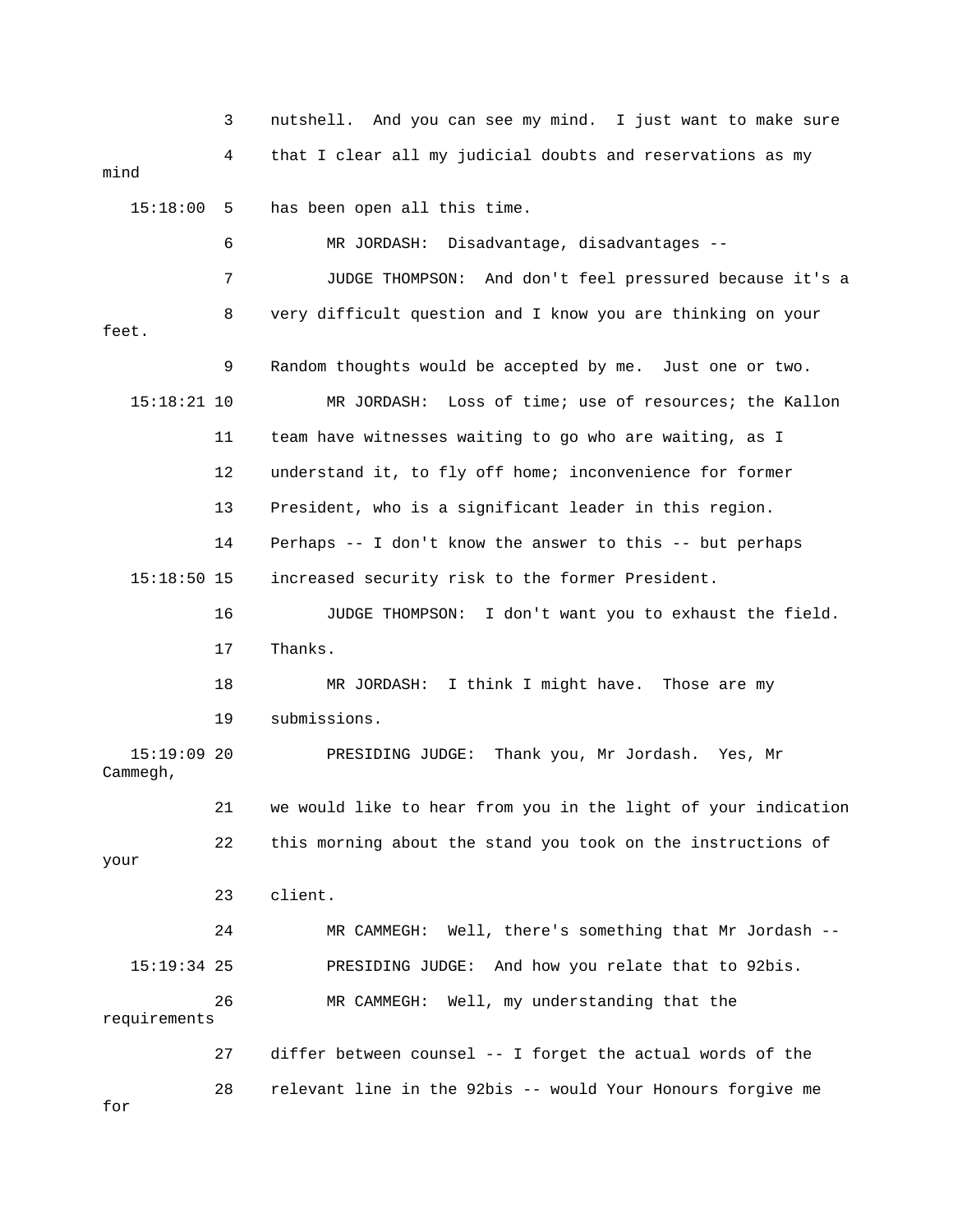3 nutshell. And you can see my mind. I just want to make sure

4 that I clear all my judicial doubts and reservations as my mind

15:18:00 5 has been open all this time.

6 MR JORDASH: Disadvantage, disadvantages --

7 JUDGE THOMPSON: And don't feel pressured because it's a

8 very difficult question and I know you are thinking on your feet.

9 Random thoughts would be accepted by me. Just one or two.

15:18:21 10 MR JORDASH: Loss of time; use of resources; the Kallon

11 team have witnesses waiting to go who are waiting, as I

12 understand it, to fly off home; inconvenience for former

13 President, who is a significant leader in this region.

14 Perhaps -- I don't know the answer to this -- but perhaps

15:18:50 15 increased security risk to the former President.

16 JUDGE THOMPSON: I don't want you to exhaust the field.

17 Thanks.

18 MR JORDASH: I think I might have. Those are my

19 submissions.

15:19:09 20 PRESIDING JUDGE: Thank you, Mr Jordash. Yes, Mr Cammegh,

21 we would like to hear from you in the light of your indication

22 this morning about the stand you took on the instructions of your

23 client.

24 MR CAMMEGH: Well, there's something that Mr Jordash --

15:19:34 25 PRESIDING JUDGE: And how you relate that to 92bis.

26 MR CAMMEGH: Well, my understanding that the requirements

27 differ between counsel -- I forget the actual words of the

28 relevant line in the 92bis -- would Your Honours forgive me for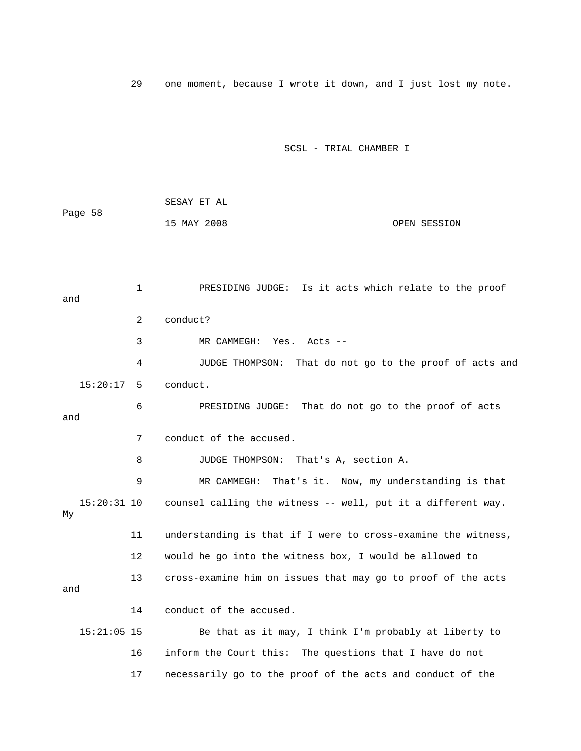29 one moment, because I wrote it down, and I just lost my note.

1 PRESIDING JUDGE: Is it acts which relate to the proof and

2 conduct?

3 MR CAMMEGH: Yes. Acts --

4 JUDGE THOMPSON: That do not go to the proof of acts and

15:20:17 5 conduct.

6 PRESIDING JUDGE: That do not go to the proof of acts and

7 conduct of the accused.

8 JUDGE THOMPSON: That's A, section A.

9 MR CAMMEGH: That's it. Now, my understanding is that

15:20:31 10 counsel calling the witness -- well, put it a different way. My

11 understanding is that if I were to cross-examine the witness,

12 would he go into the witness box, I would be allowed to

13 cross-examine him on issues that may go to proof of the acts and

14 conduct of the accused.

15:21:05 15 Be that as it may, I think I'm probably at liberty to

16 inform the Court this: The questions that I have do not

17 necessarily go to the proof of the acts and conduct of the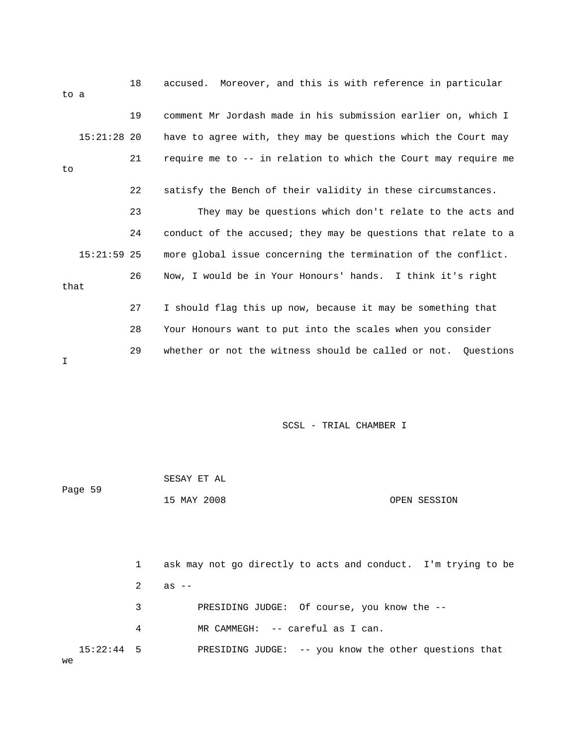18 accused. Moreover, and this is with reference in particular to a

19 comment Mr Jordash made in his submission earlier on, which I

15:21:28 20 have to agree with, they may be questions which the Court may

21 require me to -- in relation to which the Court may require me to

22 satisfy the Bench of their validity in these circumstances.

23 They may be questions which don't relate to the acts and

24 conduct of the accused; they may be questions that relate to a

15:21:59 25 more global issue concerning the termination of the conflict.

26 Now, I would be in Your Honours' hands. I think it's right that

27 I should flag this up now, because it may be something that

28 Your Honours want to put into the scales when you consider

29 whether or not the witness should be called or not. Questions I

SCSL - TRIAL CHAMBER I

SESAY ET AL

Page 59

15 MAY 2008 OPEN SESSION

1 ask may not go directly to acts and conduct. I'm trying to be

2 as --

3 PRESIDING JUDGE: Of course, you know the --

4 MR CAMMEGH: -- careful as I can.

15:22:44 5 PRESIDING JUDGE: -- you know the other questions that we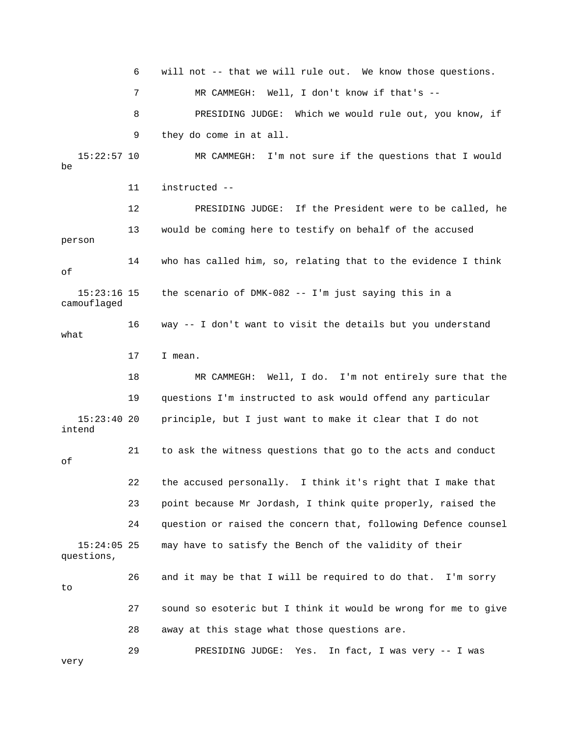6 will not -- that we will rule out. We know those questions.

7 MR CAMMEGH: Well, I don't know if that's --

8 PRESIDING JUDGE: Which we would rule out, you know, if

9 they do come in at all.

15:22:57 10 MR CAMMEGH: I'm not sure if the questions that I would be

11 instructed --

12 PRESIDING JUDGE: If the President were to be called, he

13 would be coming here to testify on behalf of the accused person

14 who has called him, so, relating that to the evidence I think of

15:23:16 15 the scenario of DMK-082 -- I'm just saying this in a camouflaged

16 way -- I don't want to visit the details but you understand what

17 I mean.

18 MR CAMMEGH: Well, I do. I'm not entirely sure that the

19 questions I'm instructed to ask would offend any particular

15:23:40 20 principle, but I just want to make it clear that I do not intend

21 to ask the witness questions that go to the acts and conduct of

22 the accused personally. I think it's right that I make that

23 point because Mr Jordash, I think quite properly, raised the

24 question or raised the concern that, following Defence counsel

15:24:05 25 may have to satisfy the Bench of the validity of their questions,

26 and it may be that I will be required to do that. I'm sorry to

27 sound so esoteric but I think it would be wrong for me to give

28 away at this stage what those questions are.

29 PRESIDING JUDGE: Yes. In fact, I was very -- I was very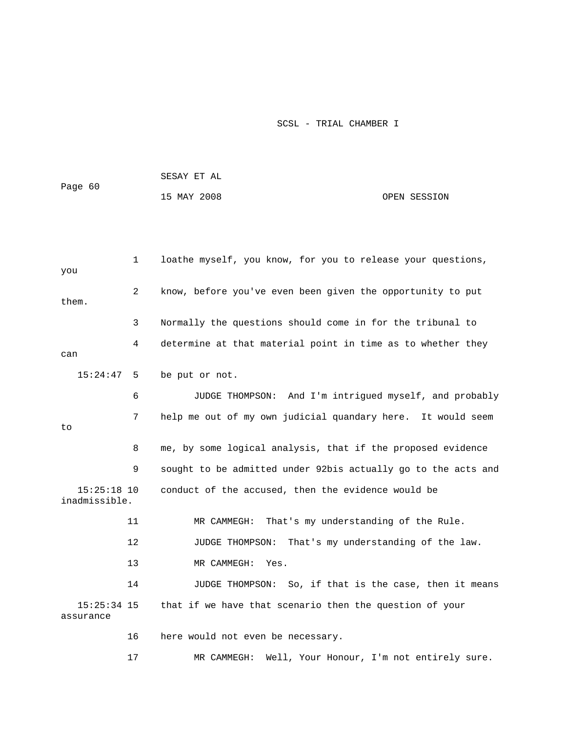loathe myself, you know, for you to release your questions, you know, before you've even been given the opportunity to put them. Normally the questions should come in for the tribunal to determine at that material point in time as to whether they can be put or not.

JUDGE THOMPSON: And I'm intrigued myself, and probably help me out of my own judicial quandary here. It would seem to me, by some logical analysis, that if the proposed evidence sought to be admitted under 92bis actually go to the acts and conduct of the accused, then the evidence would be inadmissible.

MR CAMMEGH: That's my understanding of the Rule.

JUDGE THOMPSON: That's my understanding of the law.

MR CAMMEGH: Yes.

JUDGE THOMPSON: So, if that is the case, then it means that if we have that scenario then the question of your assurance here would not even be necessary.

MR CAMMEGH: Well, Your Honour, I'm not entirely sure.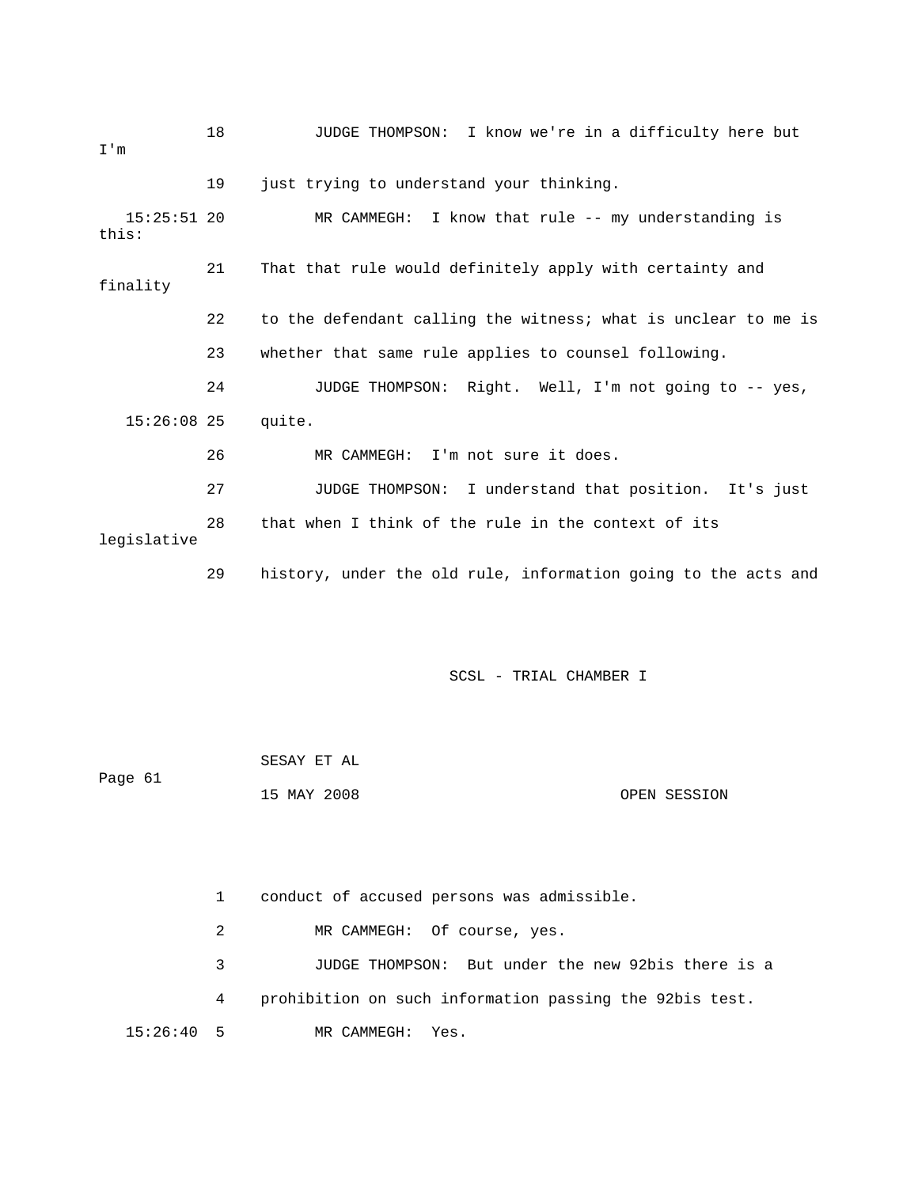18 JUDGE THOMPSON: I know we're in a difficulty here but I'm

19 just trying to understand your thinking.

15:25:51 20 MR CAMMEGH: I know that rule -- my understanding is this:

21 That that rule would definitely apply with certainty and finality

22 to the defendant calling the witness; what is unclear to me is

23 whether that same rule applies to counsel following.

24 JUDGE THOMPSON: Right. Well, I'm not going to -- yes,

15:26:08 25 quite.

26 MR CAMMEGH: I'm not sure it does.

27 JUDGE THOMPSON: I understand that position. It's just

28 that when I think of the rule in the context of its legislative

29 history, under the old rule, information going to the acts and

SCSL - TRIAL CHAMBER I

SESAY ET AL

15 MAY 2008 OPEN SESSION

1 conduct of accused persons was admissible.

2 MR CAMMEGH: Of course, yes.

3 JUDGE THOMPSON: But under the new 92bis there is a

4 prohibition on such information passing the 92bis test.

15:26:40 5 MR CAMMEGH: Yes.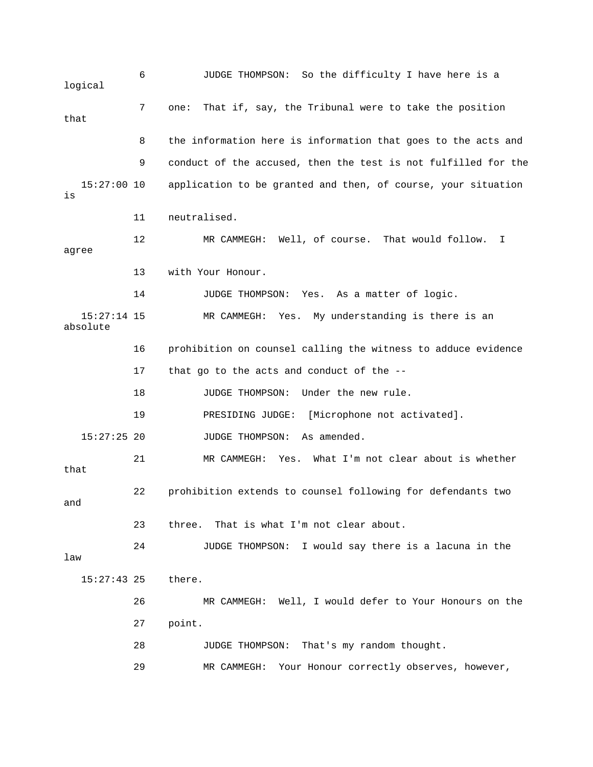6 JUDGE THOMPSON: So the difficulty I have here is a logical

7 one: That if, say, the Tribunal were to take the position that

8 the information here is information that goes to the acts and

9 conduct of the accused, then the test is not fulfilled for the

15:27:00 10 application to be granted and then, of course, your situation is

11 neutralised.

12 MR CAMMEGH: Well, of course. That would follow. I agree

13 with Your Honour.

14 JUDGE THOMPSON: Yes. As a matter of logic.

15:27:14 15 MR CAMMEGH: Yes. My understanding is there is an absolute

16 prohibition on counsel calling the witness to adduce evidence

17 that go to the acts and conduct of the --

18 JUDGE THOMPSON: Under the new rule.

19 PRESIDING JUDGE: [Microphone not activated].

15:27:25 20 JUDGE THOMPSON: As amended.

21 MR CAMMEGH: Yes. What I'm not clear about is whether that

22 prohibition extends to counsel following for defendants two and

23 three. That is what I'm not clear about.

24 JUDGE THOMPSON: I would say there is a lacuna in the law

15:27:43 25 there.

26 MR CAMMEGH: Well, I would defer to Your Honours on the

27 point.

28 JUDGE THOMPSON: That's my random thought.

29 MR CAMMEGH: Your Honour correctly observes, however,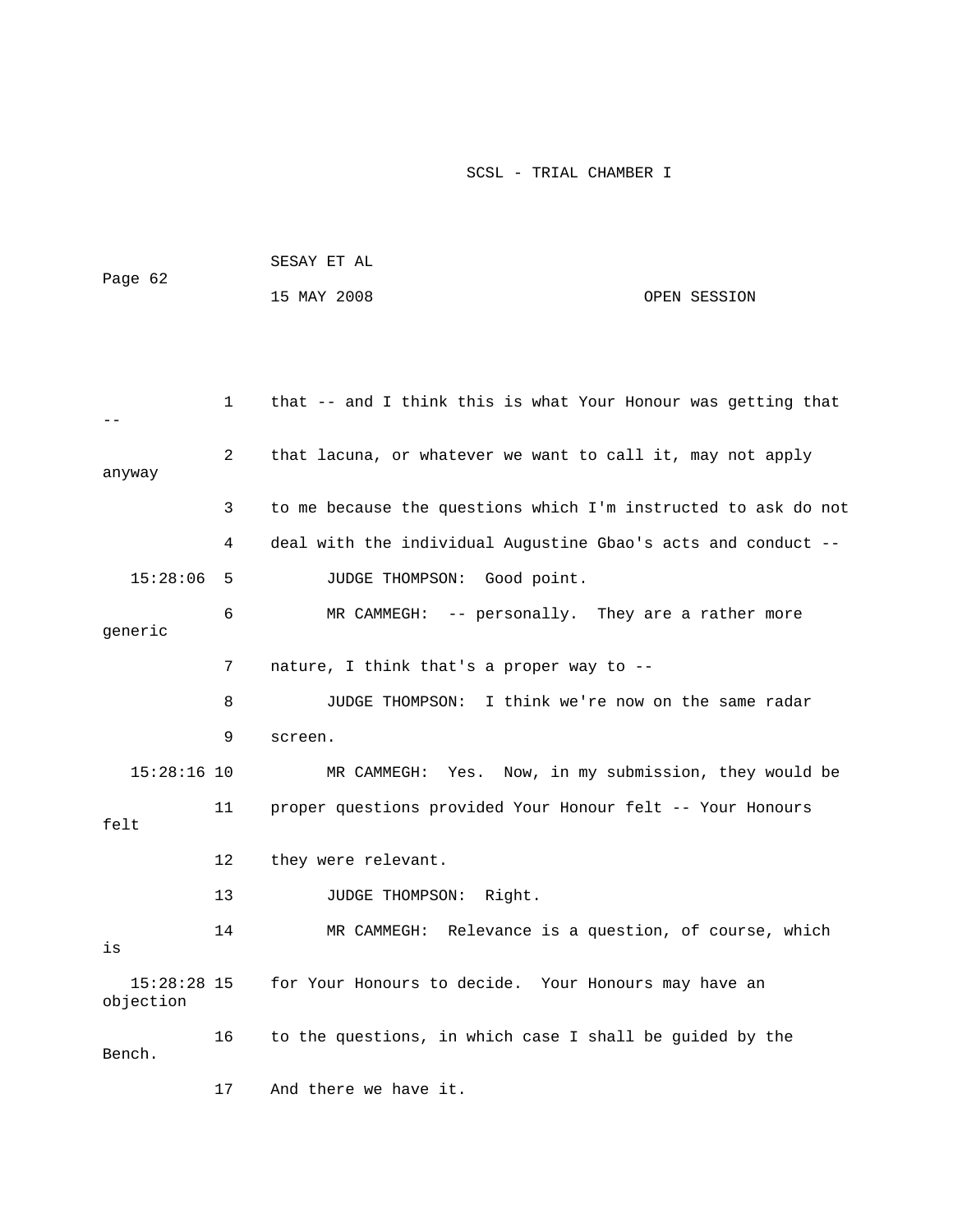1 that -- and I think this is what Your Honour was getting that --

2 that lacuna, or whatever we want to call it, may not apply anyway

3 to me because the questions which I'm instructed to ask do not

4 deal with the individual Augustine Gbao's acts and conduct --

15:28:06 5 JUDGE THOMPSON: Good point.

6 MR CAMMEGH: -- personally. They are a rather more generic

7 nature, I think that's a proper way to --

8 JUDGE THOMPSON: I think we're now on the same radar

9 screen.

15:28:16 10 MR CAMMEGH: Yes. Now, in my submission, they would be

11 proper questions provided Your Honour felt -- Your Honours felt

12 they were relevant.

13 JUDGE THOMPSON: Right.

14 MR CAMMEGH: Relevance is a question, of course, which is

15:28:28 15 for Your Honours to decide. Your Honours may have an objection

16 to the questions, in which case I shall be guided by the Bench.

17 And there we have it.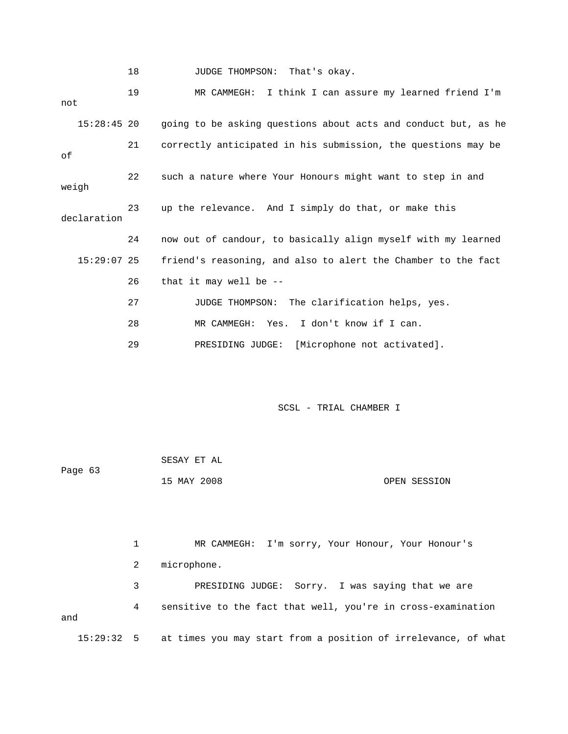18 JUDGE THOMPSON: That's okay.

19 MR CAMMEGH: I think I can assure my learned friend I'm not

15:28:45 20 going to be asking questions about acts and conduct but, as he

21 correctly anticipated in his submission, the questions may be of

22 such a nature where Your Honours might want to step in and weigh

23 up the relevance. And I simply do that, or make this declaration

24 now out of candour, to basically align myself with my learned

15:29:07 25 friend's reasoning, and also to alert the Chamber to the fact

26 that it may well be --

27 JUDGE THOMPSON: The clarification helps, yes.

28 MR CAMMEGH: Yes. I don't know if I can.

29 PRESIDING JUDGE: [Microphone not activated].

1 MR CAMMEGH: I'm sorry, Your Honour, Your Honour's

2 microphone.

3 PRESIDING JUDGE: Sorry. I was saying that we are

4 sensitive to the fact that well, you're in cross-examination and

15:29:32 5 at times you may start from a position of irrelevance, of what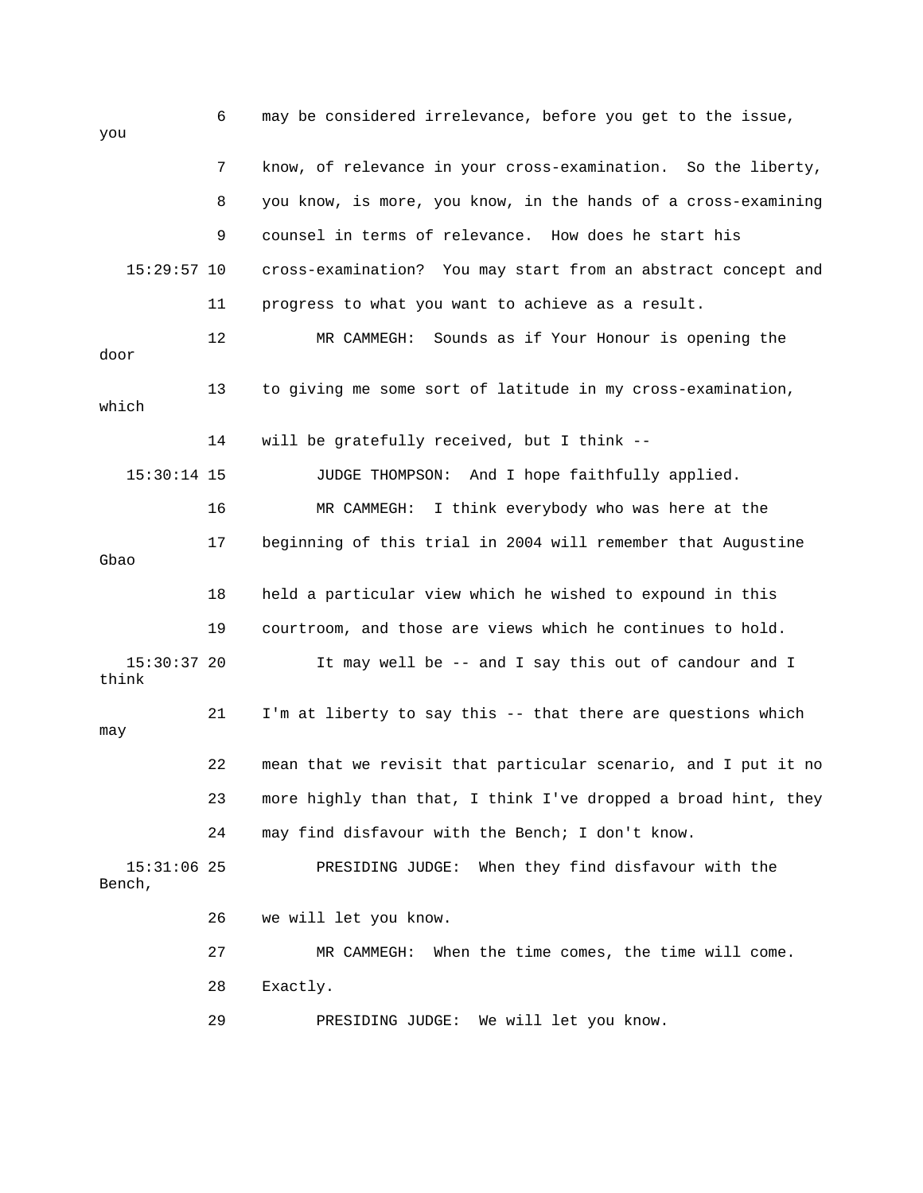6 may be considered irrelevance, before you get to the issue, you

7 know, of relevance in your cross-examination. So the liberty,

8 you know, is more, you know, in the hands of a cross-examining

9 counsel in terms of relevance. How does he start his

15:29:57 10 cross-examination? You may start from an abstract concept and

11 progress to what you want to achieve as a result.

12 MR CAMMEGH: Sounds as if Your Honour is opening the door

13 to giving me some sort of latitude in my cross-examination, which

14 will be gratefully received, but I think --

15:30:14 15 JUDGE THOMPSON: And I hope faithfully applied.

16 MR CAMMEGH: I think everybody who was here at the

17 beginning of this trial in 2004 will remember that Augustine Gbao

18 held a particular view which he wished to expound in this

19 courtroom, and those are views which he continues to hold.

15:30:37 20 It may well be -- and I say this out of candour and I think

21 I'm at liberty to say this -- that there are questions which may

22 mean that we revisit that particular scenario, and I put it no

23 more highly than that, I think I've dropped a broad hint, they

24 may find disfavour with the Bench; I don't know.

15:31:06 25 PRESIDING JUDGE: When they find disfavour with the Bench,

26 we will let you know.

27 MR CAMMEGH: When the time comes, the time will come.

28 Exactly.

29 PRESIDING JUDGE: We will let you know.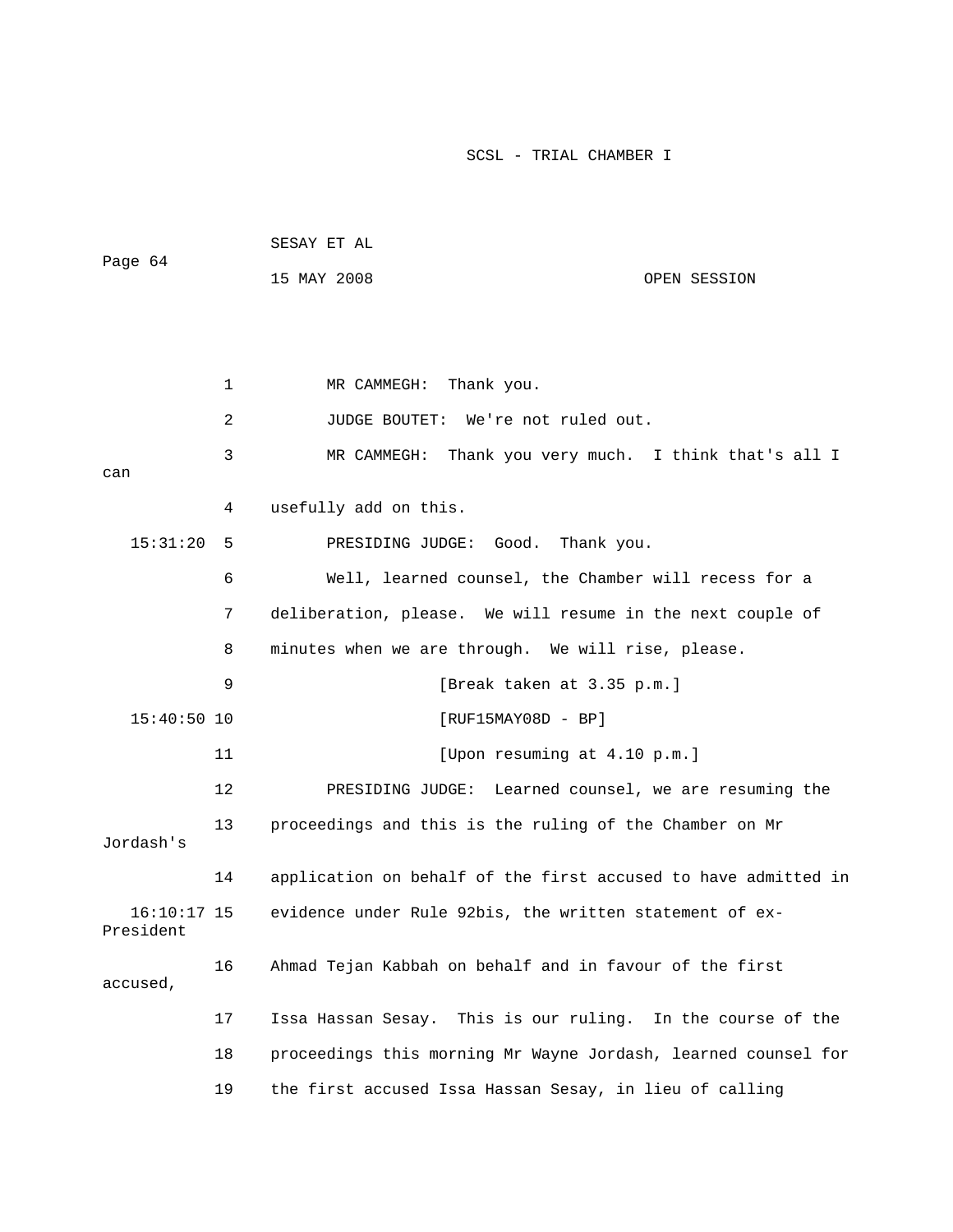1 MR CAMMEGH: Thank you.

2 JUDGE BOUTET: We're not ruled out.

3 MR CAMMEGH: Thank you very much. I think that's all I can

4 usefully add on this.

15:31:20 5 PRESIDING JUDGE: Good. Thank you.

6 Well, learned counsel, the Chamber will recess for a

7 deliberation, please. We will resume in the next couple of

8 minutes when we are through. We will rise, please.

9 [Break taken at 3.35 p.m.]

15:40:50 10 [RUF15MAY08D - BP]

11 [Upon resuming at 4.10 p.m.]

12 PRESIDING JUDGE: Learned counsel, we are resuming the

13 proceedings and this is the ruling of the Chamber on Mr Jordash's

14 application on behalf of the first accused to have admitted in

16:10:17 15 evidence under Rule 92bis, the written statement of ex-President

16 Ahmad Tejan Kabbah on behalf and in favour of the first accused,

17 Issa Hassan Sesay. This is our ruling. In the course of the

18 proceedings this morning Mr Wayne Jordash, learned counsel for

19 the first accused Issa Hassan Sesay, in lieu of calling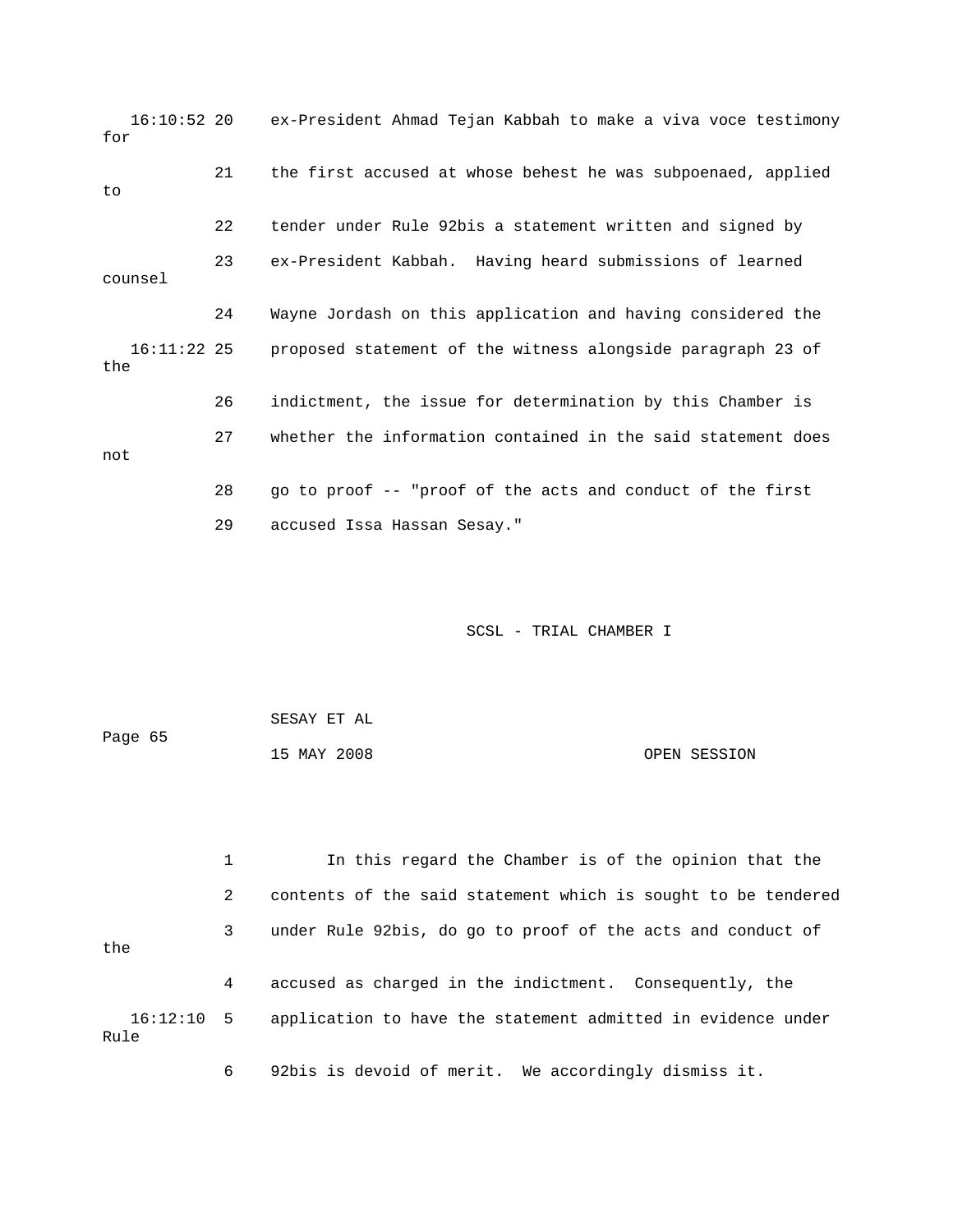ex-President Ahmad Tejan Kabbah to make a viva voce testimony for the first accused at whose behest he was subpoenaed, applied to tender under Rule 92bis a statement written and signed by ex-President Kabbah. Having heard submissions of learned counsel Wayne Jordash on this application and having considered the proposed statement of the witness alongside paragraph 23 of the indictment, the issue for determination by this Chamber is whether the information contained in the said statement does not go to proof -- "proof of the acts and conduct of the first accused Issa Hassan Sesay."

In this regard the Chamber is of the opinion that the contents of the said statement which is sought to be tendered under Rule 92bis, do go to proof of the acts and conduct of the accused as charged in the indictment. Consequently, the application to have the statement admitted in evidence under Rule 92bis is devoid of merit. We accordingly dismiss it.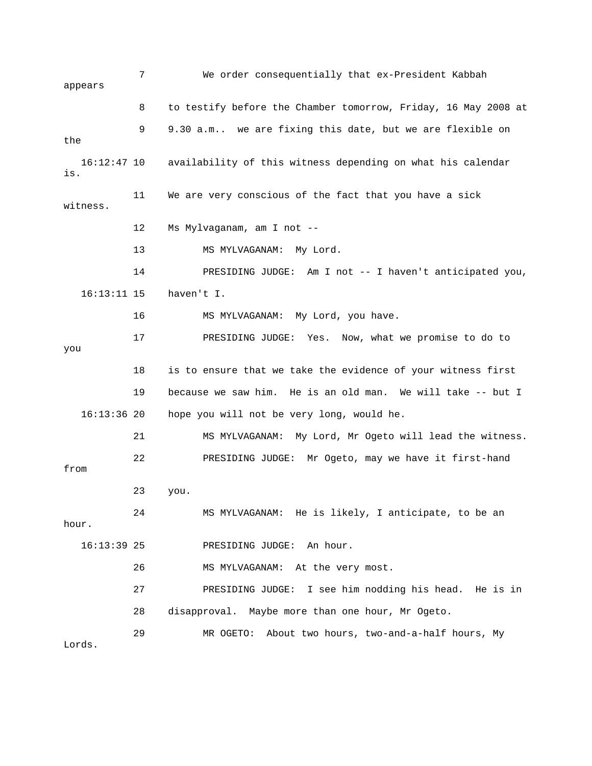7 We order consequentially that ex-President Kabbah appears

8 to testify before the Chamber tomorrow, Friday, 16 May 2008 at

9 9.30 a.m.. we are fixing this date, but we are flexible on the

16:12:47 10 availability of this witness depending on what his calendar is.

11 We are very conscious of the fact that you have a sick witness.

12 Ms Mylvaganam, am I not --

13 MS MYLVAGANAM: My Lord.

14 PRESIDING JUDGE: Am I not -- I haven't anticipated you,

16:13:11 15 haven't I.

16 MS MYLVAGANAM: My Lord, you have.

17 PRESIDING JUDGE: Yes. Now, what we promise to do to you

18 is to ensure that we take the evidence of your witness first

19 because we saw him. He is an old man. We will take -- but I

16:13:36 20 hope you will not be very long, would he.

21 MS MYLVAGANAM: My Lord, Mr Ogeto will lead the witness.

22 PRESIDING JUDGE: Mr Ogeto, may we have it first-hand from

23 you.

24 MS MYLVAGANAM: He is likely, I anticipate, to be an hour.

16:13:39 25 PRESIDING JUDGE: An hour.

26 MS MYLVAGANAM: At the very most.

27 PRESIDING JUDGE: I see him nodding his head. He is in

28 disapproval. Maybe more than one hour, Mr Ogeto.

29 MR OGETO: About two hours, two-and-a-half hours, My Lords.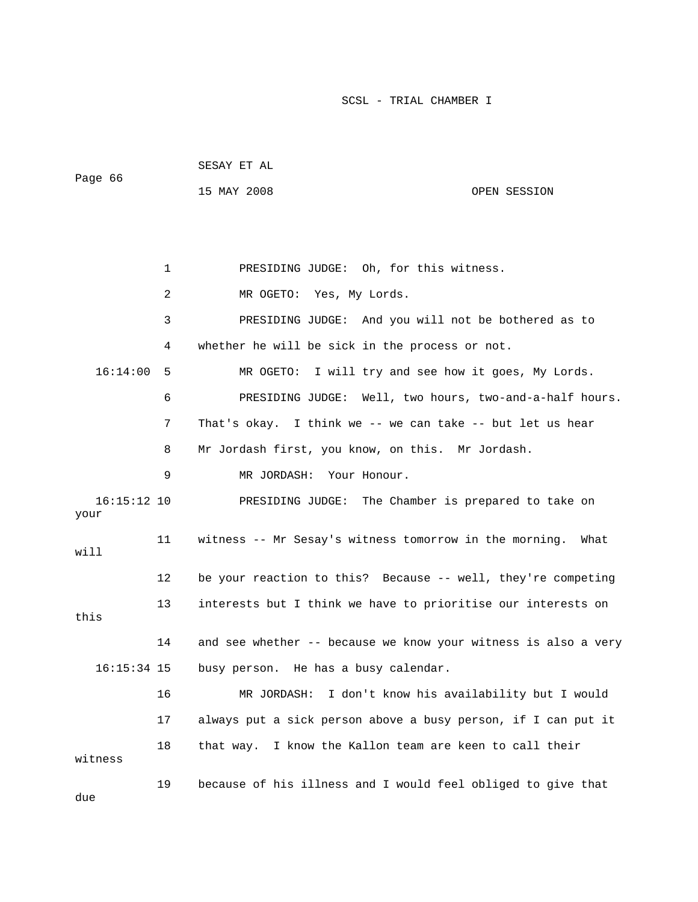1 PRESIDING JUDGE: Oh, for this witness.

2 MR OGETO: Yes, My Lords.

3 PRESIDING JUDGE: And you will not be bothered as to

4 whether he will be sick in the process or not.

16:14:00 5 MR OGETO: I will try and see how it goes, My Lords.

6 PRESIDING JUDGE: Well, two hours, two-and-a-half hours.

7 That's okay. I think we -- we can take -- but let us hear

8 Mr Jordash first, you know, on this. Mr Jordash.

9 MR JORDASH: Your Honour.

16:15:12 10 PRESIDING JUDGE: The Chamber is prepared to take on your

11 witness -- Mr Sesay's witness tomorrow in the morning. What will

12 be your reaction to this? Because -- well, they're competing

13 interests but I think we have to prioritise our interests on this

14 and see whether -- because we know your witness is also a very

16:15:34 15 busy person. He has a busy calendar.

16 MR JORDASH: I don't know his availability but I would

17 always put a sick person above a busy person, if I can put it

18 that way. I know the Kallon team are keen to call their witness

19 because of his illness and I would feel obliged to give that due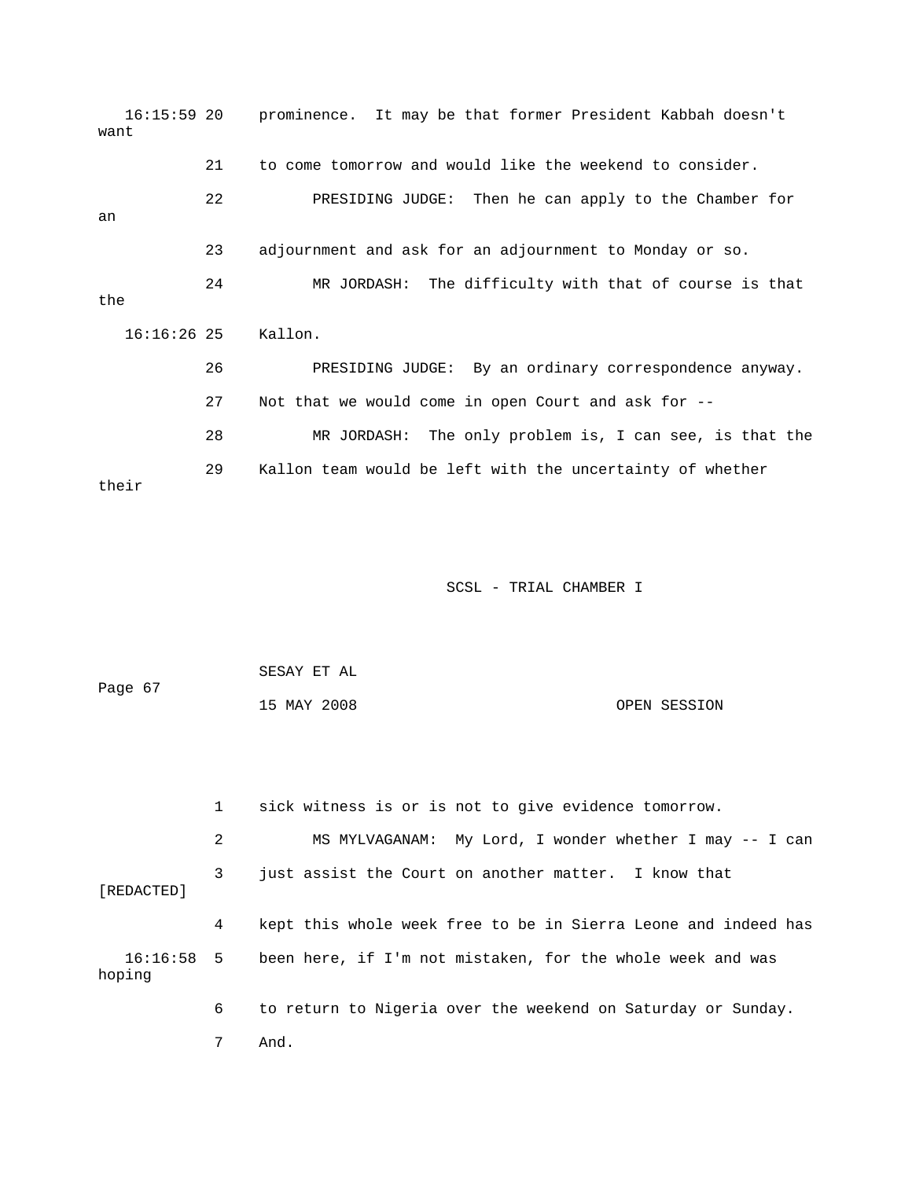16:15:59 20 prominence. It may be that former President Kabbah doesn't want

21 to come tomorrow and would like the weekend to consider.

22 PRESIDING JUDGE: Then he can apply to the Chamber for an

23 adjournment and ask for an adjournment to Monday or so.

24 MR JORDASH: The difficulty with that of course is that the

16:16:26 25 Kallon.

26 PRESIDING JUDGE: By an ordinary correspondence anyway.

27 Not that we would come in open Court and ask for --

28 MR JORDASH: The only problem is, I can see, is that the

29 Kallon team would be left with the uncertainty of whether their

SCSL - TRIAL CHAMBER I

SESAY ET AL

Page 67

15 MAY 2008 OPEN SESSION

1 sick witness is or is not to give evidence tomorrow.

2 MS MYLVAGANAM: My Lord, I wonder whether I may -- I can

3 just assist the Court on another matter. I know that [REDACTED]

4 kept this whole week free to be in Sierra Leone and indeed has

16:16:58 5 been here, if I'm not mistaken, for the whole week and was hoping

6 to return to Nigeria over the weekend on Saturday or Sunday.

7 And.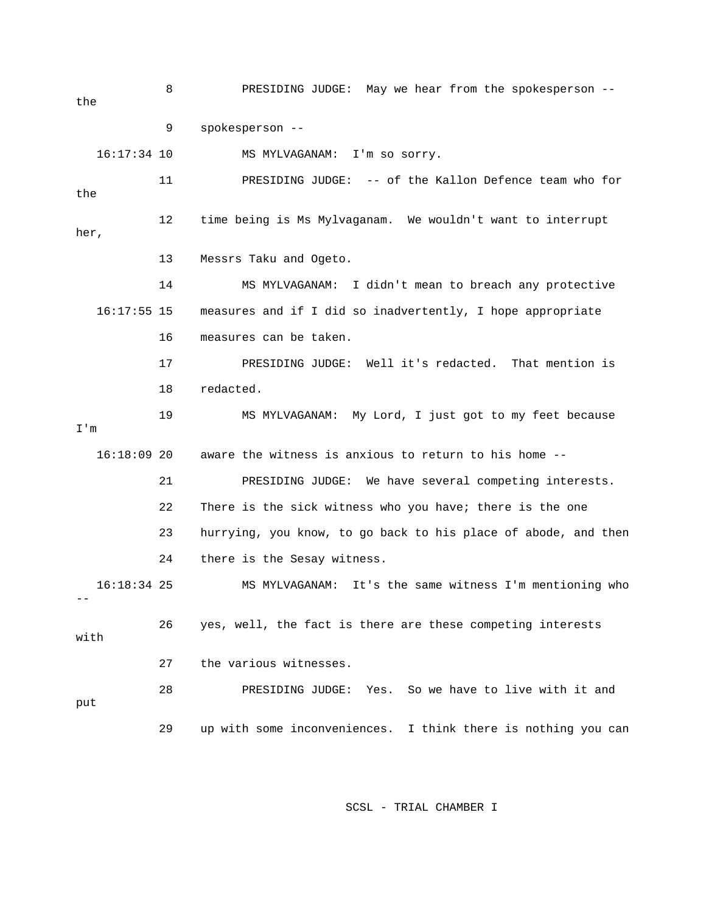8 PRESIDING JUDGE: May we hear from the spokesperson -- the

9 spokesperson --

16:17:34 10 MS MYLVAGANAM: I'm so sorry.

11 PRESIDING JUDGE: -- of the Kallon Defence team who for the

12 time being is Ms Mylvaganam. We wouldn't want to interrupt her,

13 Messrs Taku and Ogeto.

14 MS MYLVAGANAM: I didn't mean to breach any protective

16:17:55 15 measures and if I did so inadvertently, I hope appropriate

16 measures can be taken.

17 PRESIDING JUDGE: Well it's redacted. That mention is

18 redacted.

19 MS MYLVAGANAM: My Lord, I just got to my feet because I'm

16:18:09 20 aware the witness is anxious to return to his home --

21 PRESIDING JUDGE: We have several competing interests.

22 There is the sick witness who you have; there is the one

23 hurrying, you know, to go back to his place of abode, and then

24 there is the Sesay witness.

16:18:34 25 MS MYLVAGANAM: It's the same witness I'm mentioning who --

26 yes, well, the fact is there are these competing interests with

27 the various witnesses.

28 PRESIDING JUDGE: Yes. So we have to live with it and put

29 up with some inconveniences. I think there is nothing you can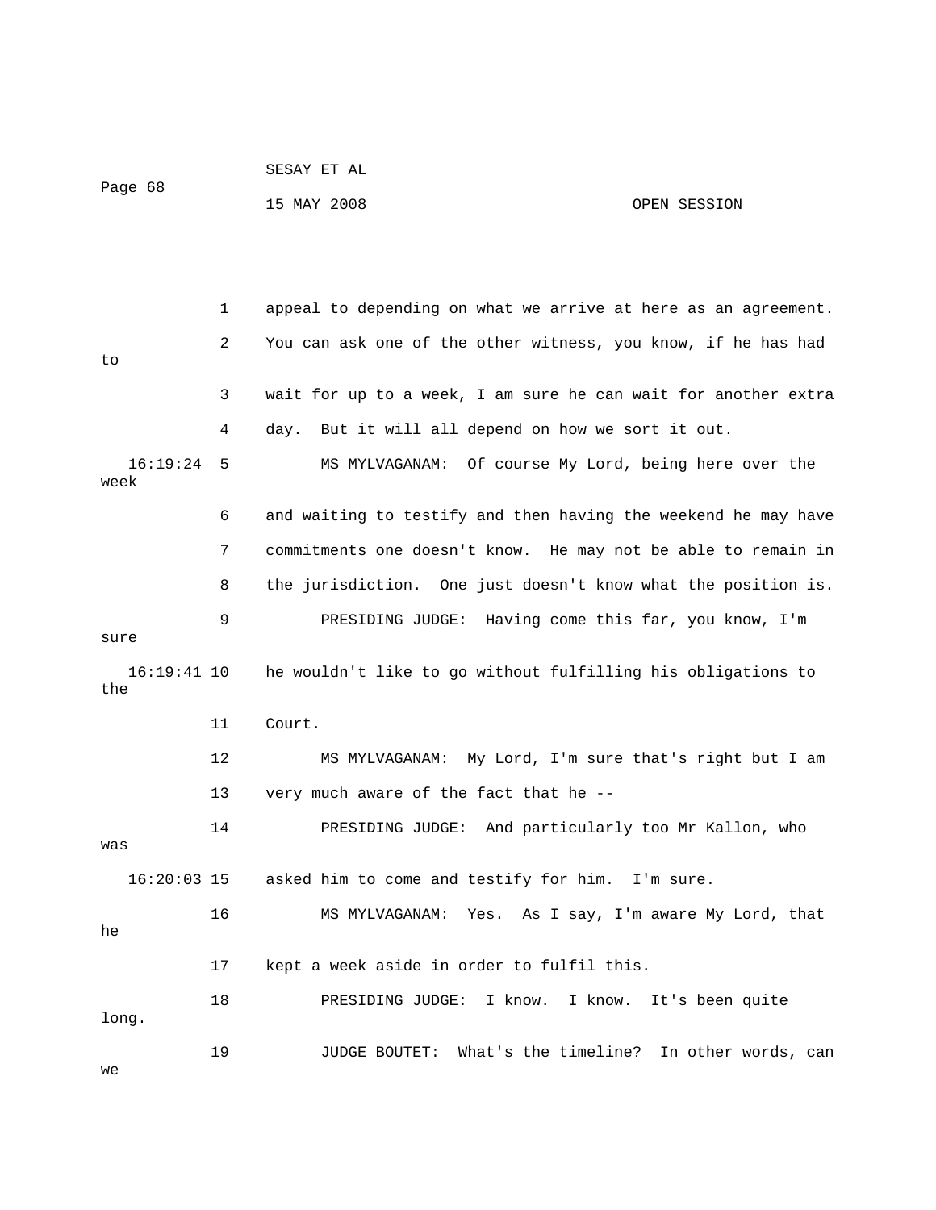1 appeal to depending on what we arrive at here as an agreement.

2 You can ask one of the other witness, you know, if he has had to

3 wait for up to a week, I am sure he can wait for another extra

4 day. But it will all depend on how we sort it out.

16:19:24 5 MS MYLVAGANAM: Of course My Lord, being here over the week

6 and waiting to testify and then having the weekend he may have

7 commitments one doesn't know. He may not be able to remain in

8 the jurisdiction. One just doesn't know what the position is.

9 PRESIDING JUDGE: Having come this far, you know, I'm sure

16:19:41 10 he wouldn't like to go without fulfilling his obligations to the

11 Court.

12 MS MYLVAGANAM: My Lord, I'm sure that's right but I am

13 very much aware of the fact that he --

14 PRESIDING JUDGE: And particularly too Mr Kallon, who was

16:20:03 15 asked him to come and testify for him. I'm sure.

16 MS MYLVAGANAM: Yes. As I say, I'm aware My Lord, that he

17 kept a week aside in order to fulfil this.

18 PRESIDING JUDGE: I know. I know. It's been quite long.

19 JUDGE BOUTET: What's the timeline? In other words, can we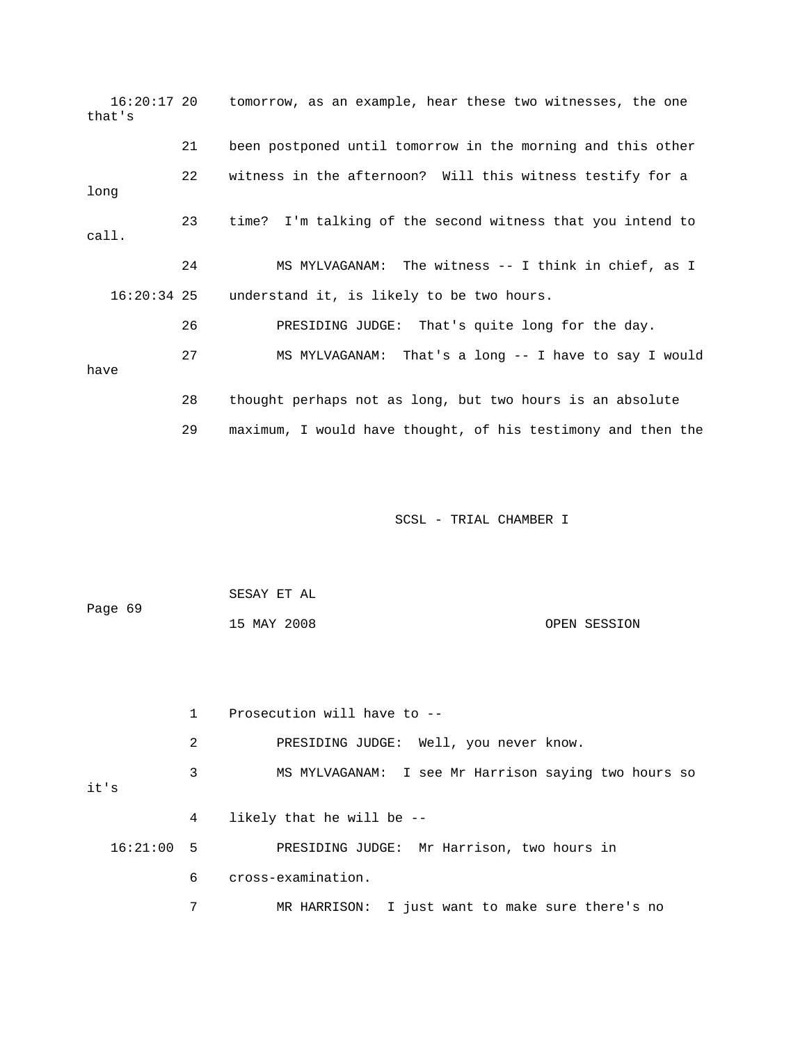16:20:17 20 tomorrow, as an example, hear these two witnesses, the one that's

21 been postponed until tomorrow in the morning and this other

22 witness in the afternoon? Will this witness testify for a long

23 time? I'm talking of the second witness that you intend to call.

24 MS MYLVAGANAM: The witness -- I think in chief, as I

16:20:34 25 understand it, is likely to be two hours.

26 PRESIDING JUDGE: That's quite long for the day.

27 MS MYLVAGANAM: That's a long -- I have to say I would have

28 thought perhaps not as long, but two hours is an absolute

29 maximum, I would have thought, of his testimony and then the

1 Prosecution will have to --

2 PRESIDING JUDGE: Well, you never know.

3 MS MYLVAGANAM: I see Mr Harrison saying two hours so it's

4 likely that he will be --

16:21:00 5 PRESIDING JUDGE: Mr Harrison, two hours in

6 cross-examination.

7 MR HARRISON: I just want to make sure there's no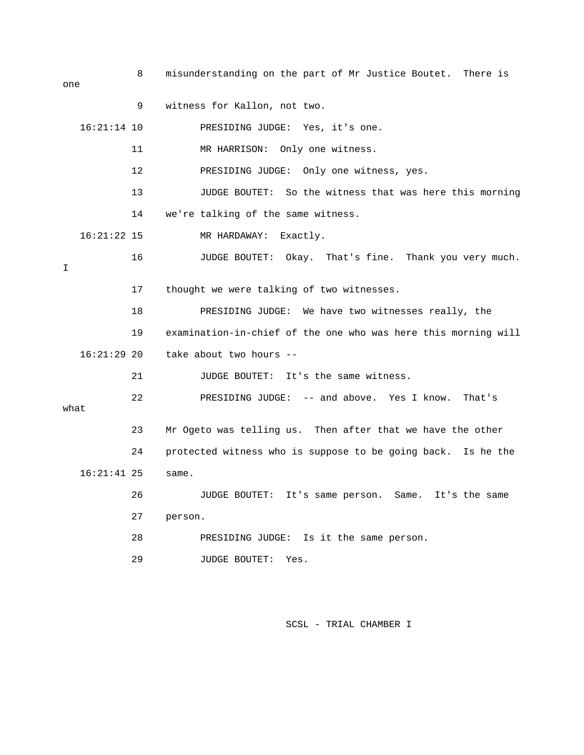8 misunderstanding on the part of Mr Justice Boutet. There is one

9 witness for Kallon, not two.

16:21:14 10 PRESIDING JUDGE: Yes, it's one.

11 MR HARRISON: Only one witness.

12 PRESIDING JUDGE: Only one witness, yes.

13 JUDGE BOUTET: So the witness that was here this morning

14 we're talking of the same witness.

16:21:22 15 MR HARDAWAY: Exactly.

16 JUDGE BOUTET: Okay. That's fine. Thank you very much. I

17 thought we were talking of two witnesses.

18 PRESIDING JUDGE: We have two witnesses really, the

19 examination-in-chief of the one who was here this morning will

16:21:29 20 take about two hours --

21 JUDGE BOUTET: It's the same witness.

22 PRESIDING JUDGE: -- and above. Yes I know. That's what

23 Mr Ogeto was telling us. Then after that we have the other

24 protected witness who is suppose to be going back. Is he the

16:21:41 25 same.

26 JUDGE BOUTET: It's same person. Same. It's the same

27 person.

28 PRESIDING JUDGE: Is it the same person.

29 JUDGE BOUTET: Yes.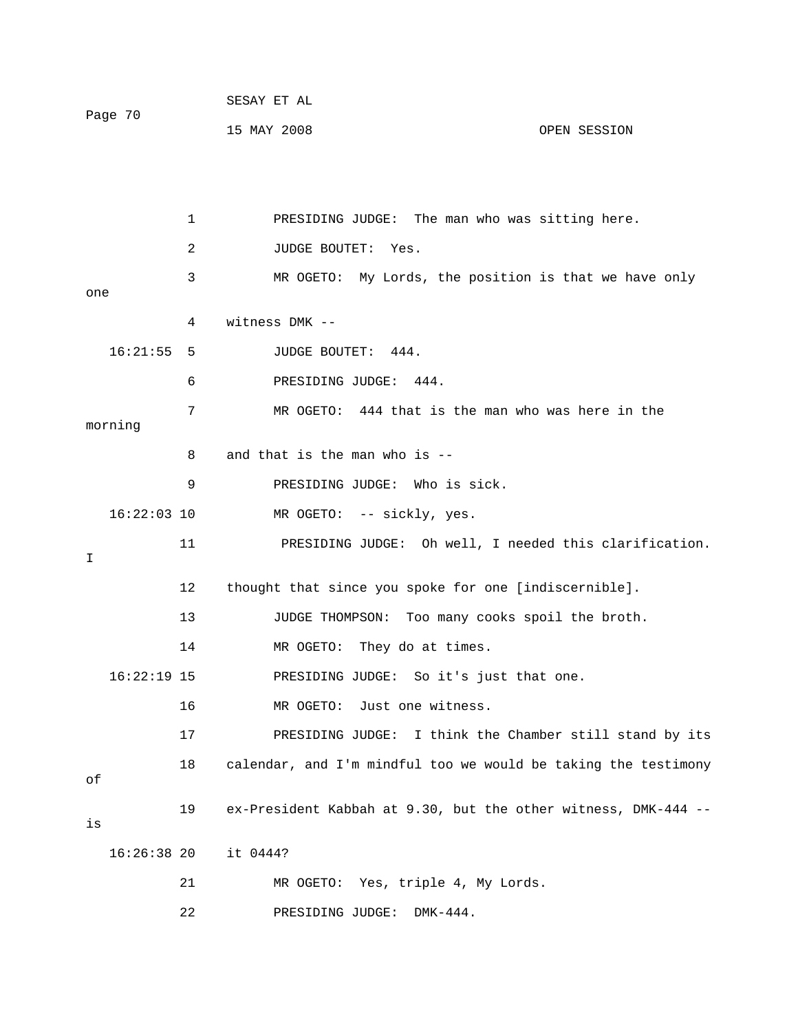1 PRESIDING JUDGE: The man who was sitting here.

2 JUDGE BOUTET: Yes.

3 MR OGETO: My Lords, the position is that we have only one

4 witness DMK --

16:21:55 5 JUDGE BOUTET: 444.

6 PRESIDING JUDGE: 444.

7 MR OGETO: 444 that is the man who was here in the morning

8 and that is the man who is --

9 PRESIDING JUDGE: Who is sick.

16:22:03 10 MR OGETO: -- sickly, yes.

11 PRESIDING JUDGE: Oh well, I needed this clarification. I

12 thought that since you spoke for one [indiscernible].

13 JUDGE THOMPSON: Too many cooks spoil the broth.

14 MR OGETO: They do at times.

16:22:19 15 PRESIDING JUDGE: So it's just that one.

16 MR OGETO: Just one witness.

17 PRESIDING JUDGE: I think the Chamber still stand by its

18 calendar, and I'm mindful too we would be taking the testimony of

19 ex-President Kabbah at 9.30, but the other witness, DMK-444 -- is

16:26:38 20 it 0444?

21 MR OGETO: Yes, triple 4, My Lords.

22 PRESIDING JUDGE: DMK-444.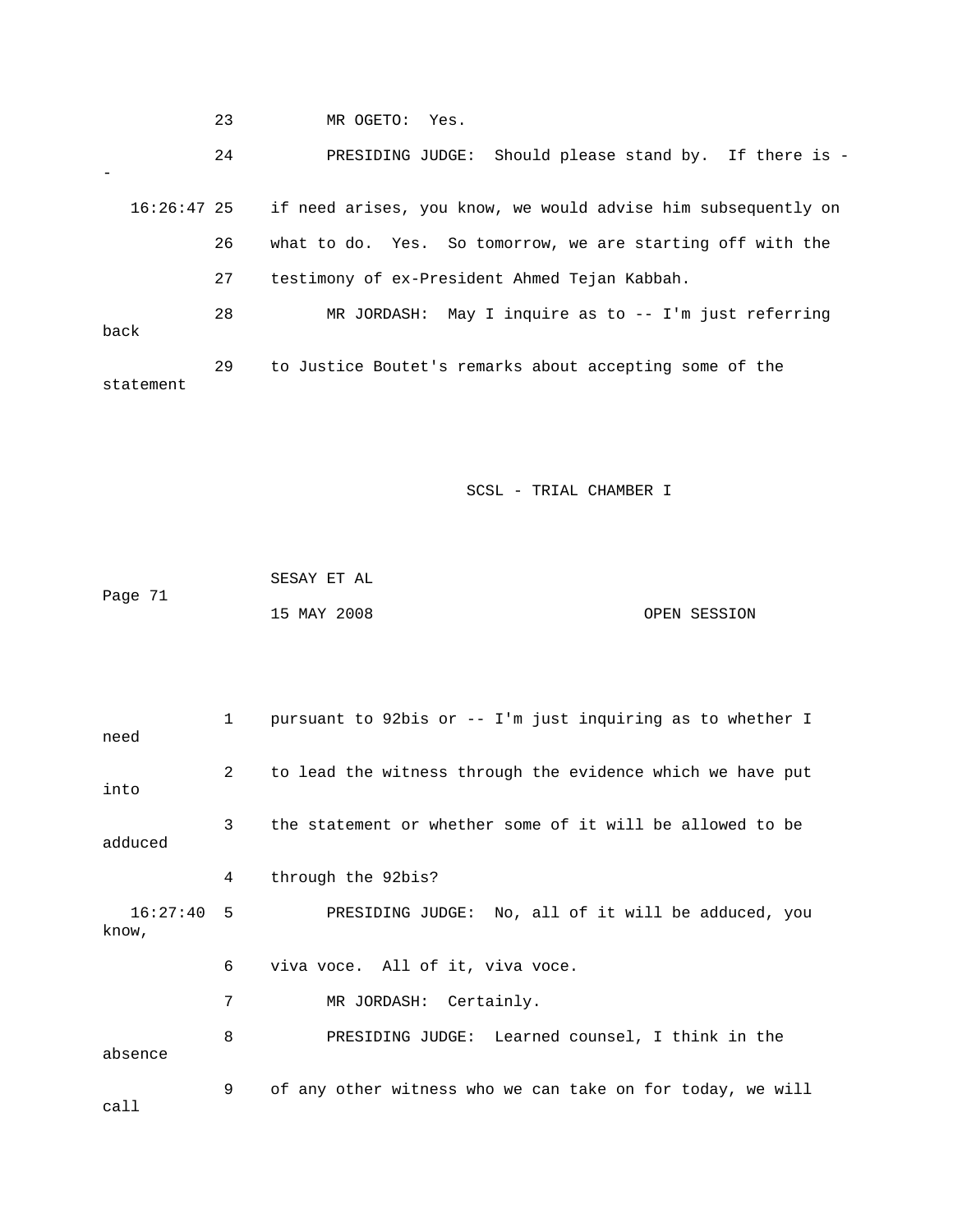23 MR OGETO: Yes.

24 PRESIDING JUDGE: Should please stand by. If there is --

16:26:47 25 if need arises, you know, we would advise him subsequently on

26 what to do. Yes. So tomorrow, we are starting off with the

27 testimony of ex-President Ahmed Tejan Kabbah.

28 MR JORDASH: May I inquire as to -- I'm just referring back

29 to Justice Boutet's remarks about accepting some of the statement

SCSL - TRIAL CHAMBER I

SESAY ET AL

Page 71

15 MAY 2008 OPEN SESSION

1 pursuant to 92bis or -- I'm just inquiring as to whether I need

2 to lead the witness through the evidence which we have put into

3 the statement or whether some of it will be allowed to be adduced

4 through the 92bis?

16:27:40 5 PRESIDING JUDGE: No, all of it will be adduced, you know,

6 viva voce. All of it, viva voce.

7 MR JORDASH: Certainly.

8 PRESIDING JUDGE: Learned counsel, I think in the absence

9 of any other witness who we can take on for today, we will call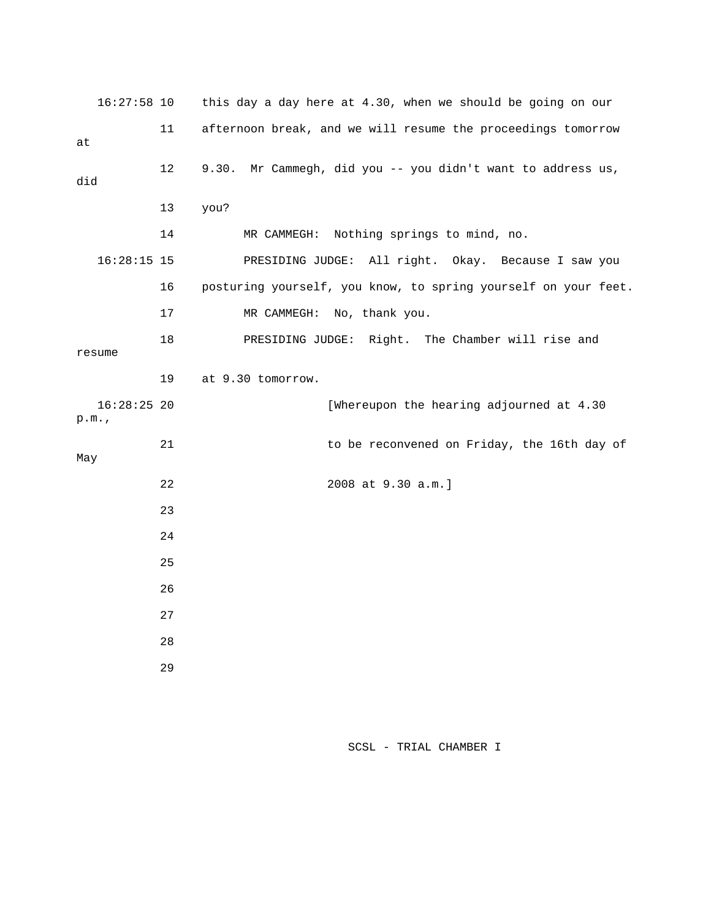16:27:58 10 this day a day here at 4.30, when we should be going on our

11 afternoon break, and we will resume the proceedings tomorrow at

12 9.30. Mr Cammegh, did you -- you didn't want to address us, did

13 you?

14 MR CAMMEGH: Nothing springs to mind, no.

16:28:15 15 PRESIDING JUDGE: All right. Okay. Because I saw you

16 posturing yourself, you know, to spring yourself on your feet.

17 MR CAMMEGH: No, thank you.

18 PRESIDING JUDGE: Right. The Chamber will rise and resume

19 at 9.30 tomorrow.

16:28:25 20 [Whereupon the hearing adjourned at 4.30 p.m.,

21 to be reconvened on Friday, the 16th day of May

22 2008 at 9.30 a.m.]

23

24

25

26

27

28

29